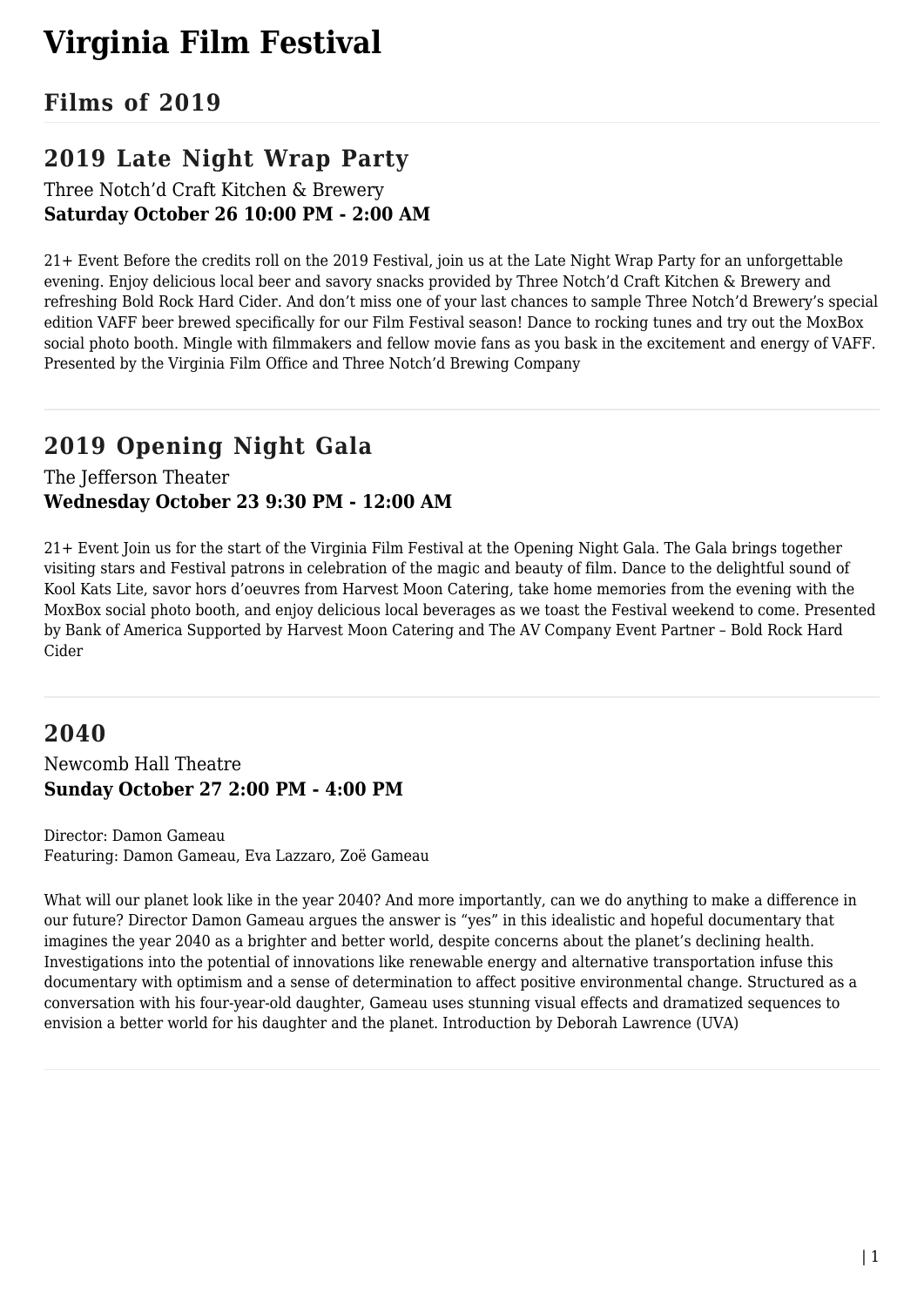# Virginia Film Festival

## Films of 2019

## 2019 Late Night Wrap Party

Three Notch'd Craft Kitchen & Brewery
**Saturday October 26 10:00 PM - 2:00 AM**

21+ Event Before the credits roll on the 2019 Festival, join us at the Late Night Wrap Party for an unforgettable evening. Enjoy delicious local beer and savory snacks provided by Three Notch'd Craft Kitchen & Brewery and refreshing Bold Rock Hard Cider. And don't miss one of your last chances to sample Three Notch'd Brewery's special edition VAFF beer brewed specifically for our Film Festival season! Dance to rocking tunes and try out the MoxBox social photo booth. Mingle with filmmakers and fellow movie fans as you bask in the excitement and energy of VAFF. Presented by the Virginia Film Office and Three Notch'd Brewing Company

---

## 2019 Opening Night Gala

The Jefferson Theater
**Wednesday October 23 9:30 PM - 12:00 AM**

21+ Event Join us for the start of the Virginia Film Festival at the Opening Night Gala. The Gala brings together visiting stars and Festival patrons in celebration of the magic and beauty of film. Dance to the delightful sound of Kool Kats Lite, savor hors d'oeuvres from Harvest Moon Catering, take home memories from the evening with the MoxBox social photo booth, and enjoy delicious local beverages as we toast the Festival weekend to come. Presented by Bank of America Supported by Harvest Moon Catering and The AV Company Event Partner – Bold Rock Hard Cider

---

## 2040

Newcomb Hall Theatre
**Sunday October 27 2:00 PM - 4:00 PM**

Director: Damon Gameau
Featuring: Damon Gameau, Eva Lazzaro, Zoë Gameau

What will our planet look like in the year 2040? And more importantly, can we do anything to make a difference in our future? Director Damon Gameau argues the answer is "yes" in this idealistic and hopeful documentary that imagines the year 2040 as a brighter and better world, despite concerns about the planet's declining health. Investigations into the potential of innovations like renewable energy and alternative transportation infuse this documentary with optimism and a sense of determination to affect positive environmental change. Structured as a conversation with his four-year-old daughter, Gameau uses stunning visual effects and dramatized sequences to envision a better world for his daughter and the planet. Introduction by Deborah Lawrence (UVA)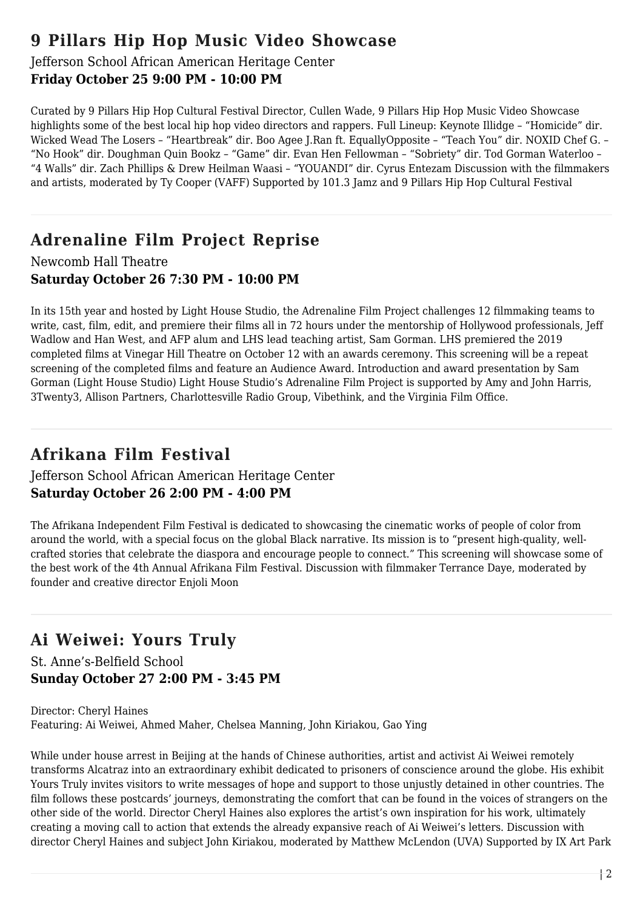## 9 Pillars Hip Hop Music Video Showcase

Jefferson School African American Heritage Center
**Friday October 25 9:00 PM - 10:00 PM**

Curated by 9 Pillars Hip Hop Cultural Festival Director, Cullen Wade, 9 Pillars Hip Hop Music Video Showcase highlights some of the best local hip hop video directors and rappers. Full Lineup: Keynote Illidge – "Homicide" dir. Wicked Wead The Losers – "Heartbreak" dir. Boo Agee J.Ran ft. EquallyOpposite – "Teach You" dir. NOXID Chef G. – "No Hook" dir. Doughman Quin Bookz – "Game" dir. Evan Hen Fellowman – "Sobriety" dir. Tod Gorman Waterloo – "4 Walls" dir. Zach Phillips & Drew Heilman Waasi – "YOUANDI" dir. Cyrus Entezam Discussion with the filmmakers and artists, moderated by Ty Cooper (VAFF) Supported by 101.3 Jamz and 9 Pillars Hip Hop Cultural Festival

---

## Adrenaline Film Project Reprise

Newcomb Hall Theatre
**Saturday October 26 7:30 PM - 10:00 PM**

In its 15th year and hosted by Light House Studio, the Adrenaline Film Project challenges 12 filmmaking teams to write, cast, film, edit, and premiere their films all in 72 hours under the mentorship of Hollywood professionals, Jeff Wadlow and Han West, and AFP alum and LHS lead teaching artist, Sam Gorman. LHS premiered the 2019 completed films at Vinegar Hill Theatre on October 12 with an awards ceremony. This screening will be a repeat screening of the completed films and feature an Audience Award. Introduction and award presentation by Sam Gorman (Light House Studio) Light House Studio's Adrenaline Film Project is supported by Amy and John Harris, 3Twenty3, Allison Partners, Charlottesville Radio Group, Vibethink, and the Virginia Film Office.

---

## Afrikana Film Festival

Jefferson School African American Heritage Center
**Saturday October 26 2:00 PM - 4:00 PM**

The Afrikana Independent Film Festival is dedicated to showcasing the cinematic works of people of color from around the world, with a special focus on the global Black narrative. Its mission is to "present high-quality, well-crafted stories that celebrate the diaspora and encourage people to connect." This screening will showcase some of the best work of the 4th Annual Afrikana Film Festival. Discussion with filmmaker Terrance Daye, moderated by founder and creative director Enjoli Moon

---

## Ai Weiwei: Yours Truly

St. Anne's-Belfield School
**Sunday October 27 2:00 PM - 3:45 PM**

Director: Cheryl Haines
Featuring: Ai Weiwei, Ahmed Maher, Chelsea Manning, John Kiriakou, Gao Ying

While under house arrest in Beijing at the hands of Chinese authorities, artist and activist Ai Weiwei remotely transforms Alcatraz into an extraordinary exhibit dedicated to prisoners of conscience around the globe. His exhibit Yours Truly invites visitors to write messages of hope and support to those unjustly detained in other countries. The film follows these postcards' journeys, demonstrating the comfort that can be found in the voices of strangers on the other side of the world. Director Cheryl Haines also explores the artist's own inspiration for his work, ultimately creating a moving call to action that extends the already expansive reach of Ai Weiwei's letters. Discussion with director Cheryl Haines and subject John Kiriakou, moderated by Matthew McLendon (UVA) Supported by IX Art Park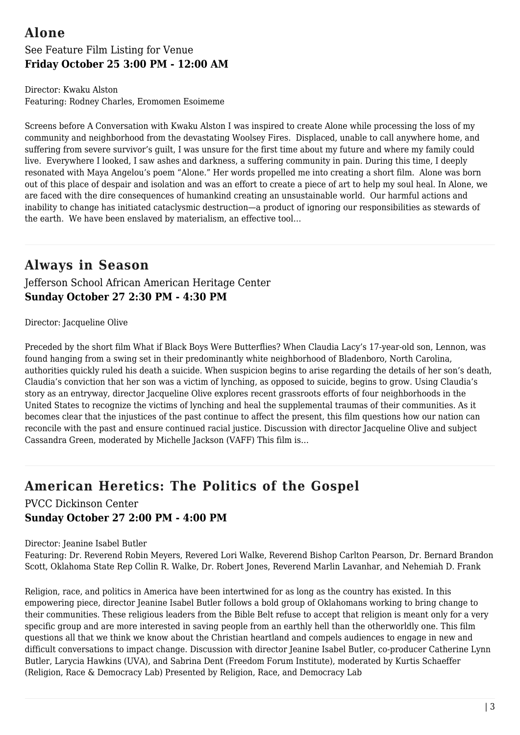## Alone

See Feature Film Listing for Venue

**Friday October 25 3:00 PM - 12:00 AM**

Director: Kwaku Alston
Featuring: Rodney Charles, Eromomen Esoimeme

Screens before A Conversation with Kwaku Alston I was inspired to create Alone while processing the loss of my community and neighborhood from the devastating Woolsey Fires.  Displaced, unable to call anywhere home, and suffering from severe survivor's guilt, I was unsure for the first time about my future and where my family could live.  Everywhere I looked, I saw ashes and darkness, a suffering community in pain. During this time, I deeply resonated with Maya Angelou's poem "Alone." Her words propelled me into creating a short film.  Alone was born out of this place of despair and isolation and was an effort to create a piece of art to help my soul heal. In Alone, we are faced with the dire consequences of humankind creating an unsustainable world.  Our harmful actions and inability to change has initiated cataclysmic destruction—a product of ignoring our responsibilities as stewards of the earth.  We have been enslaved by materialism, an effective tool…

---

## Always in Season

Jefferson School African American Heritage Center

**Sunday October 27 2:30 PM - 4:30 PM**

Director: Jacqueline Olive

Preceded by the short film What if Black Boys Were Butterflies? When Claudia Lacy's 17-year-old son, Lennon, was found hanging from a swing set in their predominantly white neighborhood of Bladenboro, North Carolina, authorities quickly ruled his death a suicide. When suspicion begins to arise regarding the details of her son's death, Claudia's conviction that her son was a victim of lynching, as opposed to suicide, begins to grow. Using Claudia's story as an entryway, director Jacqueline Olive explores recent grassroots efforts of four neighborhoods in the United States to recognize the victims of lynching and heal the supplemental traumas of their communities. As it becomes clear that the injustices of the past continue to affect the present, this film questions how our nation can reconcile with the past and ensure continued racial justice. Discussion with director Jacqueline Olive and subject Cassandra Green, moderated by Michelle Jackson (VAFF) This film is…

---

## American Heretics: The Politics of the Gospel

PVCC Dickinson Center

**Sunday October 27 2:00 PM - 4:00 PM**

Director: Jeanine Isabel Butler
Featuring: Dr. Reverend Robin Meyers, Revered Lori Walke, Reverend Bishop Carlton Pearson, Dr. Bernard Brandon Scott, Oklahoma State Rep Collin R. Walke, Dr. Robert Jones, Reverend Marlin Lavanhar, and Nehemiah D. Frank

Religion, race, and politics in America have been intertwined for as long as the country has existed. In this empowering piece, director Jeanine Isabel Butler follows a bold group of Oklahomans working to bring change to their communities. These religious leaders from the Bible Belt refuse to accept that religion is meant only for a very specific group and are more interested in saving people from an earthly hell than the otherworldly one. This film questions all that we think we know about the Christian heartland and compels audiences to engage in new and difficult conversations to impact change. Discussion with director Jeanine Isabel Butler, co-producer Catherine Lynn Butler, Larycia Hawkins (UVA), and Sabrina Dent (Freedom Forum Institute), moderated by Kurtis Schaeffer (Religion, Race & Democracy Lab) Presented by Religion, Race, and Democracy Lab

---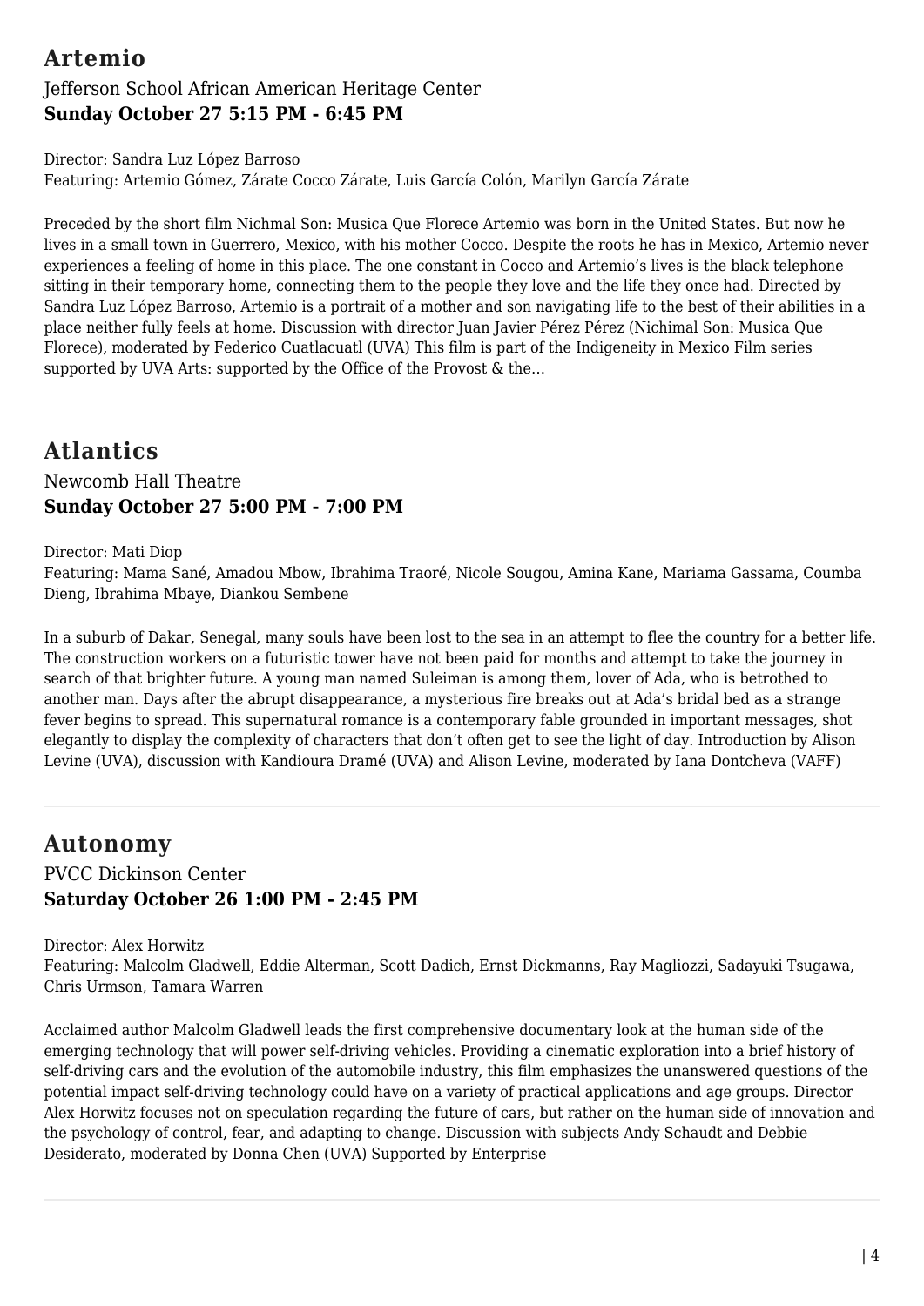## Artemio

Jefferson School African American Heritage Center

**Sunday October 27 5:15 PM - 6:45 PM**

Director: Sandra Luz López Barroso
Featuring: Artemio Gómez, Zárate Cocco Zárate, Luis García Colón, Marilyn García Zárate

Preceded by the short film Nichmal Son: Musica Que Florece Artemio was born in the United States. But now he lives in a small town in Guerrero, Mexico, with his mother Cocco. Despite the roots he has in Mexico, Artemio never experiences a feeling of home in this place. The one constant in Cocco and Artemio's lives is the black telephone sitting in their temporary home, connecting them to the people they love and the life they once had. Directed by Sandra Luz López Barroso, Artemio is a portrait of a mother and son navigating life to the best of their abilities in a place neither fully feels at home. Discussion with director Juan Javier Pérez Pérez (Nichimal Son: Musica Que Florece), moderated by Federico Cuatlacuatl (UVA) This film is part of the Indigeneity in Mexico Film series supported by UVA Arts: supported by the Office of the Provost & the…

---

## Atlantics

Newcomb Hall Theatre

**Sunday October 27 5:00 PM - 7:00 PM**

Director: Mati Diop
Featuring: Mama Sané, Amadou Mbow, Ibrahima Traoré, Nicole Sougou, Amina Kane, Mariama Gassama, Coumba Dieng, Ibrahima Mbaye, Diankou Sembene

In a suburb of Dakar, Senegal, many souls have been lost to the sea in an attempt to flee the country for a better life. The construction workers on a futuristic tower have not been paid for months and attempt to take the journey in search of that brighter future. A young man named Suleiman is among them, lover of Ada, who is betrothed to another man. Days after the abrupt disappearance, a mysterious fire breaks out at Ada's bridal bed as a strange fever begins to spread. This supernatural romance is a contemporary fable grounded in important messages, shot elegantly to display the complexity of characters that don't often get to see the light of day. Introduction by Alison Levine (UVA), discussion with Kandioura Dramé (UVA) and Alison Levine, moderated by Iana Dontcheva (VAFF)

---

## Autonomy

PVCC Dickinson Center

**Saturday October 26 1:00 PM - 2:45 PM**

Director: Alex Horwitz
Featuring: Malcolm Gladwell, Eddie Alterman, Scott Dadich, Ernst Dickmanns, Ray Magliozzi, Sadayuki Tsugawa, Chris Urmson, Tamara Warren

Acclaimed author Malcolm Gladwell leads the first comprehensive documentary look at the human side of the emerging technology that will power self-driving vehicles. Providing a cinematic exploration into a brief history of self-driving cars and the evolution of the automobile industry, this film emphasizes the unanswered questions of the potential impact self-driving technology could have on a variety of practical applications and age groups. Director Alex Horwitz focuses not on speculation regarding the future of cars, but rather on the human side of innovation and the psychology of control, fear, and adapting to change. Discussion with subjects Andy Schaudt and Debbie Desiderato, moderated by Donna Chen (UVA) Supported by Enterprise

---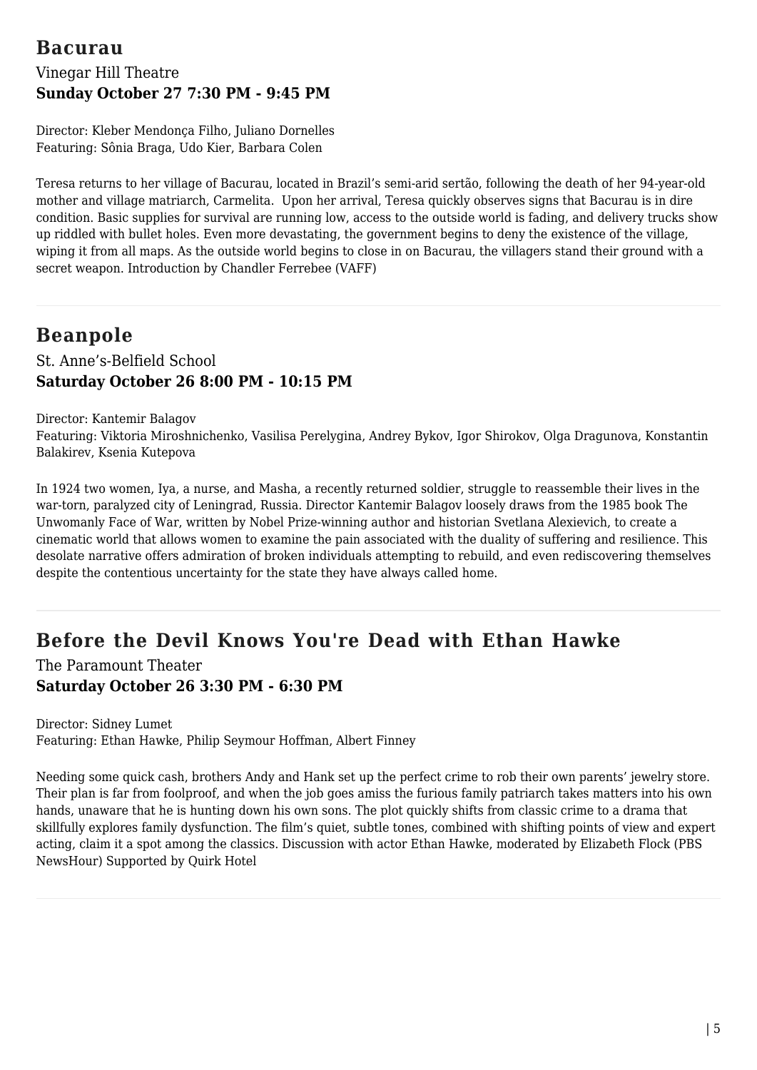## Bacurau

Vinegar Hill Theatre
**Sunday October 27 7:30 PM - 9:45 PM**

Director: Kleber Mendonça Filho, Juliano Dornelles
Featuring: Sônia Braga, Udo Kier, Barbara Colen

Teresa returns to her village of Bacurau, located in Brazil's semi-arid sertão, following the death of her 94-year-old mother and village matriarch, Carmelita. Upon her arrival, Teresa quickly observes signs that Bacurau is in dire condition. Basic supplies for survival are running low, access to the outside world is fading, and delivery trucks show up riddled with bullet holes. Even more devastating, the government begins to deny the existence of the village, wiping it from all maps. As the outside world begins to close in on Bacurau, the villagers stand their ground with a secret weapon. Introduction by Chandler Ferrebee (VAFF)

---

## Beanpole

St. Anne's-Belfield School
**Saturday October 26 8:00 PM - 10:15 PM**

Director: Kantemir Balagov
Featuring: Viktoria Miroshnichenko, Vasilisa Perelygina, Andrey Bykov, Igor Shirokov, Olga Dragunova, Konstantin Balakirev, Ksenia Kutepova

In 1924 two women, Iya, a nurse, and Masha, a recently returned soldier, struggle to reassemble their lives in the war-torn, paralyzed city of Leningrad, Russia. Director Kantemir Balagov loosely draws from the 1985 book The Unwomanly Face of War, written by Nobel Prize-winning author and historian Svetlana Alexievich, to create a cinematic world that allows women to examine the pain associated with the duality of suffering and resilience. This desolate narrative offers admiration of broken individuals attempting to rebuild, and even rediscovering themselves despite the contentious uncertainty for the state they have always called home.

---

## Before the Devil Knows You're Dead with Ethan Hawke

The Paramount Theater
**Saturday October 26 3:30 PM - 6:30 PM**

Director: Sidney Lumet
Featuring: Ethan Hawke, Philip Seymour Hoffman, Albert Finney

Needing some quick cash, brothers Andy and Hank set up the perfect crime to rob their own parents' jewelry store. Their plan is far from foolproof, and when the job goes amiss the furious family patriarch takes matters into his own hands, unaware that he is hunting down his own sons. The plot quickly shifts from classic crime to a drama that skillfully explores family dysfunction. The film's quiet, subtle tones, combined with shifting points of view and expert acting, claim it a spot among the classics. Discussion with actor Ethan Hawke, moderated by Elizabeth Flock (PBS NewsHour) Supported by Quirk Hotel

---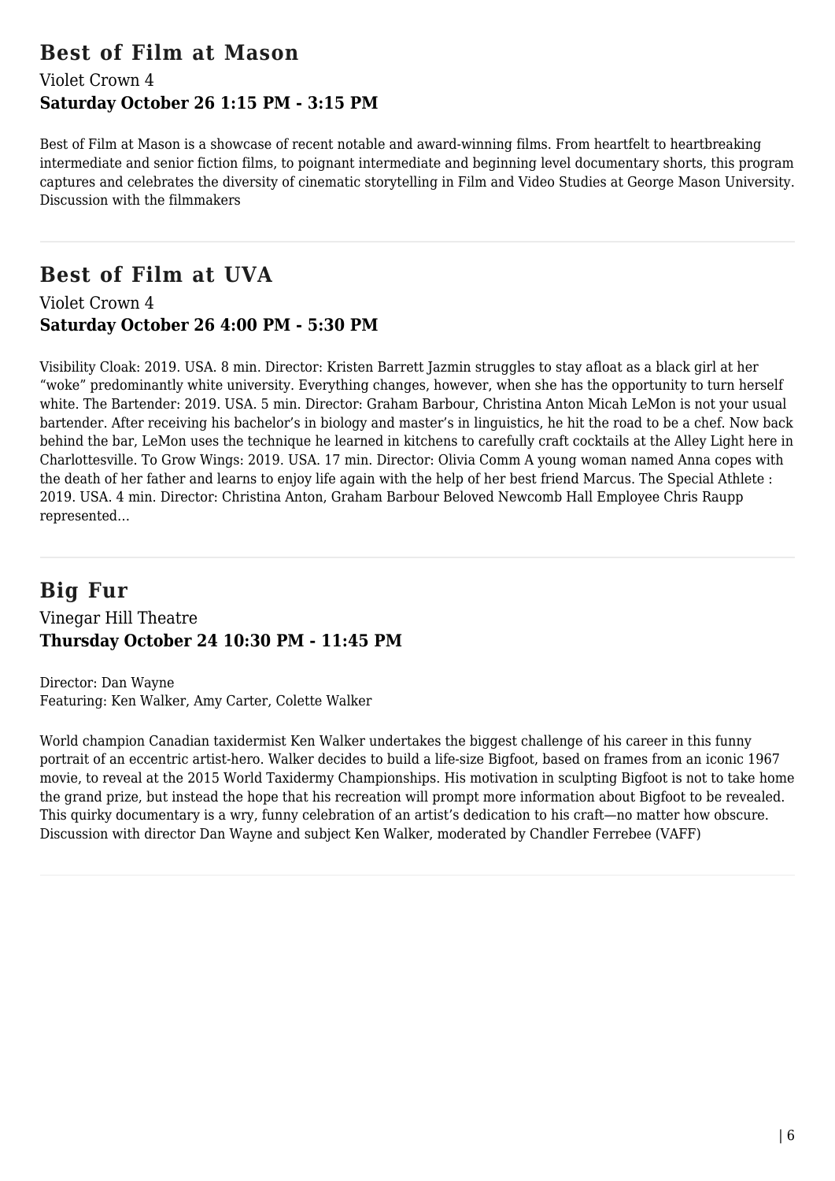## Best of Film at Mason

Violet Crown 4

**Saturday October 26 1:15 PM - 3:15 PM**

Best of Film at Mason is a showcase of recent notable and award-winning films. From heartfelt to heartbreaking intermediate and senior fiction films, to poignant intermediate and beginning level documentary shorts, this program captures and celebrates the diversity of cinematic storytelling in Film and Video Studies at George Mason University. Discussion with the filmmakers

---

## Best of Film at UVA

Violet Crown 4

**Saturday October 26 4:00 PM - 5:30 PM**

Visibility Cloak: 2019. USA. 8 min. Director: Kristen Barrett Jazmin struggles to stay afloat as a black girl at her "woke" predominantly white university. Everything changes, however, when she has the opportunity to turn herself white. The Bartender: 2019. USA. 5 min. Director: Graham Barbour, Christina Anton Micah LeMon is not your usual bartender. After receiving his bachelor's in biology and master's in linguistics, he hit the road to be a chef. Now back behind the bar, LeMon uses the technique he learned in kitchens to carefully craft cocktails at the Alley Light here in Charlottesville. To Grow Wings: 2019. USA. 17 min. Director: Olivia Comm A young woman named Anna copes with the death of her father and learns to enjoy life again with the help of her best friend Marcus. The Special Athlete : 2019. USA. 4 min. Director: Christina Anton, Graham Barbour Beloved Newcomb Hall Employee Chris Raupp represented...

---

## Big Fur

Vinegar Hill Theatre

**Thursday October 24 10:30 PM - 11:45 PM**

Director: Dan Wayne
Featuring: Ken Walker, Amy Carter, Colette Walker

World champion Canadian taxidermist Ken Walker undertakes the biggest challenge of his career in this funny portrait of an eccentric artist-hero. Walker decides to build a life-size Bigfoot, based on frames from an iconic 1967 movie, to reveal at the 2015 World Taxidermy Championships. His motivation in sculpting Bigfoot is not to take home the grand prize, but instead the hope that his recreation will prompt more information about Bigfoot to be revealed. This quirky documentary is a wry, funny celebration of an artist's dedication to his craft—no matter how obscure. Discussion with director Dan Wayne and subject Ken Walker, moderated by Chandler Ferrebee (VAFF)

---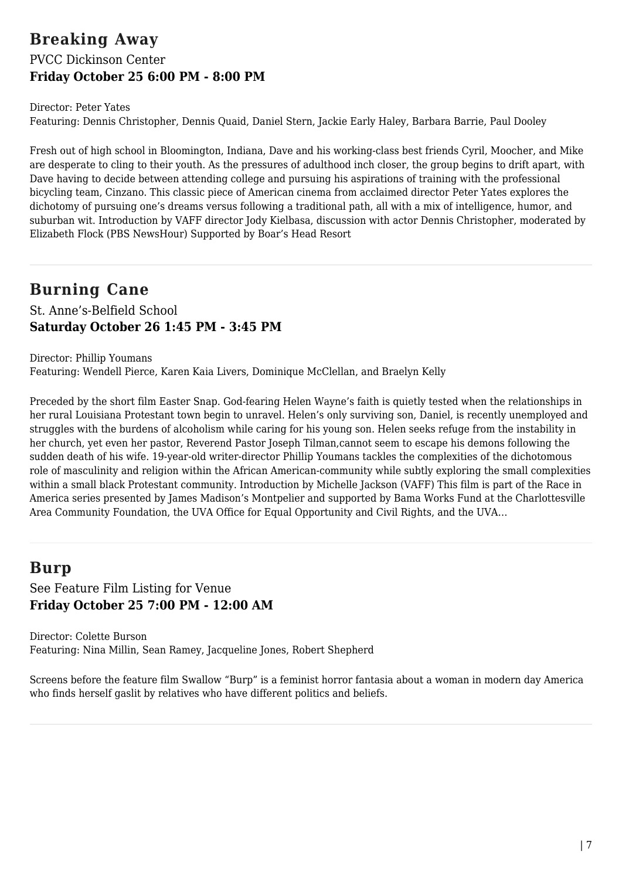## Breaking Away

PVCC Dickinson Center

**Friday October 25 6:00 PM - 8:00 PM**

Director: Peter Yates

Featuring: Dennis Christopher, Dennis Quaid, Daniel Stern, Jackie Early Haley, Barbara Barrie, Paul Dooley

Fresh out of high school in Bloomington, Indiana, Dave and his working-class best friends Cyril, Moocher, and Mike are desperate to cling to their youth. As the pressures of adulthood inch closer, the group begins to drift apart, with Dave having to decide between attending college and pursuing his aspirations of training with the professional bicycling team, Cinzano. This classic piece of American cinema from acclaimed director Peter Yates explores the dichotomy of pursuing one's dreams versus following a traditional path, all with a mix of intelligence, humor, and suburban wit. Introduction by VAFF director Jody Kielbasa, discussion with actor Dennis Christopher, moderated by Elizabeth Flock (PBS NewsHour) Supported by Boar's Head Resort

---

## Burning Cane

St. Anne's-Belfield School

**Saturday October 26 1:45 PM - 3:45 PM**

Director: Phillip Youmans

Featuring: Wendell Pierce, Karen Kaia Livers, Dominique McClellan, and Braelyn Kelly

Preceded by the short film Easter Snap. God-fearing Helen Wayne's faith is quietly tested when the relationships in her rural Louisiana Protestant town begin to unravel. Helen's only surviving son, Daniel, is recently unemployed and struggles with the burdens of alcoholism while caring for his young son. Helen seeks refuge from the instability in her church, yet even her pastor, Reverend Pastor Joseph Tilman,cannot seem to escape his demons following the sudden death of his wife. 19-year-old writer-director Phillip Youmans tackles the complexities of the dichotomous role of masculinity and religion within the African American-community while subtly exploring the small complexities within a small black Protestant community. Introduction by Michelle Jackson (VAFF) This film is part of the Race in America series presented by James Madison's Montpelier and supported by Bama Works Fund at the Charlottesville Area Community Foundation, the UVA Office for Equal Opportunity and Civil Rights, and the UVA...

---

## Burp

See Feature Film Listing for Venue

**Friday October 25 7:00 PM - 12:00 AM**

Director: Colette Burson

Featuring: Nina Millin, Sean Ramey, Jacqueline Jones, Robert Shepherd

Screens before the feature film Swallow "Burp" is a feminist horror fantasia about a woman in modern day America who finds herself gaslit by relatives who have different politics and beliefs.

---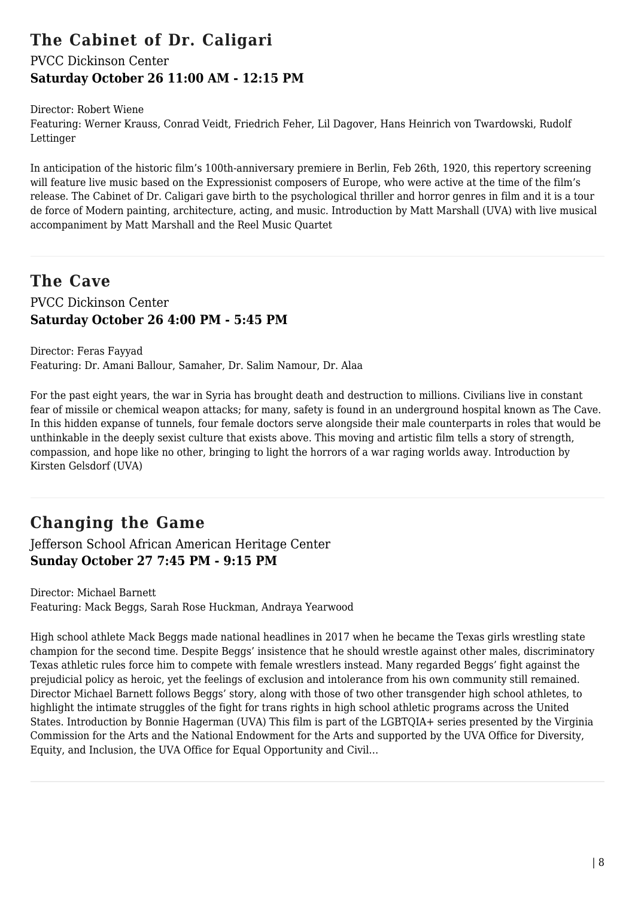## The Cabinet of Dr. Caligari

PVCC Dickinson Center

**Saturday October 26 11:00 AM - 12:15 PM**

Director: Robert Wiene
Featuring: Werner Krauss, Conrad Veidt, Friedrich Feher, Lil Dagover, Hans Heinrich von Twardowski, Rudolf Lettinger

In anticipation of the historic film's 100th-anniversary premiere in Berlin, Feb 26th, 1920, this repertory screening will feature live music based on the Expressionist composers of Europe, who were active at the time of the film's release. The Cabinet of Dr. Caligari gave birth to the psychological thriller and horror genres in film and it is a tour de force of Modern painting, architecture, acting, and music. Introduction by Matt Marshall (UVA) with live musical accompaniment by Matt Marshall and the Reel Music Quartet

---

## The Cave

PVCC Dickinson Center

**Saturday October 26 4:00 PM - 5:45 PM**

Director: Feras Fayyad
Featuring: Dr. Amani Ballour, Samaher, Dr. Salim Namour, Dr. Alaa

For the past eight years, the war in Syria has brought death and destruction to millions. Civilians live in constant fear of missile or chemical weapon attacks; for many, safety is found in an underground hospital known as The Cave. In this hidden expanse of tunnels, four female doctors serve alongside their male counterparts in roles that would be unthinkable in the deeply sexist culture that exists above. This moving and artistic film tells a story of strength, compassion, and hope like no other, bringing to light the horrors of a war raging worlds away. Introduction by Kirsten Gelsdorf (UVA)

---

## Changing the Game

Jefferson School African American Heritage Center

**Sunday October 27 7:45 PM - 9:15 PM**

Director: Michael Barnett
Featuring: Mack Beggs, Sarah Rose Huckman, Andraya Yearwood

High school athlete Mack Beggs made national headlines in 2017 when he became the Texas girls wrestling state champion for the second time. Despite Beggs' insistence that he should wrestle against other males, discriminatory Texas athletic rules force him to compete with female wrestlers instead. Many regarded Beggs' fight against the prejudicial policy as heroic, yet the feelings of exclusion and intolerance from his own community still remained. Director Michael Barnett follows Beggs' story, along with those of two other transgender high school athletes, to highlight the intimate struggles of the fight for trans rights in high school athletic programs across the United States. Introduction by Bonnie Hagerman (UVA) This film is part of the LGBTQIA+ series presented by the Virginia Commission for the Arts and the National Endowment for the Arts and supported by the UVA Office for Diversity, Equity, and Inclusion, the UVA Office for Equal Opportunity and Civil...

---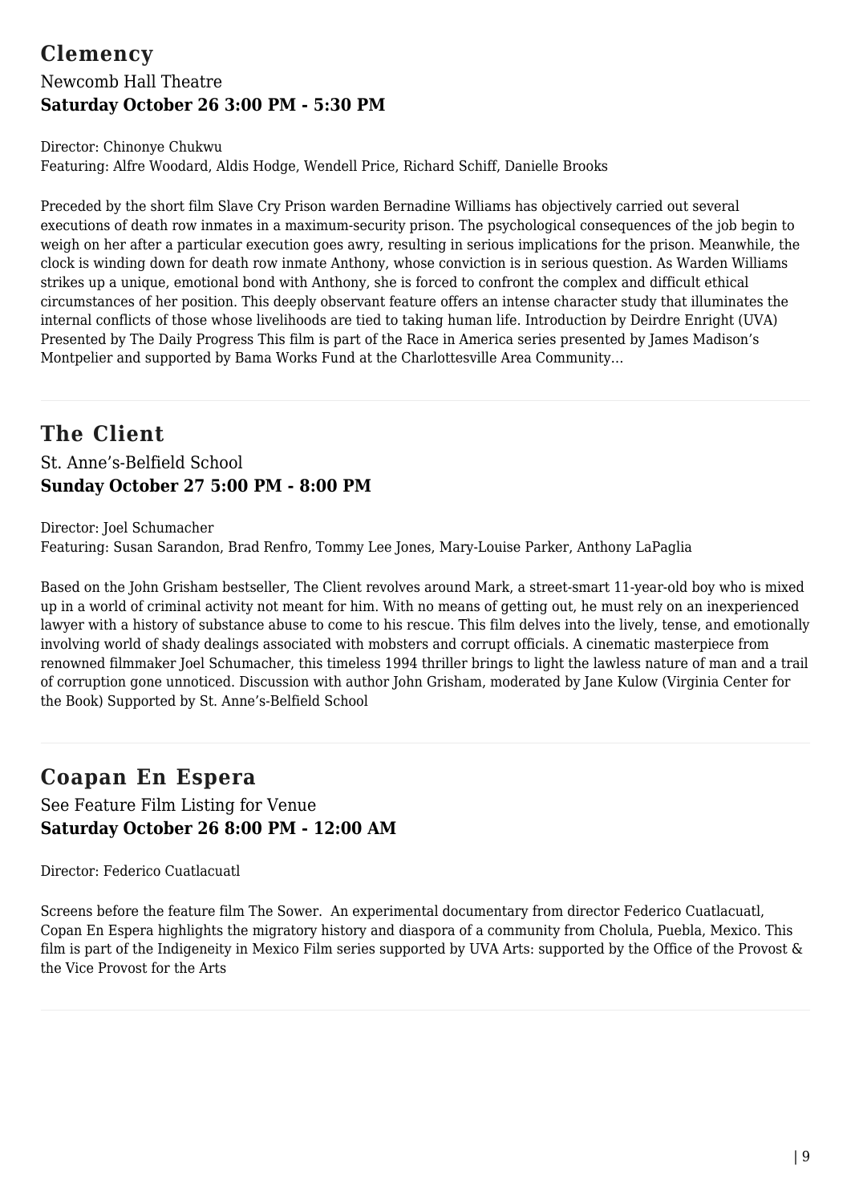## Clemency

Newcomb Hall Theatre

**Saturday October 26 3:00 PM - 5:30 PM**

Director: Chinonye Chukwu
Featuring: Alfre Woodard, Aldis Hodge, Wendell Price, Richard Schiff, Danielle Brooks

Preceded by the short film Slave Cry Prison warden Bernadine Williams has objectively carried out several executions of death row inmates in a maximum-security prison. The psychological consequences of the job begin to weigh on her after a particular execution goes awry, resulting in serious implications for the prison. Meanwhile, the clock is winding down for death row inmate Anthony, whose conviction is in serious question. As Warden Williams strikes up a unique, emotional bond with Anthony, she is forced to confront the complex and difficult ethical circumstances of her position. This deeply observant feature offers an intense character study that illuminates the internal conflicts of those whose livelihoods are tied to taking human life. Introduction by Deirdre Enright (UVA) Presented by The Daily Progress This film is part of the Race in America series presented by James Madison's Montpelier and supported by Bama Works Fund at the Charlottesville Area Community...

---

## The Client

St. Anne's-Belfield School

**Sunday October 27 5:00 PM - 8:00 PM**

Director: Joel Schumacher
Featuring: Susan Sarandon, Brad Renfro, Tommy Lee Jones, Mary-Louise Parker, Anthony LaPaglia

Based on the John Grisham bestseller, The Client revolves around Mark, a street-smart 11-year-old boy who is mixed up in a world of criminal activity not meant for him. With no means of getting out, he must rely on an inexperienced lawyer with a history of substance abuse to come to his rescue. This film delves into the lively, tense, and emotionally involving world of shady dealings associated with mobsters and corrupt officials. A cinematic masterpiece from renowned filmmaker Joel Schumacher, this timeless 1994 thriller brings to light the lawless nature of man and a trail of corruption gone unnoticed. Discussion with author John Grisham, moderated by Jane Kulow (Virginia Center for the Book) Supported by St. Anne's-Belfield School

---

## Coapan En Espera

See Feature Film Listing for Venue

**Saturday October 26 8:00 PM - 12:00 AM**

Director: Federico Cuatlacuatl

Screens before the feature film The Sower. An experimental documentary from director Federico Cuatlacuatl, Copan En Espera highlights the migratory history and diaspora of a community from Cholula, Puebla, Mexico. This film is part of the Indigeneity in Mexico Film series supported by UVA Arts: supported by the Office of the Provost & the Vice Provost for the Arts

---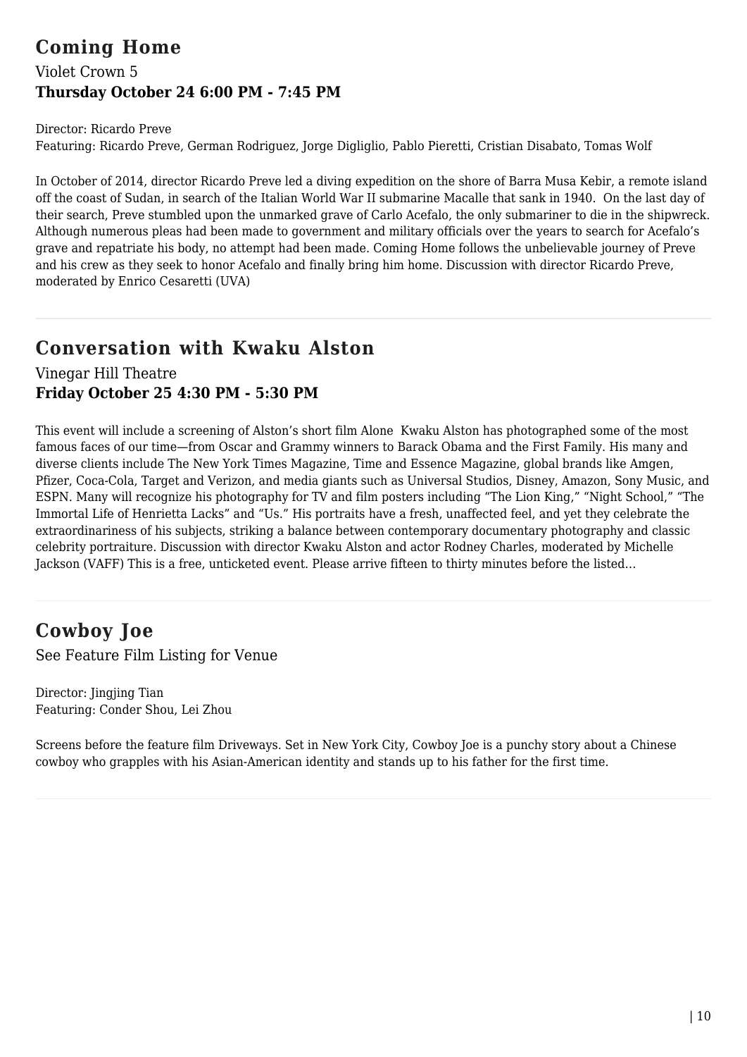## Coming Home

Violet Crown 5

**Thursday October 24 6:00 PM - 7:45 PM**

Director: Ricardo Preve
Featuring: Ricardo Preve, German Rodriguez, Jorge Digliglio, Pablo Pieretti, Cristian Disabato, Tomas Wolf

In October of 2014, director Ricardo Preve led a diving expedition on the shore of Barra Musa Kebir, a remote island off the coast of Sudan, in search of the Italian World War II submarine Macalle that sank in 1940. On the last day of their search, Preve stumbled upon the unmarked grave of Carlo Acefalo, the only submariner to die in the shipwreck. Although numerous pleas had been made to government and military officials over the years to search for Acefalo's grave and repatriate his body, no attempt had been made. Coming Home follows the unbelievable journey of Preve and his crew as they seek to honor Acefalo and finally bring him home. Discussion with director Ricardo Preve, moderated by Enrico Cesaretti (UVA)

---

## Conversation with Kwaku Alston

Vinegar Hill Theatre

**Friday October 25 4:30 PM - 5:30 PM**

This event will include a screening of Alston's short film Alone Kwaku Alston has photographed some of the most famous faces of our time—from Oscar and Grammy winners to Barack Obama and the First Family. His many and diverse clients include The New York Times Magazine, Time and Essence Magazine, global brands like Amgen, Pfizer, Coca-Cola, Target and Verizon, and media giants such as Universal Studios, Disney, Amazon, Sony Music, and ESPN. Many will recognize his photography for TV and film posters including "The Lion King," "Night School," "The Immortal Life of Henrietta Lacks" and "Us." His portraits have a fresh, unaffected feel, and yet they celebrate the extraordinariness of his subjects, striking a balance between contemporary documentary photography and classic celebrity portraiture. Discussion with director Kwaku Alston and actor Rodney Charles, moderated by Michelle Jackson (VAFF) This is a free, unticketed event. Please arrive fifteen to thirty minutes before the listed...

---

## Cowboy Joe

See Feature Film Listing for Venue

Director: Jingjing Tian
Featuring: Conder Shou, Lei Zhou

Screens before the feature film Driveways. Set in New York City, Cowboy Joe is a punchy story about a Chinese cowboy who grapples with his Asian-American identity and stands up to his father for the first time.

---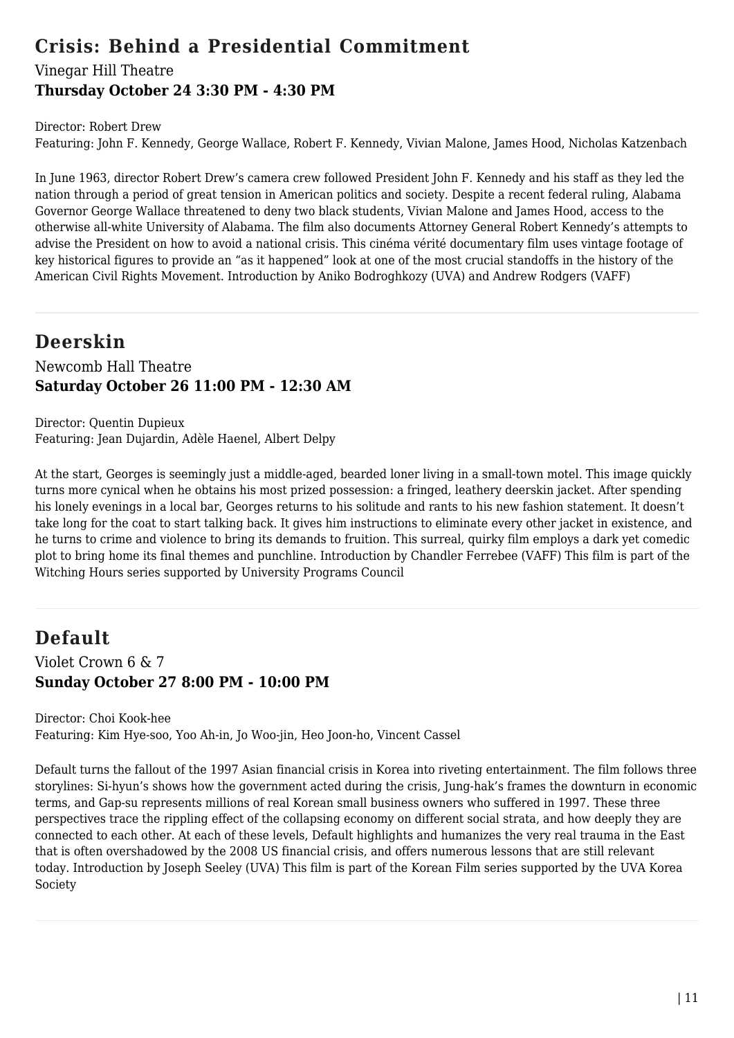## Crisis: Behind a Presidential Commitment

Vinegar Hill Theatre
**Thursday October 24 3:30 PM - 4:30 PM**

Director: Robert Drew
Featuring: John F. Kennedy, George Wallace, Robert F. Kennedy, Vivian Malone, James Hood, Nicholas Katzenbach

In June 1963, director Robert Drew's camera crew followed President John F. Kennedy and his staff as they led the nation through a period of great tension in American politics and society. Despite a recent federal ruling, Alabama Governor George Wallace threatened to deny two black students, Vivian Malone and James Hood, access to the otherwise all-white University of Alabama. The film also documents Attorney General Robert Kennedy's attempts to advise the President on how to avoid a national crisis. This cinéma vérité documentary film uses vintage footage of key historical figures to provide an "as it happened" look at one of the most crucial standoffs in the history of the American Civil Rights Movement. Introduction by Aniko Bodroghkozy (UVA) and Andrew Rodgers (VAFF)

## Deerskin

Newcomb Hall Theatre
**Saturday October 26 11:00 PM - 12:30 AM**

Director: Quentin Dupieux
Featuring: Jean Dujardin, Adèle Haenel, Albert Delpy

At the start, Georges is seemingly just a middle-aged, bearded loner living in a small-town motel. This image quickly turns more cynical when he obtains his most prized possession: a fringed, leathery deerskin jacket. After spending his lonely evenings in a local bar, Georges returns to his solitude and rants to his new fashion statement. It doesn't take long for the coat to start talking back. It gives him instructions to eliminate every other jacket in existence, and he turns to crime and violence to bring its demands to fruition. This surreal, quirky film employs a dark yet comedic plot to bring home its final themes and punchline. Introduction by Chandler Ferrebee (VAFF) This film is part of the Witching Hours series supported by University Programs Council

## Default

Violet Crown 6 & 7
**Sunday October 27 8:00 PM - 10:00 PM**

Director: Choi Kook-hee
Featuring: Kim Hye-soo, Yoo Ah-in, Jo Woo-jin, Heo Joon-ho, Vincent Cassel

Default turns the fallout of the 1997 Asian financial crisis in Korea into riveting entertainment. The film follows three storylines: Si-hyun's shows how the government acted during the crisis, Jung-hak's frames the downturn in economic terms, and Gap-su represents millions of real Korean small business owners who suffered in 1997. These three perspectives trace the rippling effect of the collapsing economy on different social strata, and how deeply they are connected to each other. At each of these levels, Default highlights and humanizes the very real trauma in the East that is often overshadowed by the 2008 US financial crisis, and offers numerous lessons that are still relevant today. Introduction by Joseph Seeley (UVA) This film is part of the Korean Film series supported by the UVA Korea Society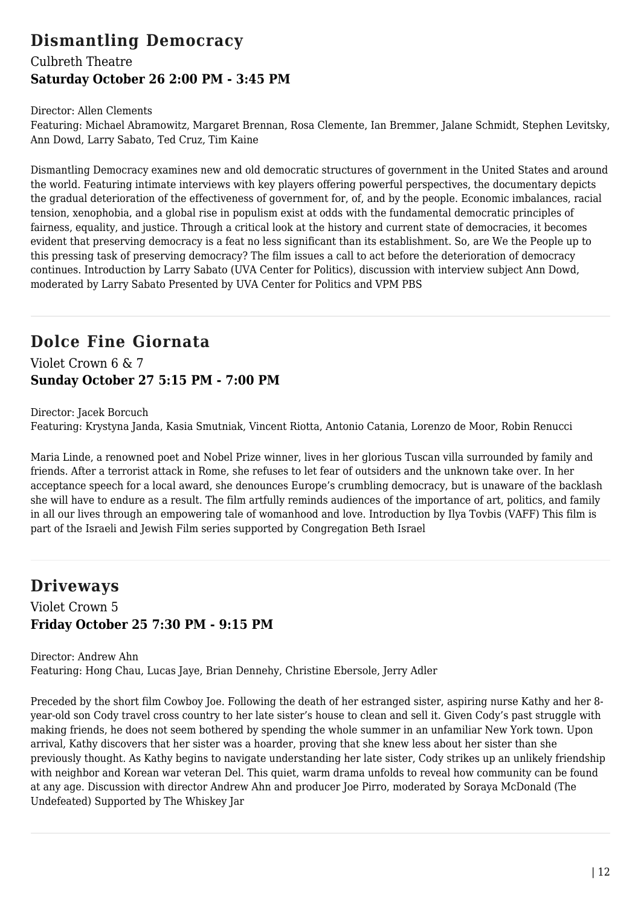## Dismantling Democracy

Culbreth Theatre

**Saturday October 26 2:00 PM - 3:45 PM**

Director: Allen Clements

Featuring: Michael Abramowitz, Margaret Brennan, Rosa Clemente, Ian Bremmer, Jalane Schmidt, Stephen Levitsky, Ann Dowd, Larry Sabato, Ted Cruz, Tim Kaine

Dismantling Democracy examines new and old democratic structures of government in the United States and around the world. Featuring intimate interviews with key players offering powerful perspectives, the documentary depicts the gradual deterioration of the effectiveness of government for, of, and by the people. Economic imbalances, racial tension, xenophobia, and a global rise in populism exist at odds with the fundamental democratic principles of fairness, equality, and justice. Through a critical look at the history and current state of democracies, it becomes evident that preserving democracy is a feat no less significant than its establishment. So, are We the People up to this pressing task of preserving democracy? The film issues a call to act before the deterioration of democracy continues. Introduction by Larry Sabato (UVA Center for Politics), discussion with interview subject Ann Dowd, moderated by Larry Sabato Presented by UVA Center for Politics and VPM PBS

---

## Dolce Fine Giornata

Violet Crown 6 & 7

**Sunday October 27 5:15 PM - 7:00 PM**

Director: Jacek Borcuch

Featuring: Krystyna Janda, Kasia Smutniak, Vincent Riotta, Antonio Catania, Lorenzo de Moor, Robin Renucci

Maria Linde, a renowned poet and Nobel Prize winner, lives in her glorious Tuscan villa surrounded by family and friends. After a terrorist attack in Rome, she refuses to let fear of outsiders and the unknown take over. In her acceptance speech for a local award, she denounces Europe's crumbling democracy, but is unaware of the backlash she will have to endure as a result. The film artfully reminds audiences of the importance of art, politics, and family in all our lives through an empowering tale of womanhood and love. Introduction by Ilya Tovbis (VAFF) This film is part of the Israeli and Jewish Film series supported by Congregation Beth Israel

---

## Driveways

Violet Crown 5

**Friday October 25 7:30 PM - 9:15 PM**

Director: Andrew Ahn

Featuring: Hong Chau, Lucas Jaye, Brian Dennehy, Christine Ebersole, Jerry Adler

Preceded by the short film Cowboy Joe. Following the death of her estranged sister, aspiring nurse Kathy and her 8-year-old son Cody travel cross country to her late sister's house to clean and sell it. Given Cody's past struggle with making friends, he does not seem bothered by spending the whole summer in an unfamiliar New York town. Upon arrival, Kathy discovers that her sister was a hoarder, proving that she knew less about her sister than she previously thought. As Kathy begins to navigate understanding her late sister, Cody strikes up an unlikely friendship with neighbor and Korean war veteran Del. This quiet, warm drama unfolds to reveal how community can be found at any age. Discussion with director Andrew Ahn and producer Joe Pirro, moderated by Soraya McDonald (The Undefeated) Supported by The Whiskey Jar

---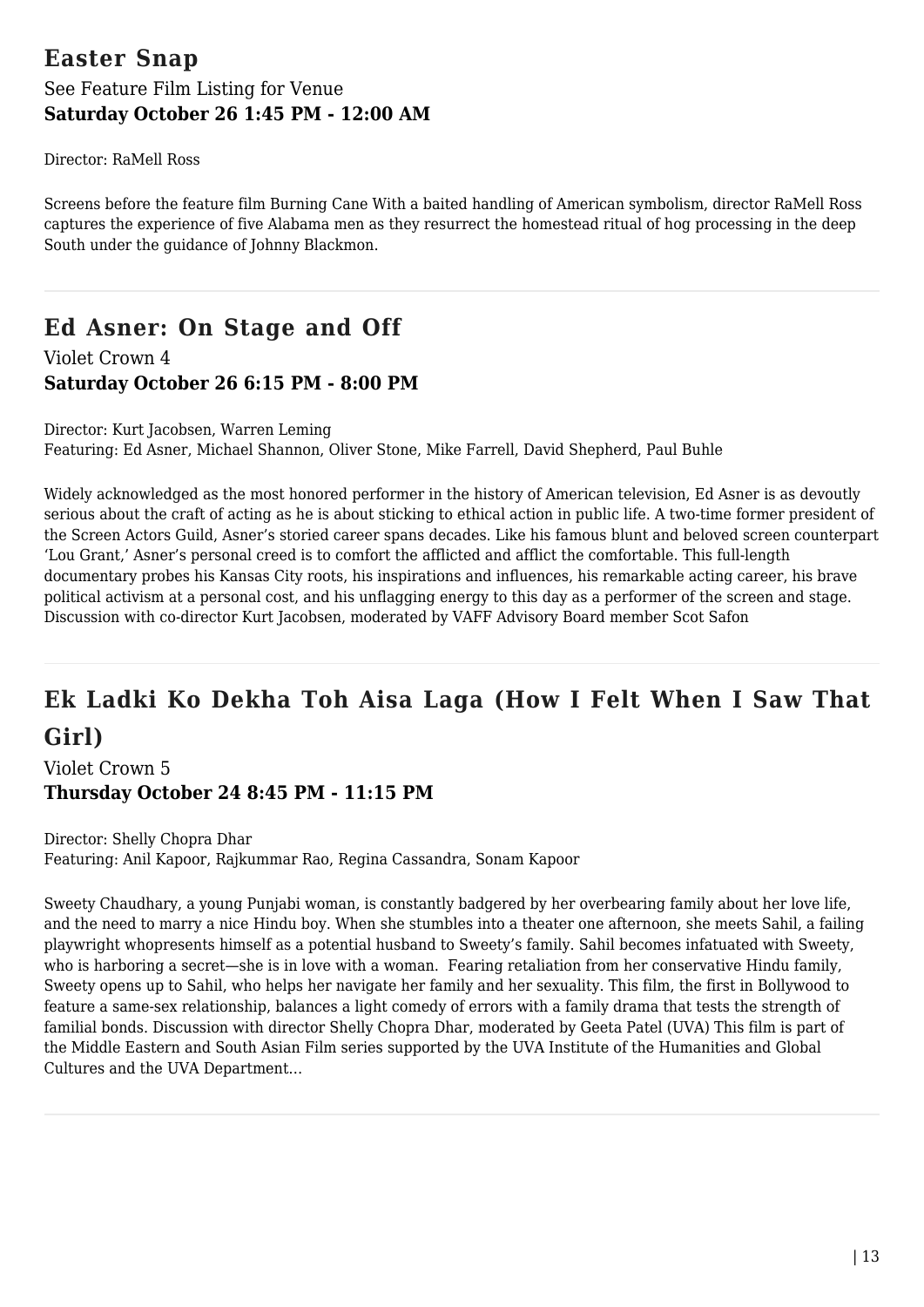## Easter Snap

See Feature Film Listing for Venue
**Saturday October 26 1:45 PM - 12:00 AM**

Director: RaMell Ross

Screens before the feature film Burning Cane With a baited handling of American symbolism, director RaMell Ross captures the experience of five Alabama men as they resurrect the homestead ritual of hog processing in the deep South under the guidance of Johnny Blackmon.

---

## Ed Asner: On Stage and Off

Violet Crown 4
**Saturday October 26 6:15 PM - 8:00 PM**

Director: Kurt Jacobsen, Warren Leming
Featuring: Ed Asner, Michael Shannon, Oliver Stone, Mike Farrell, David Shepherd, Paul Buhle

Widely acknowledged as the most honored performer in the history of American television, Ed Asner is as devoutly serious about the craft of acting as he is about sticking to ethical action in public life. A two-time former president of the Screen Actors Guild, Asner's storied career spans decades. Like his famous blunt and beloved screen counterpart 'Lou Grant,' Asner's personal creed is to comfort the afflicted and afflict the comfortable. This full-length documentary probes his Kansas City roots, his inspirations and influences, his remarkable acting career, his brave political activism at a personal cost, and his unflagging energy to this day as a performer of the screen and stage. Discussion with co-director Kurt Jacobsen, moderated by VAFF Advisory Board member Scot Safon

---

## Ek Ladki Ko Dekha Toh Aisa Laga (How I Felt When I Saw That Girl)

Violet Crown 5
**Thursday October 24 8:45 PM - 11:15 PM**

Director: Shelly Chopra Dhar
Featuring: Anil Kapoor, Rajkummar Rao, Regina Cassandra, Sonam Kapoor

Sweety Chaudhary, a young Punjabi woman, is constantly badgered by her overbearing family about her love life, and the need to marry a nice Hindu boy. When she stumbles into a theater one afternoon, she meets Sahil, a failing playwright whopresents himself as a potential husband to Sweety's family. Sahil becomes infatuated with Sweety, who is harboring a secret—she is in love with a woman. Fearing retaliation from her conservative Hindu family, Sweety opens up to Sahil, who helps her navigate her family and her sexuality. This film, the first in Bollywood to feature a same-sex relationship, balances a light comedy of errors with a family drama that tests the strength of familial bonds. Discussion with director Shelly Chopra Dhar, moderated by Geeta Patel (UVA) This film is part of the Middle Eastern and South Asian Film series supported by the UVA Institute of the Humanities and Global Cultures and the UVA Department...

---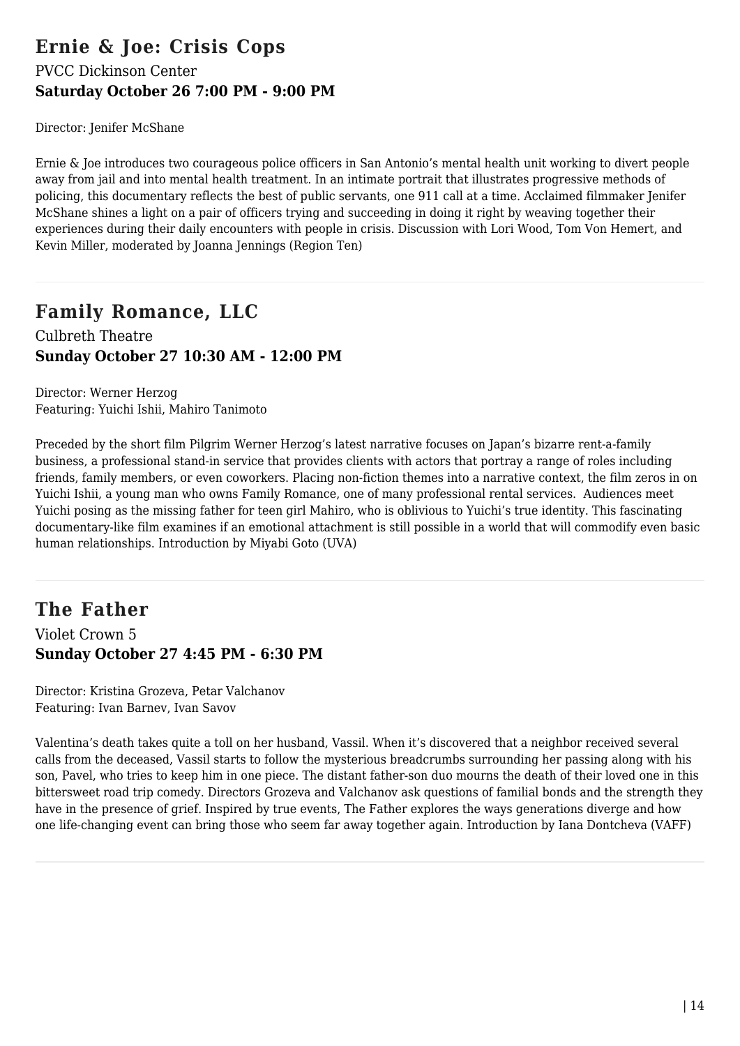## Ernie & Joe: Crisis Cops

PVCC Dickinson Center

**Saturday October 26 7:00 PM - 9:00 PM**

Director: Jenifer McShane

Ernie & Joe introduces two courageous police officers in San Antonio's mental health unit working to divert people away from jail and into mental health treatment. In an intimate portrait that illustrates progressive methods of policing, this documentary reflects the best of public servants, one 911 call at a time. Acclaimed filmmaker Jenifer McShane shines a light on a pair of officers trying and succeeding in doing it right by weaving together their experiences during their daily encounters with people in crisis. Discussion with Lori Wood, Tom Von Hemert, and Kevin Miller, moderated by Joanna Jennings (Region Ten)

---

## Family Romance, LLC

Culbreth Theatre

**Sunday October 27 10:30 AM - 12:00 PM**

Director: Werner Herzog
Featuring: Yuichi Ishii, Mahiro Tanimoto

Preceded by the short film Pilgrim Werner Herzog's latest narrative focuses on Japan's bizarre rent-a-family business, a professional stand-in service that provides clients with actors that portray a range of roles including friends, family members, or even coworkers. Placing non-fiction themes into a narrative context, the film zeros in on Yuichi Ishii, a young man who owns Family Romance, one of many professional rental services. Audiences meet Yuichi posing as the missing father for teen girl Mahiro, who is oblivious to Yuichi's true identity. This fascinating documentary-like film examines if an emotional attachment is still possible in a world that will commodify even basic human relationships. Introduction by Miyabi Goto (UVA)

---

## The Father

Violet Crown 5

**Sunday October 27 4:45 PM - 6:30 PM**

Director: Kristina Grozeva, Petar Valchanov
Featuring: Ivan Barnev, Ivan Savov

Valentina's death takes quite a toll on her husband, Vassil. When it's discovered that a neighbor received several calls from the deceased, Vassil starts to follow the mysterious breadcrumbs surrounding her passing along with his son, Pavel, who tries to keep him in one piece. The distant father-son duo mourns the death of their loved one in this bittersweet road trip comedy. Directors Grozeva and Valchanov ask questions of familial bonds and the strength they have in the presence of grief. Inspired by true events, The Father explores the ways generations diverge and how one life-changing event can bring those who seem far away together again. Introduction by Iana Dontcheva (VAFF)

---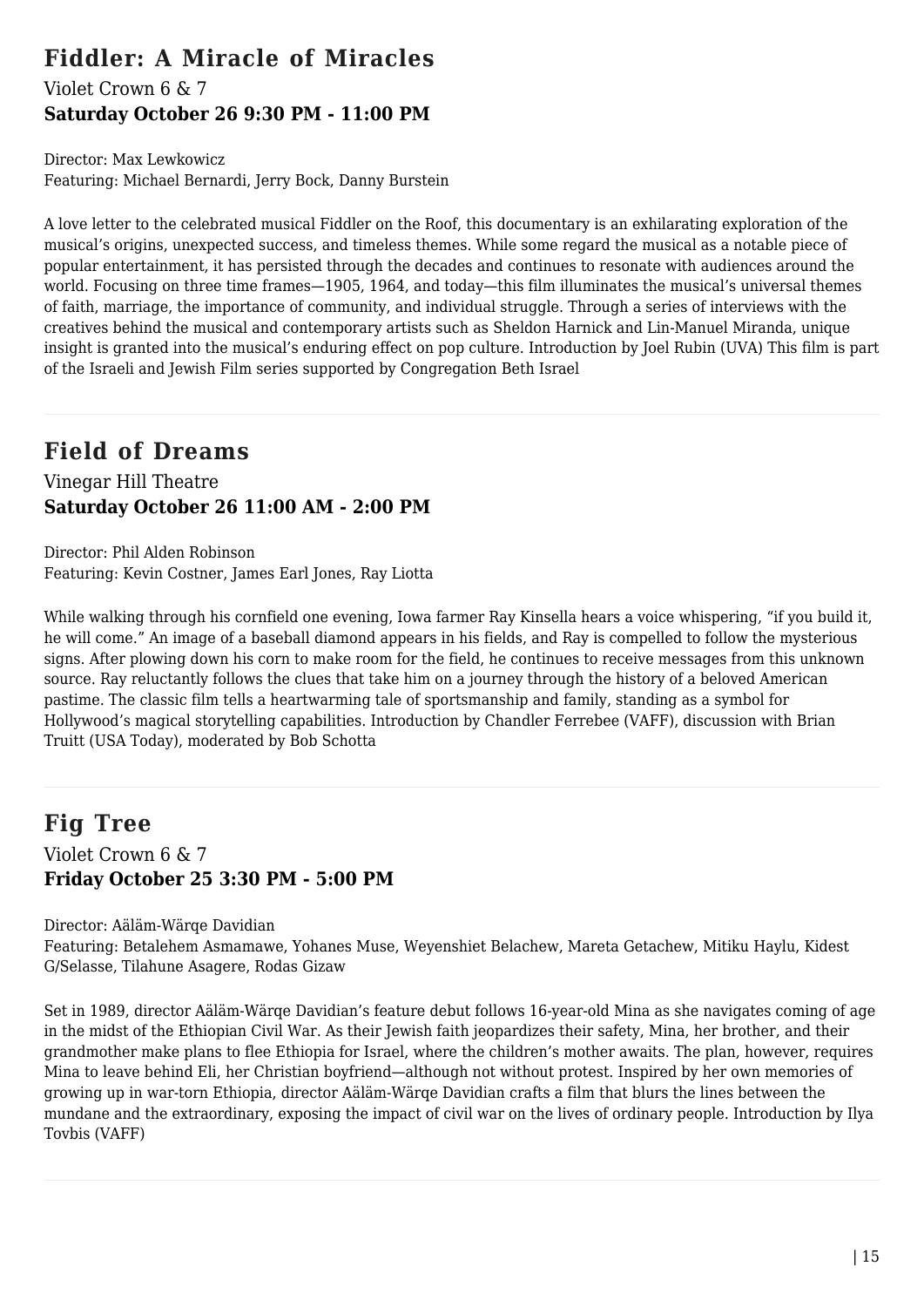## Fiddler: A Miracle of Miracles

Violet Crown 6 & 7

**Saturday October 26 9:30 PM - 11:00 PM**

Director: Max Lewkowicz
Featuring: Michael Bernardi, Jerry Bock, Danny Burstein

A love letter to the celebrated musical Fiddler on the Roof, this documentary is an exhilarating exploration of the musical's origins, unexpected success, and timeless themes. While some regard the musical as a notable piece of popular entertainment, it has persisted through the decades and continues to resonate with audiences around the world. Focusing on three time frames—1905, 1964, and today—this film illuminates the musical's universal themes of faith, marriage, the importance of community, and individual struggle. Through a series of interviews with the creatives behind the musical and contemporary artists such as Sheldon Harnick and Lin-Manuel Miranda, unique insight is granted into the musical's enduring effect on pop culture. Introduction by Joel Rubin (UVA) This film is part of the Israeli and Jewish Film series supported by Congregation Beth Israel

---

## Field of Dreams

Vinegar Hill Theatre

**Saturday October 26 11:00 AM - 2:00 PM**

Director: Phil Alden Robinson
Featuring: Kevin Costner, James Earl Jones, Ray Liotta

While walking through his cornfield one evening, Iowa farmer Ray Kinsella hears a voice whispering, "if you build it, he will come." An image of a baseball diamond appears in his fields, and Ray is compelled to follow the mysterious signs. After plowing down his corn to make room for the field, he continues to receive messages from this unknown source. Ray reluctantly follows the clues that take him on a journey through the history of a beloved American pastime. The classic film tells a heartwarming tale of sportsmanship and family, standing as a symbol for Hollywood's magical storytelling capabilities. Introduction by Chandler Ferrebee (VAFF), discussion with Brian Truitt (USA Today), moderated by Bob Schotta

---

## Fig Tree

Violet Crown 6 & 7

**Friday October 25 3:30 PM - 5:00 PM**

Director: Aäläm-Wärqe Davidian
Featuring: Betalehem Asmamawe, Yohanes Muse, Weyenshiet Belachew, Mareta Getachew, Mitiku Haylu, Kidest G/Selasse, Tilahune Asagere, Rodas Gizaw

Set in 1989, director Aäläm-Wärqe Davidian's feature debut follows 16-year-old Mina as she navigates coming of age in the midst of the Ethiopian Civil War. As their Jewish faith jeopardizes their safety, Mina, her brother, and their grandmother make plans to flee Ethiopia for Israel, where the children's mother awaits. The plan, however, requires Mina to leave behind Eli, her Christian boyfriend—although not without protest. Inspired by her own memories of growing up in war-torn Ethiopia, director Aäläm-Wärqe Davidian crafts a film that blurs the lines between the mundane and the extraordinary, exposing the impact of civil war on the lives of ordinary people. Introduction by Ilya Tovbis (VAFF)

---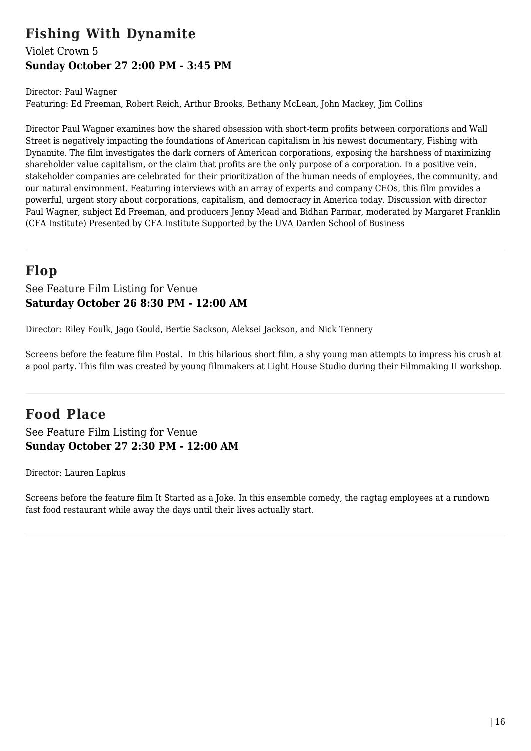## Fishing With Dynamite

Violet Crown 5

**Sunday October 27 2:00 PM - 3:45 PM**

Director: Paul Wagner
Featuring: Ed Freeman, Robert Reich, Arthur Brooks, Bethany McLean, John Mackey, Jim Collins

Director Paul Wagner examines how the shared obsession with short-term profits between corporations and Wall Street is negatively impacting the foundations of American capitalism in his newest documentary, Fishing with Dynamite. The film investigates the dark corners of American corporations, exposing the harshness of maximizing shareholder value capitalism, or the claim that profits are the only purpose of a corporation. In a positive vein, stakeholder companies are celebrated for their prioritization of the human needs of employees, the community, and our natural environment. Featuring interviews with an array of experts and company CEOs, this film provides a powerful, urgent story about corporations, capitalism, and democracy in America today. Discussion with director Paul Wagner, subject Ed Freeman, and producers Jenny Mead and Bidhan Parmar, moderated by Margaret Franklin (CFA Institute) Presented by CFA Institute Supported by the UVA Darden School of Business

---

## Flop

See Feature Film Listing for Venue

**Saturday October 26 8:30 PM - 12:00 AM**

Director: Riley Foulk, Jago Gould, Bertie Sackson, Aleksei Jackson, and Nick Tennery

Screens before the feature film Postal. In this hilarious short film, a shy young man attempts to impress his crush at a pool party. This film was created by young filmmakers at Light House Studio during their Filmmaking II workshop.

---

## Food Place

See Feature Film Listing for Venue

**Sunday October 27 2:30 PM - 12:00 AM**

Director: Lauren Lapkus

Screens before the feature film It Started as a Joke. In this ensemble comedy, the ragtag employees at a rundown fast food restaurant while away the days until their lives actually start.

---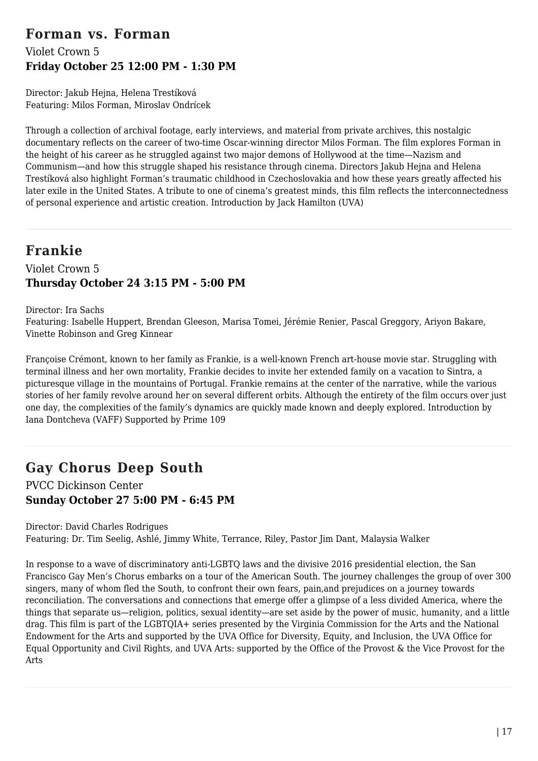## Forman vs. Forman

Violet Crown 5

**Friday October 25 12:00 PM - 1:30 PM**

Director: Jakub Hejna, Helena Trestíková
Featuring: Milos Forman, Miroslav Ondrícek

Through a collection of archival footage, early interviews, and material from private archives, this nostalgic documentary reflects on the career of two-time Oscar-winning director Milos Forman. The film explores Forman in the height of his career as he struggled against two major demons of Hollywood at the time—Nazism and Communism—and how this struggle shaped his resistance through cinema. Directors Jakub Hejna and Helena Trestíková also highlight Forman's traumatic childhood in Czechoslovakia and how these years greatly affected his later exile in the United States. A tribute to one of cinema's greatest minds, this film reflects the interconnectedness of personal experience and artistic creation. Introduction by Jack Hamilton (UVA)

---

## Frankie

Violet Crown 5

**Thursday October 24 3:15 PM - 5:00 PM**

Director: Ira Sachs
Featuring: Isabelle Huppert, Brendan Gleeson, Marisa Tomei, Jérémie Renier, Pascal Greggory, Ariyon Bakare, Vinette Robinson and Greg Kinnear

Françoise Crémont, known to her family as Frankie, is a well-known French art-house movie star. Struggling with terminal illness and her own mortality, Frankie decides to invite her extended family on a vacation to Sintra, a picturesque village in the mountains of Portugal. Frankie remains at the center of the narrative, while the various stories of her family revolve around her on several different orbits. Although the entirety of the film occurs over just one day, the complexities of the family's dynamics are quickly made known and deeply explored. Introduction by Iana Dontcheva (VAFF) Supported by Prime 109

---

## Gay Chorus Deep South

PVCC Dickinson Center

**Sunday October 27 5:00 PM - 6:45 PM**

Director: David Charles Rodrigues
Featuring: Dr. Tim Seelig, Ashlé, Jimmy White, Terrance, Riley, Pastor Jim Dant, Malaysia Walker

In response to a wave of discriminatory anti-LGBTQ laws and the divisive 2016 presidential election, the San Francisco Gay Men's Chorus embarks on a tour of the American South. The journey challenges the group of over 300 singers, many of whom fled the South, to confront their own fears, pain,and prejudices on a journey towards reconciliation. The conversations and connections that emerge offer a glimpse of a less divided America, where the things that separate us—religion, politics, sexual identity—are set aside by the power of music, humanity, and a little drag. This film is part of the LGBTQIA+ series presented by the Virginia Commission for the Arts and the National Endowment for the Arts and supported by the UVA Office for Diversity, Equity, and Inclusion, the UVA Office for Equal Opportunity and Civil Rights, and UVA Arts: supported by the Office of the Provost & the Vice Provost for the Arts

---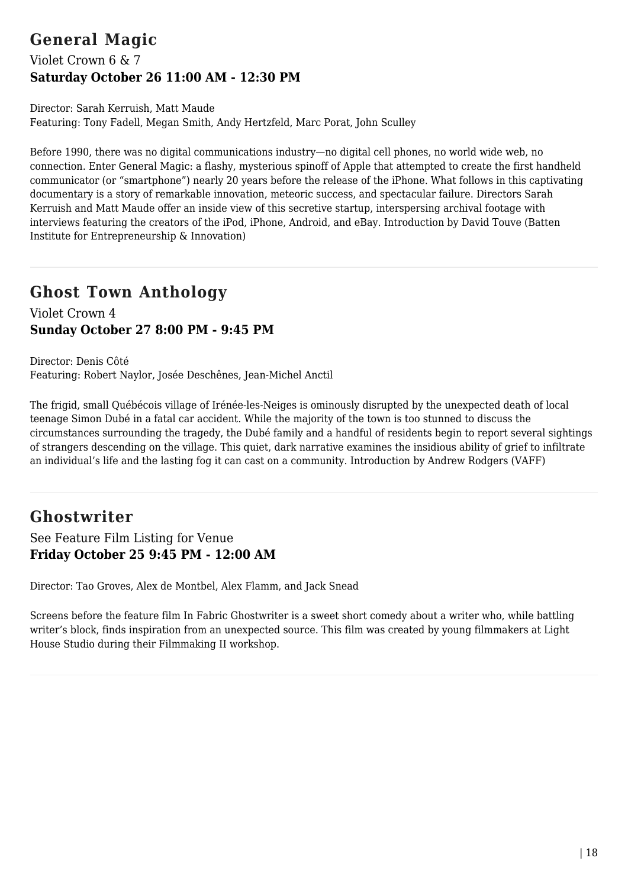## General Magic

Violet Crown 6 & 7

**Saturday October 26 11:00 AM - 12:30 PM**

Director: Sarah Kerruish, Matt Maude
Featuring: Tony Fadell, Megan Smith, Andy Hertzfeld, Marc Porat, John Sculley

Before 1990, there was no digital communications industry—no digital cell phones, no world wide web, no connection. Enter General Magic: a flashy, mysterious spinoff of Apple that attempted to create the first handheld communicator (or "smartphone") nearly 20 years before the release of the iPhone. What follows in this captivating documentary is a story of remarkable innovation, meteoric success, and spectacular failure. Directors Sarah Kerruish and Matt Maude offer an inside view of this secretive startup, interspersing archival footage with interviews featuring the creators of the iPod, iPhone, Android, and eBay. Introduction by David Touve (Batten Institute for Entrepreneurship & Innovation)

---

## Ghost Town Anthology

Violet Crown 4

**Sunday October 27 8:00 PM - 9:45 PM**

Director: Denis Côté
Featuring: Robert Naylor, Josée Deschênes, Jean-Michel Anctil

The frigid, small Québécois village of Irénée-les-Neiges is ominously disrupted by the unexpected death of local teenage Simon Dubé in a fatal car accident. While the majority of the town is too stunned to discuss the circumstances surrounding the tragedy, the Dubé family and a handful of residents begin to report several sightings of strangers descending on the village. This quiet, dark narrative examines the insidious ability of grief to infiltrate an individual's life and the lasting fog it can cast on a community. Introduction by Andrew Rodgers (VAFF)

---

## Ghostwriter

See Feature Film Listing for Venue

**Friday October 25 9:45 PM - 12:00 AM**

Director: Tao Groves, Alex de Montbel, Alex Flamm, and Jack Snead

Screens before the feature film In Fabric Ghostwriter is a sweet short comedy about a writer who, while battling writer's block, finds inspiration from an unexpected source. This film was created by young filmmakers at Light House Studio during their Filmmaking II workshop.

---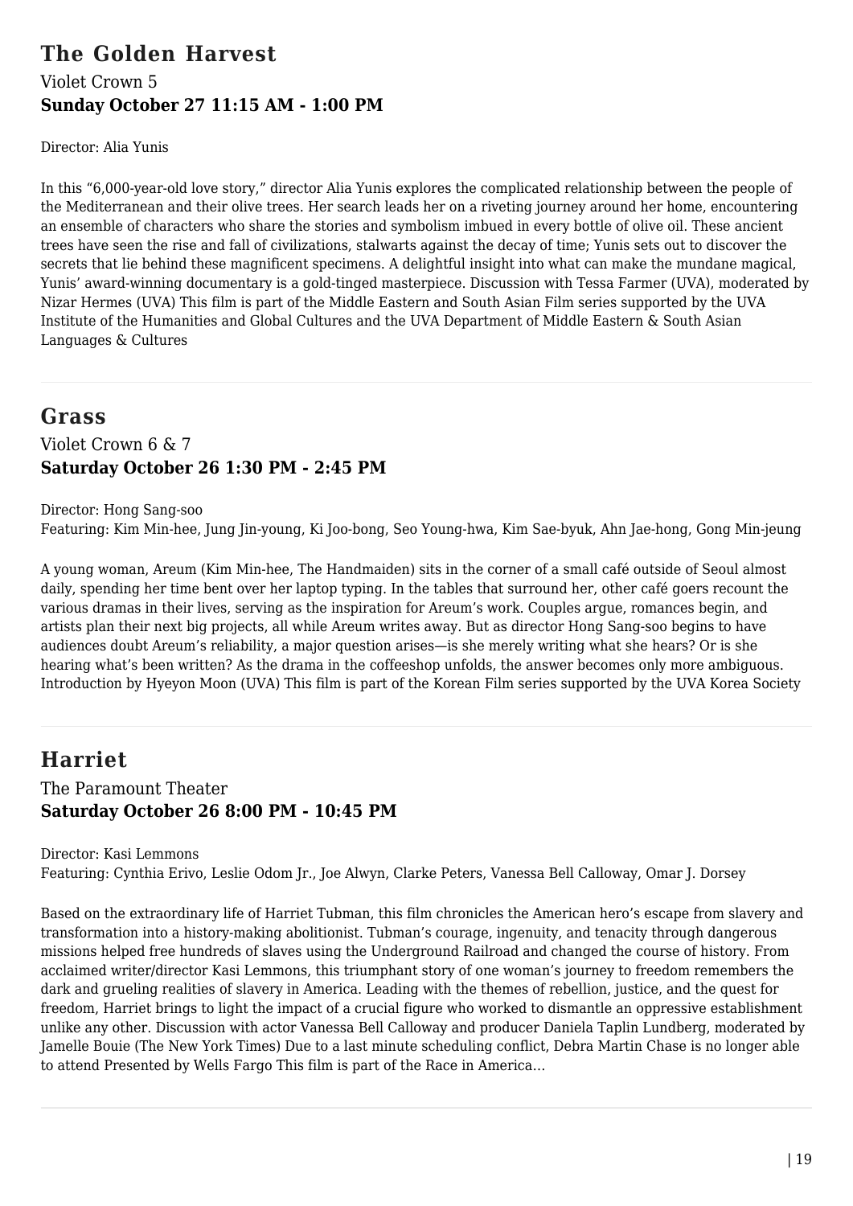## The Golden Harvest

Violet Crown 5

**Sunday October 27 11:15 AM - 1:00 PM**

Director: Alia Yunis

In this “6,000-year-old love story,” director Alia Yunis explores the complicated relationship between the people of the Mediterranean and their olive trees. Her search leads her on a riveting journey around her home, encountering an ensemble of characters who share the stories and symbolism imbued in every bottle of olive oil. These ancient trees have seen the rise and fall of civilizations, stalwarts against the decay of time; Yunis sets out to discover the secrets that lie behind these magnificent specimens. A delightful insight into what can make the mundane magical, Yunis’ award-winning documentary is a gold-tinged masterpiece. Discussion with Tessa Farmer (UVA), moderated by Nizar Hermes (UVA) This film is part of the Middle Eastern and South Asian Film series supported by the UVA Institute of the Humanities and Global Cultures and the UVA Department of Middle Eastern & South Asian Languages & Cultures

---

## Grass

Violet Crown 6 & 7

**Saturday October 26 1:30 PM - 2:45 PM**

Director: Hong Sang-soo

Featuring: Kim Min-hee, Jung Jin-young, Ki Joo-bong, Seo Young-hwa, Kim Sae-byuk, Ahn Jae-hong, Gong Min-jeung

A young woman, Areum (Kim Min-hee, The Handmaiden) sits in the corner of a small café outside of Seoul almost daily, spending her time bent over her laptop typing. In the tables that surround her, other café goers recount the various dramas in their lives, serving as the inspiration for Areum’s work. Couples argue, romances begin, and artists plan their next big projects, all while Areum writes away. But as director Hong Sang-soo begins to have audiences doubt Areum’s reliability, a major question arises—is she merely writing what she hears? Or is she hearing what’s been written? As the drama in the coffeeshop unfolds, the answer becomes only more ambiguous. Introduction by Hyeyon Moon (UVA) This film is part of the Korean Film series supported by the UVA Korea Society

---

## Harriet

The Paramount Theater

**Saturday October 26 8:00 PM - 10:45 PM**

Director: Kasi Lemmons

Featuring: Cynthia Erivo, Leslie Odom Jr., Joe Alwyn, Clarke Peters, Vanessa Bell Calloway, Omar J. Dorsey

Based on the extraordinary life of Harriet Tubman, this film chronicles the American hero’s escape from slavery and transformation into a history-making abolitionist. Tubman’s courage, ingenuity, and tenacity through dangerous missions helped free hundreds of slaves using the Underground Railroad and changed the course of history. From acclaimed writer/director Kasi Lemmons, this triumphant story of one woman’s journey to freedom remembers the dark and grueling realities of slavery in America. Leading with the themes of rebellion, justice, and the quest for freedom, Harriet brings to light the impact of a crucial figure who worked to dismantle an oppressive establishment unlike any other. Discussion with actor Vanessa Bell Calloway and producer Daniela Taplin Lundberg, moderated by Jamelle Bouie (The New York Times) Due to a last minute scheduling conflict, Debra Martin Chase is no longer able to attend Presented by Wells Fargo This film is part of the Race in America...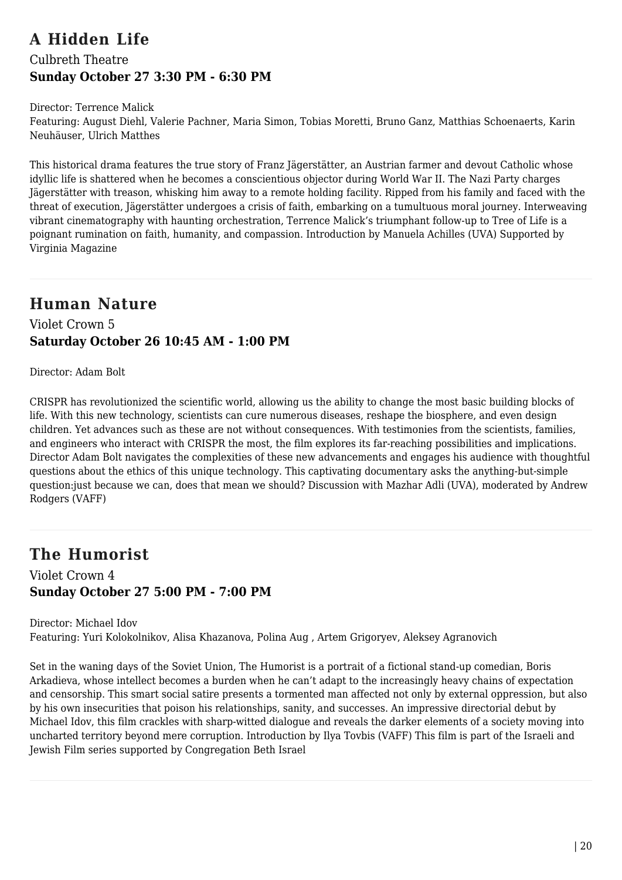## A Hidden Life

Culbreth Theatre

**Sunday October 27 3:30 PM - 6:30 PM**

Director: Terrence Malick

Featuring: August Diehl, Valerie Pachner, Maria Simon, Tobias Moretti, Bruno Ganz, Matthias Schoenaerts, Karin Neuhäuser, Ulrich Matthes

This historical drama features the true story of Franz Jägerstätter, an Austrian farmer and devout Catholic whose idyllic life is shattered when he becomes a conscientious objector during World War II. The Nazi Party charges Jägerstätter with treason, whisking him away to a remote holding facility. Ripped from his family and faced with the threat of execution, Jägerstätter undergoes a crisis of faith, embarking on a tumultuous moral journey. Interweaving vibrant cinematography with haunting orchestration, Terrence Malick's triumphant follow-up to Tree of Life is a poignant rumination on faith, humanity, and compassion. Introduction by Manuela Achilles (UVA) Supported by Virginia Magazine

---

## Human Nature

Violet Crown 5

**Saturday October 26 10:45 AM - 1:00 PM**

Director: Adam Bolt

CRISPR has revolutionized the scientific world, allowing us the ability to change the most basic building blocks of life. With this new technology, scientists can cure numerous diseases, reshape the biosphere, and even design children. Yet advances such as these are not without consequences. With testimonies from the scientists, families, and engineers who interact with CRISPR the most, the film explores its far-reaching possibilities and implications. Director Adam Bolt navigates the complexities of these new advancements and engages his audience with thoughtful questions about the ethics of this unique technology. This captivating documentary asks the anything-but-simple question:just because we can, does that mean we should? Discussion with Mazhar Adli (UVA), moderated by Andrew Rodgers (VAFF)

---

## The Humorist

Violet Crown 4

**Sunday October 27 5:00 PM - 7:00 PM**

Director: Michael Idov

Featuring: Yuri Kolokolnikov, Alisa Khazanova, Polina Aug , Artem Grigoryev, Aleksey Agranovich

Set in the waning days of the Soviet Union, The Humorist is a portrait of a fictional stand-up comedian, Boris Arkadieva, whose intellect becomes a burden when he can't adapt to the increasingly heavy chains of expectation and censorship. This smart social satire presents a tormented man affected not only by external oppression, but also by his own insecurities that poison his relationships, sanity, and successes. An impressive directorial debut by Michael Idov, this film crackles with sharp-witted dialogue and reveals the darker elements of a society moving into uncharted territory beyond mere corruption. Introduction by Ilya Tovbis (VAFF) This film is part of the Israeli and Jewish Film series supported by Congregation Beth Israel

---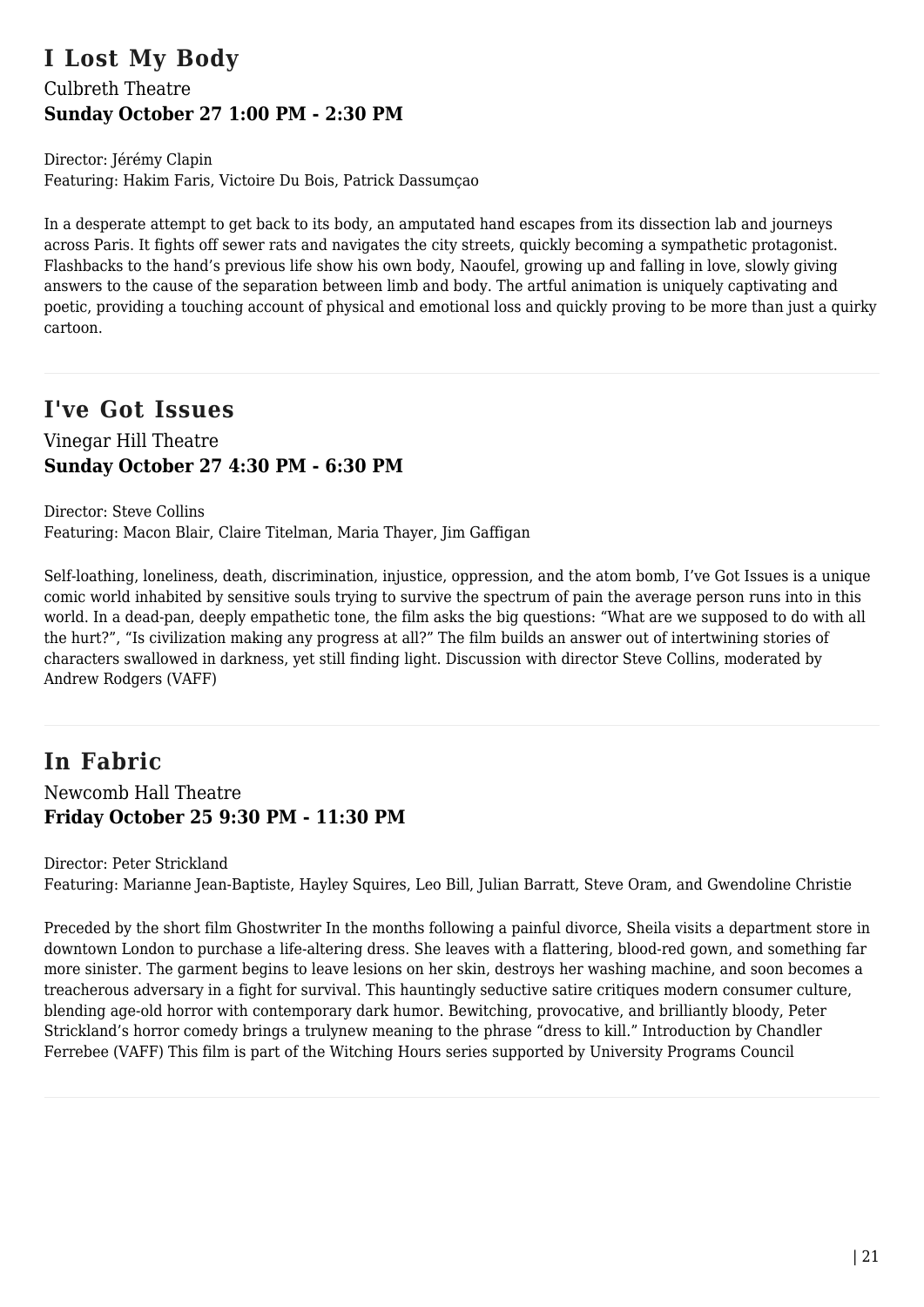## I Lost My Body

Culbreth Theatre

**Sunday October 27 1:00 PM - 2:30 PM**

Director: Jérémy Clapin
Featuring: Hakim Faris, Victoire Du Bois, Patrick Dassumçao

In a desperate attempt to get back to its body, an amputated hand escapes from its dissection lab and journeys across Paris. It fights off sewer rats and navigates the city streets, quickly becoming a sympathetic protagonist. Flashbacks to the hand's previous life show his own body, Naoufel, growing up and falling in love, slowly giving answers to the cause of the separation between limb and body. The artful animation is uniquely captivating and poetic, providing a touching account of physical and emotional loss and quickly proving to be more than just a quirky cartoon.

---

## I've Got Issues

Vinegar Hill Theatre

**Sunday October 27 4:30 PM - 6:30 PM**

Director: Steve Collins
Featuring: Macon Blair, Claire Titelman, Maria Thayer, Jim Gaffigan

Self-loathing, loneliness, death, discrimination, injustice, oppression, and the atom bomb, I've Got Issues is a unique comic world inhabited by sensitive souls trying to survive the spectrum of pain the average person runs into in this world. In a dead-pan, deeply empathetic tone, the film asks the big questions: "What are we supposed to do with all the hurt?", "Is civilization making any progress at all?" The film builds an answer out of intertwining stories of characters swallowed in darkness, yet still finding light. Discussion with director Steve Collins, moderated by Andrew Rodgers (VAFF)

---

## In Fabric

Newcomb Hall Theatre

**Friday October 25 9:30 PM - 11:30 PM**

Director: Peter Strickland
Featuring: Marianne Jean-Baptiste, Hayley Squires, Leo Bill, Julian Barratt, Steve Oram, and Gwendoline Christie

Preceded by the short film Ghostwriter In the months following a painful divorce, Sheila visits a department store in downtown London to purchase a life-altering dress. She leaves with a flattering, blood-red gown, and something far more sinister. The garment begins to leave lesions on her skin, destroys her washing machine, and soon becomes a treacherous adversary in a fight for survival. This hauntingly seductive satire critiques modern consumer culture, blending age-old horror with contemporary dark humor. Bewitching, provocative, and brilliantly bloody, Peter Strickland's horror comedy brings a trulynew meaning to the phrase "dress to kill." Introduction by Chandler Ferrebee (VAFF) This film is part of the Witching Hours series supported by University Programs Council

---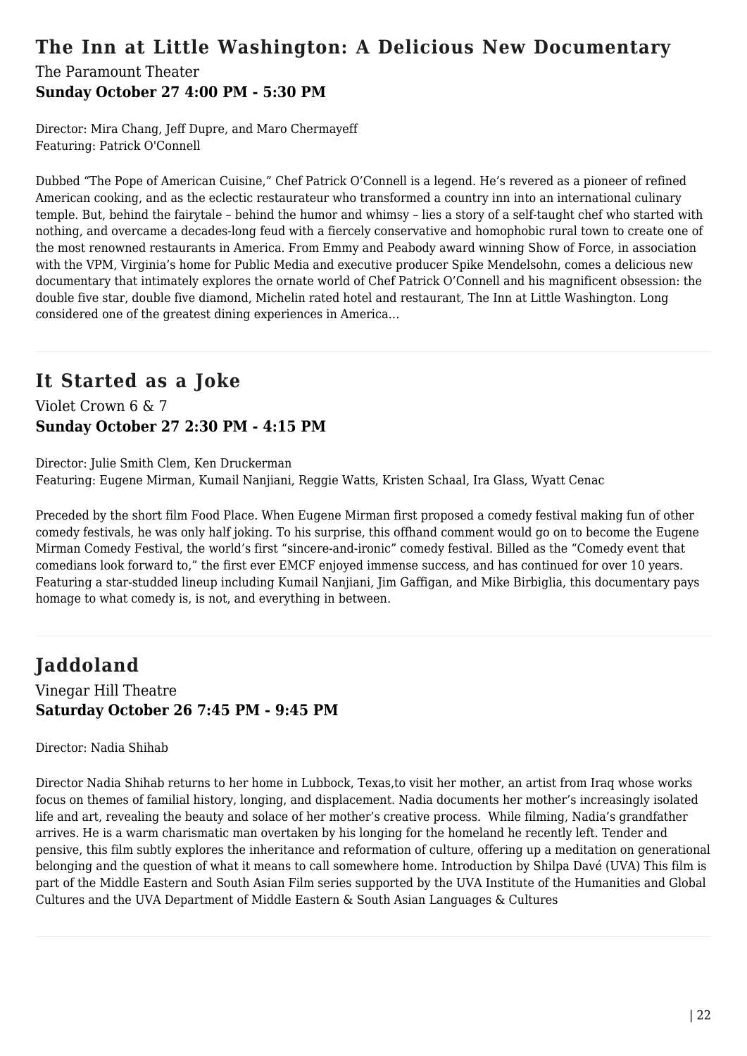## The Inn at Little Washington: A Delicious New Documentary

The Paramount Theater
**Sunday October 27 4:00 PM - 5:30 PM**

Director: Mira Chang, Jeff Dupre, and Maro Chermayeff
Featuring: Patrick O'Connell

Dubbed "The Pope of American Cuisine," Chef Patrick O'Connell is a legend. He's revered as a pioneer of refined American cooking, and as the eclectic restaurateur who transformed a country inn into an international culinary temple. But, behind the fairytale – behind the humor and whimsy – lies a story of a self-taught chef who started with nothing, and overcame a decades-long feud with a fiercely conservative and homophobic rural town to create one of the most renowned restaurants in America. From Emmy and Peabody award winning Show of Force, in association with the VPM, Virginia's home for Public Media and executive producer Spike Mendelsohn, comes a delicious new documentary that intimately explores the ornate world of Chef Patrick O'Connell and his magnificent obsession: the double five star, double five diamond, Michelin rated hotel and restaurant, The Inn at Little Washington. Long considered one of the greatest dining experiences in America…

## It Started as a Joke

Violet Crown 6 & 7
**Sunday October 27 2:30 PM - 4:15 PM**

Director: Julie Smith Clem, Ken Druckerman
Featuring: Eugene Mirman, Kumail Nanjiani, Reggie Watts, Kristen Schaal, Ira Glass, Wyatt Cenac

Preceded by the short film Food Place. When Eugene Mirman first proposed a comedy festival making fun of other comedy festivals, he was only half joking. To his surprise, this offhand comment would go on to become the Eugene Mirman Comedy Festival, the world's first "sincere-and-ironic" comedy festival. Billed as the "Comedy event that comedians look forward to," the first ever EMCF enjoyed immense success, and has continued for over 10 years. Featuring a star-studded lineup including Kumail Nanjiani, Jim Gaffigan, and Mike Birbiglia, this documentary pays homage to what comedy is, is not, and everything in between.

## Jaddoland

Vinegar Hill Theatre
**Saturday October 26 7:45 PM - 9:45 PM**

Director: Nadia Shihab

Director Nadia Shihab returns to her home in Lubbock, Texas,to visit her mother, an artist from Iraq whose works focus on themes of familial history, longing, and displacement. Nadia documents her mother's increasingly isolated life and art, revealing the beauty and solace of her mother's creative process. While filming, Nadia's grandfather arrives. He is a warm charismatic man overtaken by his longing for the homeland he recently left. Tender and pensive, this film subtly explores the inheritance and reformation of culture, offering up a meditation on generational belonging and the question of what it means to call somewhere home. Introduction by Shilpa Davé (UVA) This film is part of the Middle Eastern and South Asian Film series supported by the UVA Institute of the Humanities and Global Cultures and the UVA Department of Middle Eastern & South Asian Languages & Cultures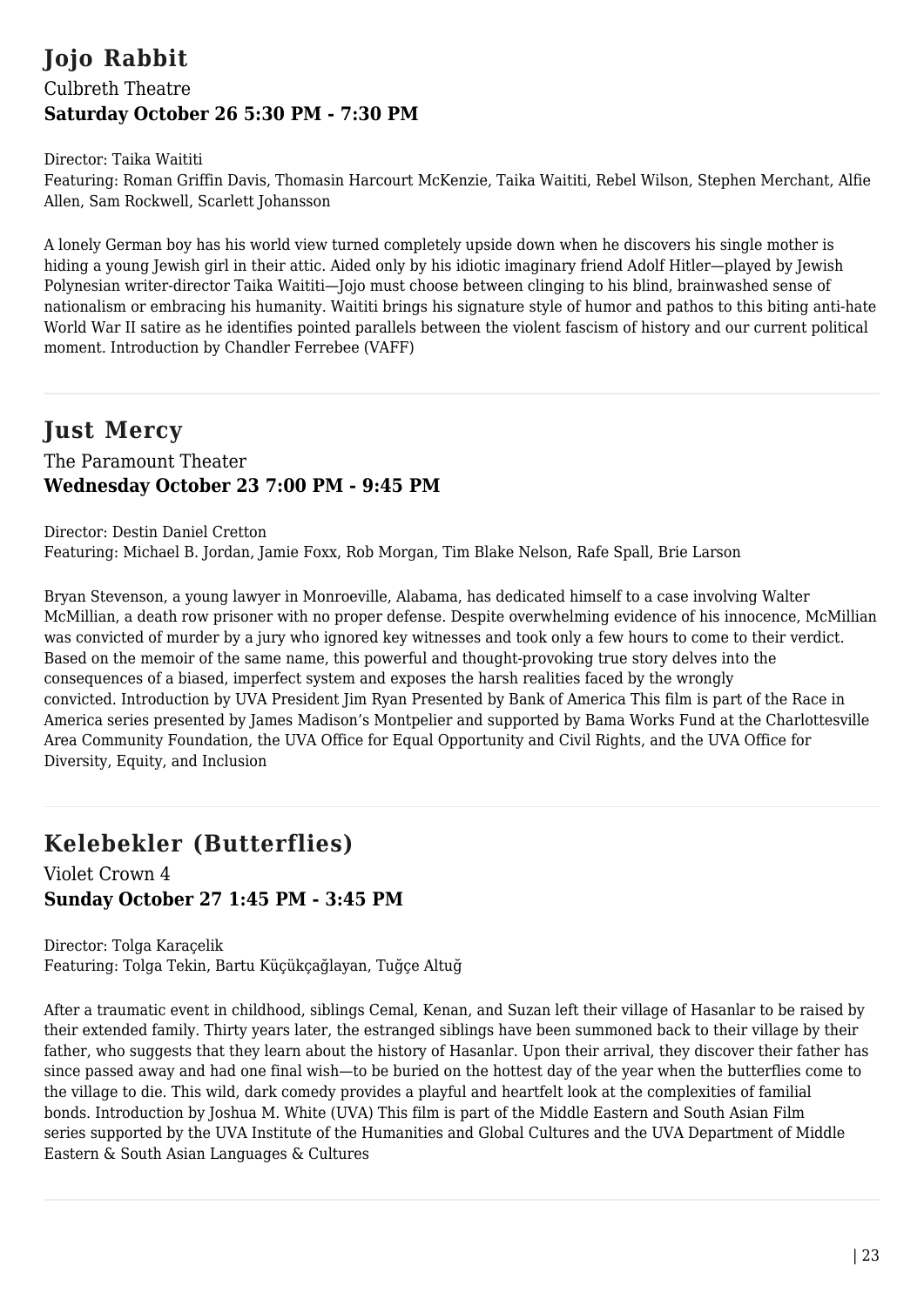## Jojo Rabbit

Culbreth Theatre

**Saturday October 26 5:30 PM - 7:30 PM**

Director: Taika Waititi

Featuring: Roman Griffin Davis, Thomasin Harcourt McKenzie, Taika Waititi, Rebel Wilson, Stephen Merchant, Alfie Allen, Sam Rockwell, Scarlett Johansson

A lonely German boy has his world view turned completely upside down when he discovers his single mother is hiding a young Jewish girl in their attic. Aided only by his idiotic imaginary friend Adolf Hitler—played by Jewish Polynesian writer-director Taika Waititi—Jojo must choose between clinging to his blind, brainwashed sense of nationalism or embracing his humanity. Waititi brings his signature style of humor and pathos to this biting anti-hate World War II satire as he identifies pointed parallels between the violent fascism of history and our current political moment. Introduction by Chandler Ferrebee (VAFF)

---

## Just Mercy

The Paramount Theater

**Wednesday October 23 7:00 PM - 9:45 PM**

Director: Destin Daniel Cretton

Featuring: Michael B. Jordan, Jamie Foxx, Rob Morgan, Tim Blake Nelson, Rafe Spall, Brie Larson

Bryan Stevenson, a young lawyer in Monroeville, Alabama, has dedicated himself to a case involving Walter McMillian, a death row prisoner with no proper defense. Despite overwhelming evidence of his innocence, McMillian was convicted of murder by a jury who ignored key witnesses and took only a few hours to come to their verdict. Based on the memoir of the same name, this powerful and thought-provoking true story delves into the consequences of a biased, imperfect system and exposes the harsh realities faced by the wrongly convicted. Introduction by UVA President Jim Ryan Presented by Bank of America This film is part of the Race in America series presented by James Madison's Montpelier and supported by Bama Works Fund at the Charlottesville Area Community Foundation, the UVA Office for Equal Opportunity and Civil Rights, and the UVA Office for Diversity, Equity, and Inclusion

---

## Kelebekler (Butterflies)

Violet Crown 4

**Sunday October 27 1:45 PM - 3:45 PM**

Director: Tolga Karaçelik

Featuring: Tolga Tekin, Bartu Küçükçağlayan, Tuğçe Altuğ

After a traumatic event in childhood, siblings Cemal, Kenan, and Suzan left their village of Hasanlar to be raised by their extended family. Thirty years later, the estranged siblings have been summoned back to their village by their father, who suggests that they learn about the history of Hasanlar. Upon their arrival, they discover their father has since passed away and had one final wish—to be buried on the hottest day of the year when the butterflies come to the village to die. This wild, dark comedy provides a playful and heartfelt look at the complexities of familial bonds. Introduction by Joshua M. White (UVA) This film is part of the Middle Eastern and South Asian Film series supported by the UVA Institute of the Humanities and Global Cultures and the UVA Department of Middle Eastern & South Asian Languages & Cultures

---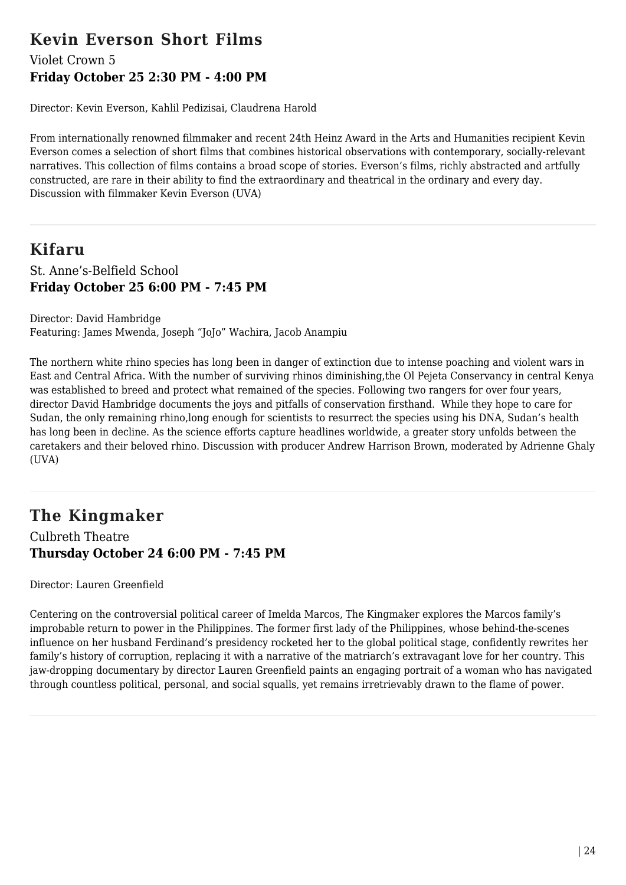## Kevin Everson Short Films

Violet Crown 5

**Friday October 25 2:30 PM - 4:00 PM**

Director: Kevin Everson, Kahlil Pedizisai, Claudrena Harold

From internationally renowned filmmaker and recent 24th Heinz Award in the Arts and Humanities recipient Kevin Everson comes a selection of short films that combines historical observations with contemporary, socially-relevant narratives. This collection of films contains a broad scope of stories. Everson's films, richly abstracted and artfully constructed, are rare in their ability to find the extraordinary and theatrical in the ordinary and every day. Discussion with filmmaker Kevin Everson (UVA)

---

## Kifaru

St. Anne's-Belfield School

**Friday October 25 6:00 PM - 7:45 PM**

Director: David Hambridge
Featuring: James Mwenda, Joseph "JoJo" Wachira, Jacob Anampiu

The northern white rhino species has long been in danger of extinction due to intense poaching and violent wars in East and Central Africa. With the number of surviving rhinos diminishing,the Ol Pejeta Conservancy in central Kenya was established to breed and protect what remained of the species. Following two rangers for over four years, director David Hambridge documents the joys and pitfalls of conservation firsthand. While they hope to care for Sudan, the only remaining rhino,long enough for scientists to resurrect the species using his DNA, Sudan's health has long been in decline. As the science efforts capture headlines worldwide, a greater story unfolds between the caretakers and their beloved rhino. Discussion with producer Andrew Harrison Brown, moderated by Adrienne Ghaly (UVA)

---

## The Kingmaker

Culbreth Theatre

**Thursday October 24 6:00 PM - 7:45 PM**

Director: Lauren Greenfield

Centering on the controversial political career of Imelda Marcos, The Kingmaker explores the Marcos family's improbable return to power in the Philippines. The former first lady of the Philippines, whose behind-the-scenes influence on her husband Ferdinand's presidency rocketed her to the global political stage, confidently rewrites her family's history of corruption, replacing it with a narrative of the matriarch's extravagant love for her country. This jaw-dropping documentary by director Lauren Greenfield paints an engaging portrait of a woman who has navigated through countless political, personal, and social squalls, yet remains irretrievably drawn to the flame of power.

---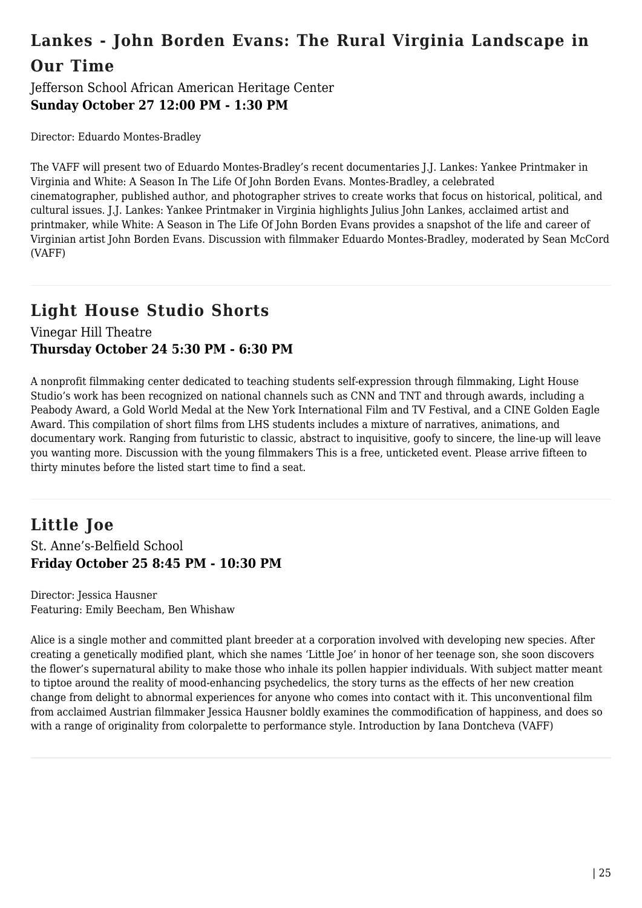## Lankes - John Borden Evans: The Rural Virginia Landscape in Our Time

Jefferson School African American Heritage Center
**Sunday October 27 12:00 PM - 1:30 PM**

Director: Eduardo Montes-Bradley

The VAFF will present two of Eduardo Montes-Bradley's recent documentaries J.J. Lankes: Yankee Printmaker in Virginia and White: A Season In The Life Of John Borden Evans. Montes-Bradley, a celebrated cinematographer, published author, and photographer strives to create works that focus on historical, political, and cultural issues. J.J. Lankes: Yankee Printmaker in Virginia highlights Julius John Lankes, acclaimed artist and printmaker, while White: A Season in The Life Of John Borden Evans provides a snapshot of the life and career of Virginian artist John Borden Evans. Discussion with filmmaker Eduardo Montes-Bradley, moderated by Sean McCord (VAFF)

---

## Light House Studio Shorts

Vinegar Hill Theatre
**Thursday October 24 5:30 PM - 6:30 PM**

A nonprofit filmmaking center dedicated to teaching students self-expression through filmmaking, Light House Studio's work has been recognized on national channels such as CNN and TNT and through awards, including a Peabody Award, a Gold World Medal at the New York International Film and TV Festival, and a CINE Golden Eagle Award. This compilation of short films from LHS students includes a mixture of narratives, animations, and documentary work. Ranging from futuristic to classic, abstract to inquisitive, goofy to sincere, the line-up will leave you wanting more. Discussion with the young filmmakers This is a free, unticketed event. Please arrive fifteen to thirty minutes before the listed start time to find a seat.

---

## Little Joe

St. Anne's-Belfield School
**Friday October 25 8:45 PM - 10:30 PM**

Director: Jessica Hausner
Featuring: Emily Beecham, Ben Whishaw

Alice is a single mother and committed plant breeder at a corporation involved with developing new species. After creating a genetically modified plant, which she names 'Little Joe' in honor of her teenage son, she soon discovers the flower's supernatural ability to make those who inhale its pollen happier individuals. With subject matter meant to tiptoe around the reality of mood-enhancing psychedelics, the story turns as the effects of her new creation change from delight to abnormal experiences for anyone who comes into contact with it. This unconventional film from acclaimed Austrian filmmaker Jessica Hausner boldly examines the commodification of happiness, and does so with a range of originality from colorpalette to performance style. Introduction by Iana Dontcheva (VAFF)

---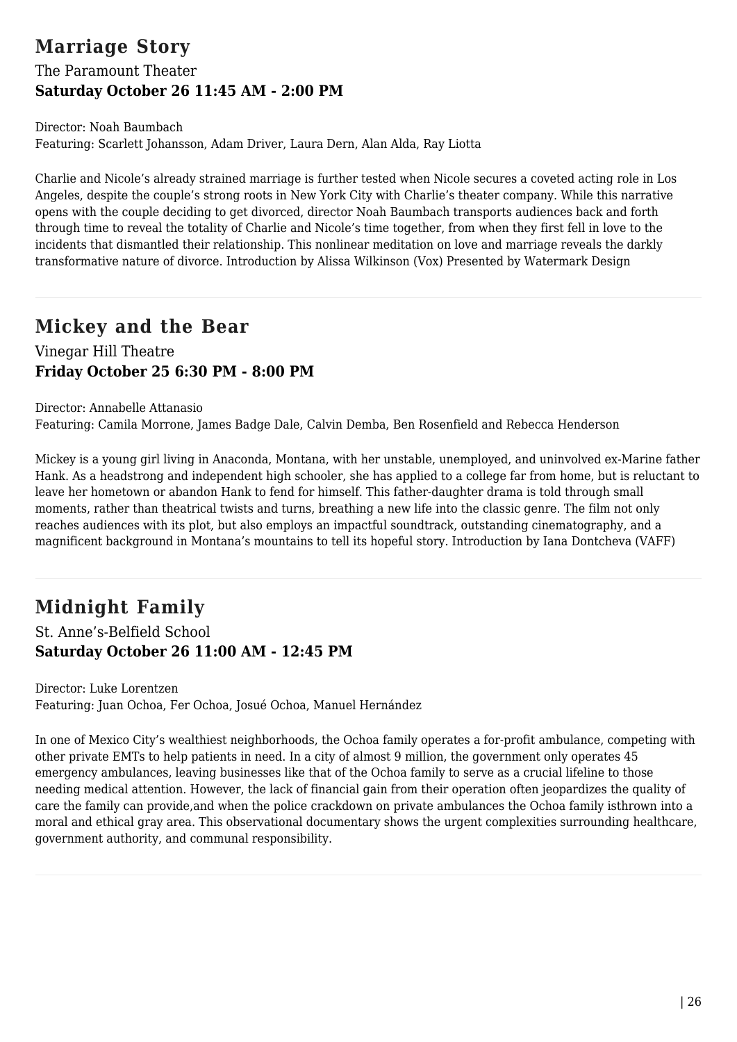## Marriage Story

The Paramount Theater

**Saturday October 26 11:45 AM - 2:00 PM**

Director: Noah Baumbach
Featuring: Scarlett Johansson, Adam Driver, Laura Dern, Alan Alda, Ray Liotta

Charlie and Nicole's already strained marriage is further tested when Nicole secures a coveted acting role in Los Angeles, despite the couple's strong roots in New York City with Charlie's theater company. While this narrative opens with the couple deciding to get divorced, director Noah Baumbach transports audiences back and forth through time to reveal the totality of Charlie and Nicole's time together, from when they first fell in love to the incidents that dismantled their relationship. This nonlinear meditation on love and marriage reveals the darkly transformative nature of divorce. Introduction by Alissa Wilkinson (Vox) Presented by Watermark Design

---

## Mickey and the Bear

Vinegar Hill Theatre

**Friday October 25 6:30 PM - 8:00 PM**

Director: Annabelle Attanasio
Featuring: Camila Morrone, James Badge Dale, Calvin Demba, Ben Rosenfield and Rebecca Henderson

Mickey is a young girl living in Anaconda, Montana, with her unstable, unemployed, and uninvolved ex-Marine father Hank. As a headstrong and independent high schooler, she has applied to a college far from home, but is reluctant to leave her hometown or abandon Hank to fend for himself. This father-daughter drama is told through small moments, rather than theatrical twists and turns, breathing a new life into the classic genre. The film not only reaches audiences with its plot, but also employs an impactful soundtrack, outstanding cinematography, and a magnificent background in Montana's mountains to tell its hopeful story. Introduction by Iana Dontcheva (VAFF)

---

## Midnight Family

St. Anne's-Belfield School

**Saturday October 26 11:00 AM - 12:45 PM**

Director: Luke Lorentzen
Featuring: Juan Ochoa, Fer Ochoa, Josué Ochoa, Manuel Hernández

In one of Mexico City's wealthiest neighborhoods, the Ochoa family operates a for-profit ambulance, competing with other private EMTs to help patients in need. In a city of almost 9 million, the government only operates 45 emergency ambulances, leaving businesses like that of the Ochoa family to serve as a crucial lifeline to those needing medical attention. However, the lack of financial gain from their operation often jeopardizes the quality of care the family can provide,and when the police crackdown on private ambulances the Ochoa family isthrown into a moral and ethical gray area. This observational documentary shows the urgent complexities surrounding healthcare, government authority, and communal responsibility.

---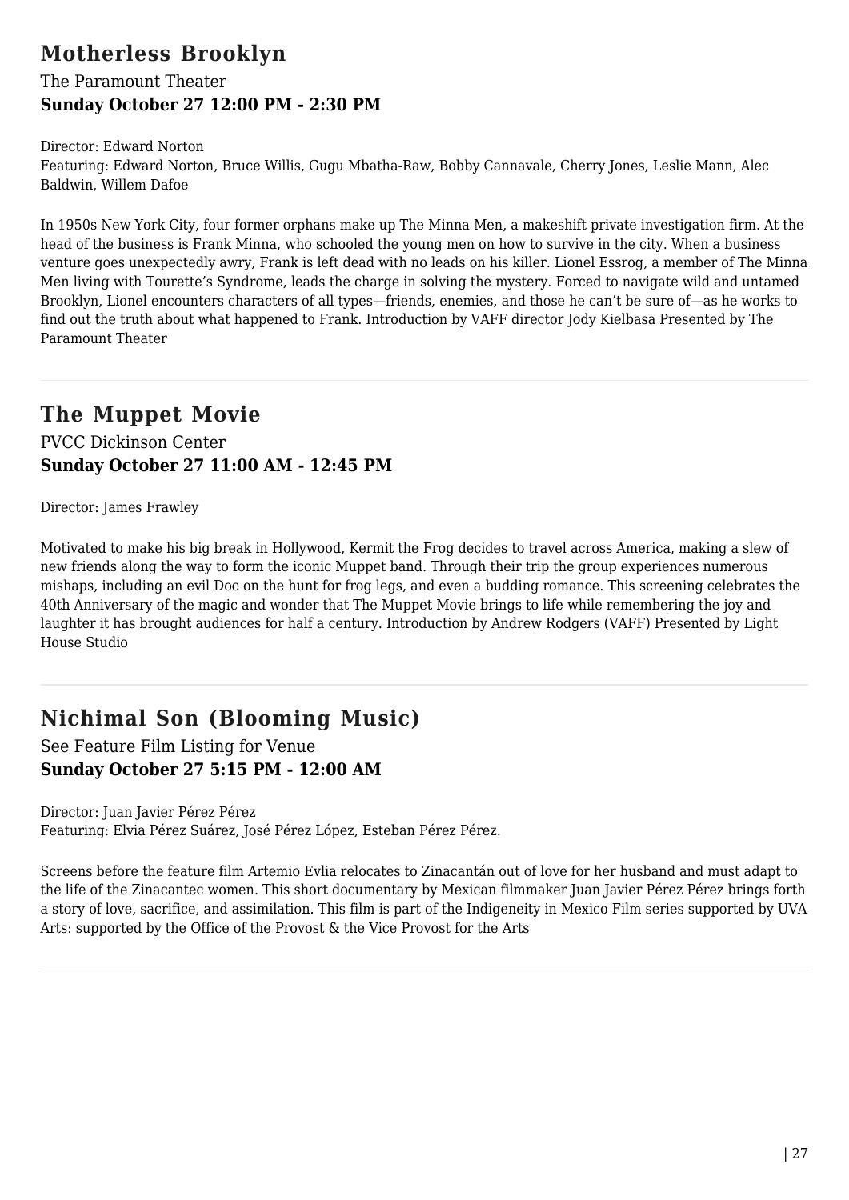## Motherless Brooklyn

The Paramount Theater

**Sunday October 27 12:00 PM - 2:30 PM**

Director: Edward Norton
Featuring: Edward Norton, Bruce Willis, Gugu Mbatha-Raw, Bobby Cannavale, Cherry Jones, Leslie Mann, Alec Baldwin, Willem Dafoe

In 1950s New York City, four former orphans make up The Minna Men, a makeshift private investigation firm. At the head of the business is Frank Minna, who schooled the young men on how to survive in the city. When a business venture goes unexpectedly awry, Frank is left dead with no leads on his killer. Lionel Essrog, a member of The Minna Men living with Tourette's Syndrome, leads the charge in solving the mystery. Forced to navigate wild and untamed Brooklyn, Lionel encounters characters of all types—friends, enemies, and those he can't be sure of—as he works to find out the truth about what happened to Frank. Introduction by VAFF director Jody Kielbasa Presented by The Paramount Theater

---

## The Muppet Movie

PVCC Dickinson Center

**Sunday October 27 11:00 AM - 12:45 PM**

Director: James Frawley

Motivated to make his big break in Hollywood, Kermit the Frog decides to travel across America, making a slew of new friends along the way to form the iconic Muppet band. Through their trip the group experiences numerous mishaps, including an evil Doc on the hunt for frog legs, and even a budding romance. This screening celebrates the 40th Anniversary of the magic and wonder that The Muppet Movie brings to life while remembering the joy and laughter it has brought audiences for half a century. Introduction by Andrew Rodgers (VAFF) Presented by Light House Studio

---

## Nichimal Son (Blooming Music)

See Feature Film Listing for Venue

**Sunday October 27 5:15 PM - 12:00 AM**

Director: Juan Javier Pérez Pérez
Featuring: Elvia Pérez Suárez, José Pérez López, Esteban Pérez Pérez.

Screens before the feature film Artemio Evlia relocates to Zinacantán out of love for her husband and must adapt to the life of the Zinacantec women. This short documentary by Mexican filmmaker Juan Javier Pérez Pérez brings forth a story of love, sacrifice, and assimilation. This film is part of the Indigeneity in Mexico Film series supported by UVA Arts: supported by the Office of the Provost & the Vice Provost for the Arts

---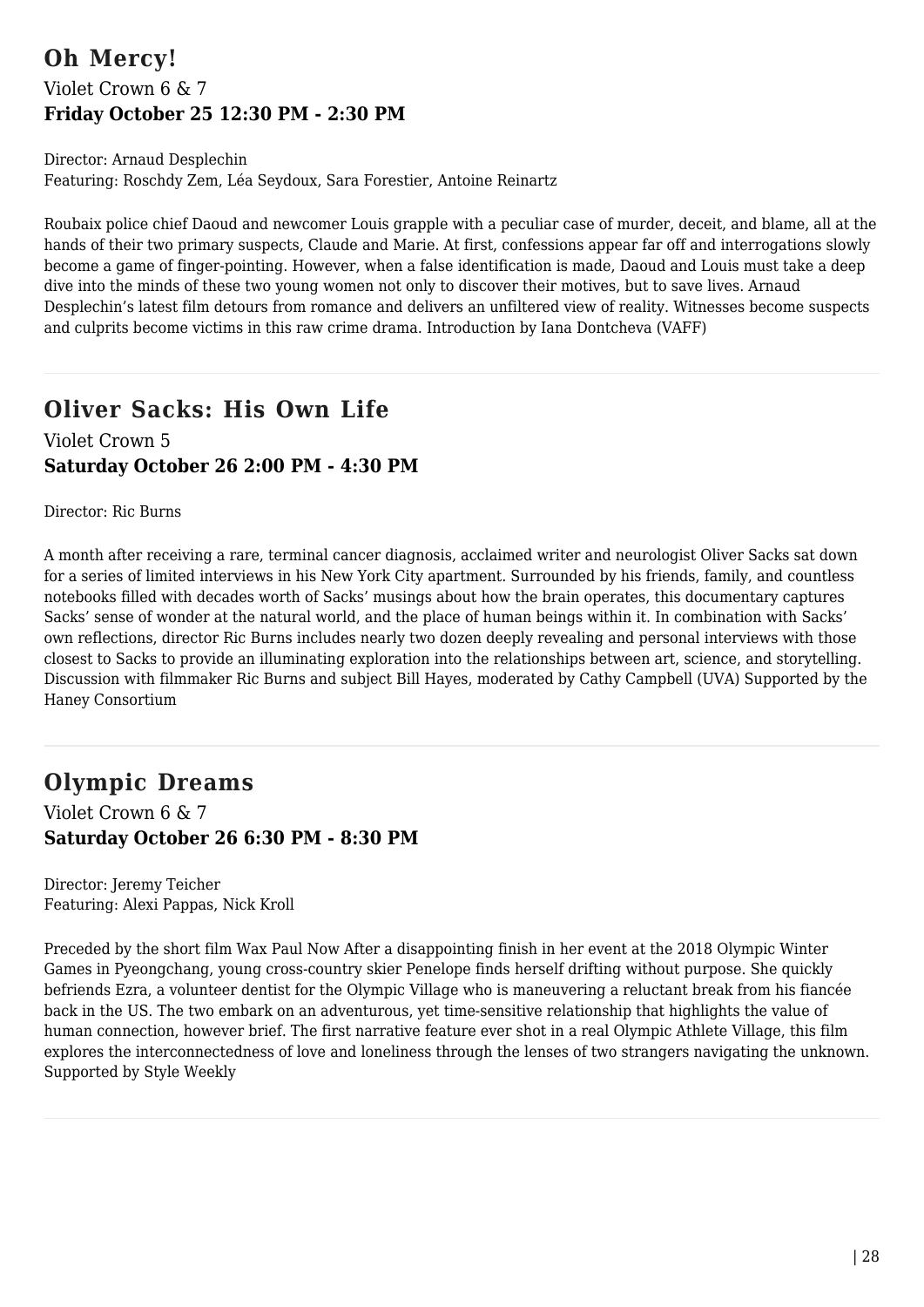## Oh Mercy!

Violet Crown 6 & 7

**Friday October 25 12:30 PM - 2:30 PM**

Director: Arnaud Desplechin
Featuring: Roschdy Zem, Léa Seydoux, Sara Forestier, Antoine Reinartz

Roubaix police chief Daoud and newcomer Louis grapple with a peculiar case of murder, deceit, and blame, all at the hands of their two primary suspects, Claude and Marie. At first, confessions appear far off and interrogations slowly become a game of finger-pointing. However, when a false identification is made, Daoud and Louis must take a deep dive into the minds of these two young women not only to discover their motives, but to save lives. Arnaud Desplechin's latest film detours from romance and delivers an unfiltered view of reality. Witnesses become suspects and culprits become victims in this raw crime drama. Introduction by Iana Dontcheva (VAFF)

---

## Oliver Sacks: His Own Life

Violet Crown 5

**Saturday October 26 2:00 PM - 4:30 PM**

Director: Ric Burns

A month after receiving a rare, terminal cancer diagnosis, acclaimed writer and neurologist Oliver Sacks sat down for a series of limited interviews in his New York City apartment. Surrounded by his friends, family, and countless notebooks filled with decades worth of Sacks' musings about how the brain operates, this documentary captures Sacks' sense of wonder at the natural world, and the place of human beings within it. In combination with Sacks' own reflections, director Ric Burns includes nearly two dozen deeply revealing and personal interviews with those closest to Sacks to provide an illuminating exploration into the relationships between art, science, and storytelling. Discussion with filmmaker Ric Burns and subject Bill Hayes, moderated by Cathy Campbell (UVA) Supported by the Haney Consortium

---

## Olympic Dreams

Violet Crown 6 & 7

**Saturday October 26 6:30 PM - 8:30 PM**

Director: Jeremy Teicher
Featuring: Alexi Pappas, Nick Kroll

Preceded by the short film Wax Paul Now After a disappointing finish in her event at the 2018 Olympic Winter Games in Pyeongchang, young cross-country skier Penelope finds herself drifting without purpose. She quickly befriends Ezra, a volunteer dentist for the Olympic Village who is maneuvering a reluctant break from his fiancée back in the US. The two embark on an adventurous, yet time-sensitive relationship that highlights the value of human connection, however brief. The first narrative feature ever shot in a real Olympic Athlete Village, this film explores the interconnectedness of love and loneliness through the lenses of two strangers navigating the unknown. Supported by Style Weekly

---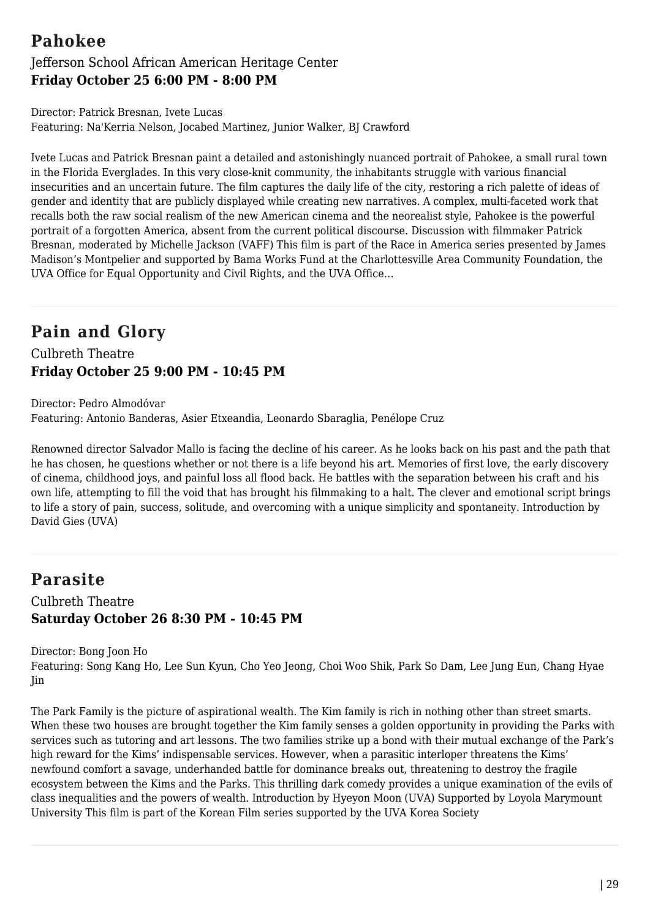## Pahokee

Jefferson School African American Heritage Center
**Friday October 25 6:00 PM - 8:00 PM**

Director: Patrick Bresnan, Ivete Lucas
Featuring: Na'Kerria Nelson, Jocabed Martinez, Junior Walker, BJ Crawford

Ivete Lucas and Patrick Bresnan paint a detailed and astonishingly nuanced portrait of Pahokee, a small rural town in the Florida Everglades. In this very close-knit community, the inhabitants struggle with various financial insecurities and an uncertain future. The film captures the daily life of the city, restoring a rich palette of ideas of gender and identity that are publicly displayed while creating new narratives. A complex, multi-faceted work that recalls both the raw social realism of the new American cinema and the neorealist style, Pahokee is the powerful portrait of a forgotten America, absent from the current political discourse. Discussion with filmmaker Patrick Bresnan, moderated by Michelle Jackson (VAFF) This film is part of the Race in America series presented by James Madison's Montpelier and supported by Bama Works Fund at the Charlottesville Area Community Foundation, the UVA Office for Equal Opportunity and Civil Rights, and the UVA Office…

---

## Pain and Glory

Culbreth Theatre
**Friday October 25 9:00 PM - 10:45 PM**

Director: Pedro Almodóvar
Featuring: Antonio Banderas, Asier Etxeandia, Leonardo Sbaraglia, Penélope Cruz

Renowned director Salvador Mallo is facing the decline of his career. As he looks back on his past and the path that he has chosen, he questions whether or not there is a life beyond his art. Memories of first love, the early discovery of cinema, childhood joys, and painful loss all flood back. He battles with the separation between his craft and his own life, attempting to fill the void that has brought his filmmaking to a halt. The clever and emotional script brings to life a story of pain, success, solitude, and overcoming with a unique simplicity and spontaneity. Introduction by David Gies (UVA)

---

## Parasite

Culbreth Theatre
**Saturday October 26 8:30 PM - 10:45 PM**

Director: Bong Joon Ho
Featuring: Song Kang Ho, Lee Sun Kyun, Cho Yeo Jeong, Choi Woo Shik, Park So Dam, Lee Jung Eun, Chang Hyae Jin

The Park Family is the picture of aspirational wealth. The Kim family is rich in nothing other than street smarts. When these two houses are brought together the Kim family senses a golden opportunity in providing the Parks with services such as tutoring and art lessons. The two families strike up a bond with their mutual exchange of the Park's high reward for the Kims' indispensable services. However, when a parasitic interloper threatens the Kims' newfound comfort a savage, underhanded battle for dominance breaks out, threatening to destroy the fragile ecosystem between the Kims and the Parks. This thrilling dark comedy provides a unique examination of the evils of class inequalities and the powers of wealth. Introduction by Hyeyon Moon (UVA) Supported by Loyola Marymount University This film is part of the Korean Film series supported by the UVA Korea Society

---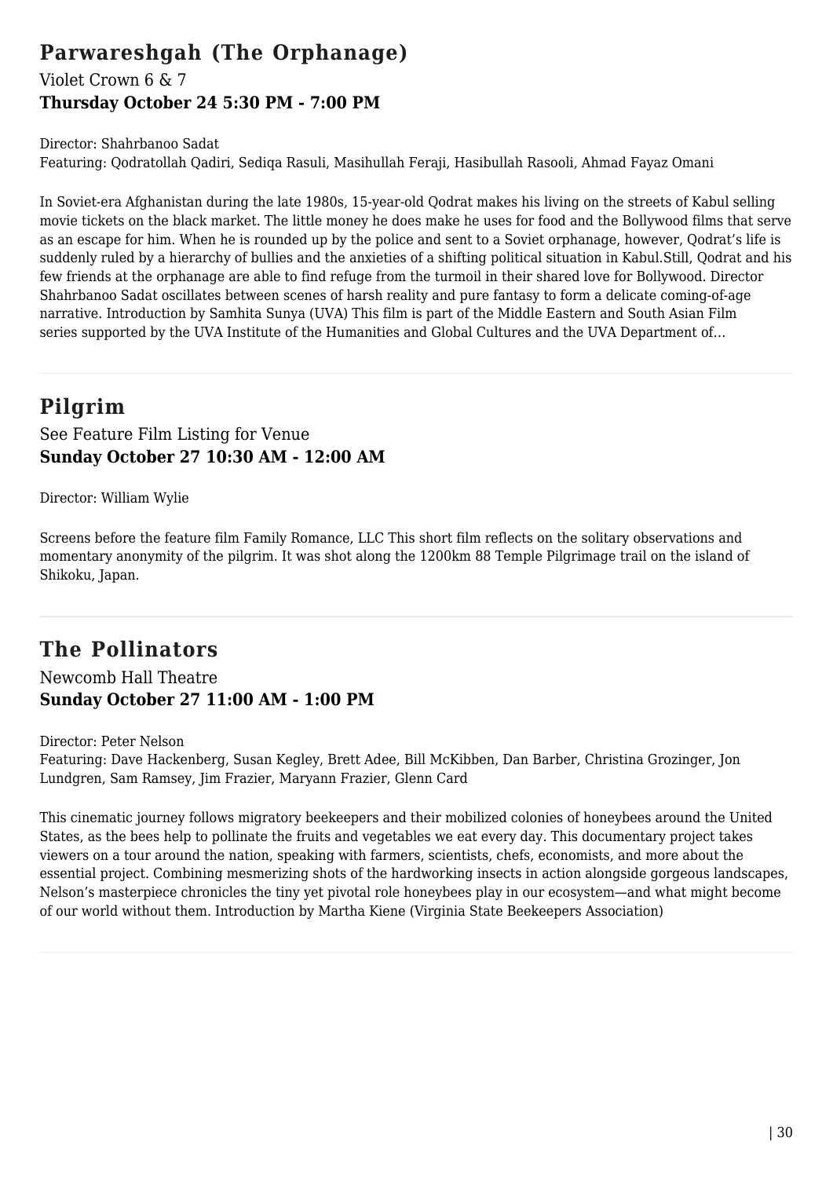## Parwareshgah (The Orphanage)

Violet Crown 6 & 7

**Thursday October 24 5:30 PM - 7:00 PM**

Director: Shahrbanoo Sadat
Featuring: Qodratollah Qadiri, Sediqa Rasuli, Masihullah Feraji, Hasibullah Rasooli, Ahmad Fayaz Omani

In Soviet-era Afghanistan during the late 1980s, 15-year-old Qodrat makes his living on the streets of Kabul selling movie tickets on the black market. The little money he does make he uses for food and the Bollywood films that serve as an escape for him. When he is rounded up by the police and sent to a Soviet orphanage, however, Qodrat's life is suddenly ruled by a hierarchy of bullies and the anxieties of a shifting political situation in Kabul.Still, Qodrat and his few friends at the orphanage are able to find refuge from the turmoil in their shared love for Bollywood. Director Shahrbanoo Sadat oscillates between scenes of harsh reality and pure fantasy to form a delicate coming-of-age narrative. Introduction by Samhita Sunya (UVA) This film is part of the Middle Eastern and South Asian Film series supported by the UVA Institute of the Humanities and Global Cultures and the UVA Department of...

---

## Pilgrim

See Feature Film Listing for Venue

**Sunday October 27 10:30 AM - 12:00 AM**

Director: William Wylie

Screens before the feature film Family Romance, LLC This short film reflects on the solitary observations and momentary anonymity of the pilgrim. It was shot along the 1200km 88 Temple Pilgrimage trail on the island of Shikoku, Japan.

---

## The Pollinators

Newcomb Hall Theatre

**Sunday October 27 11:00 AM - 1:00 PM**

Director: Peter Nelson
Featuring: Dave Hackenberg, Susan Kegley, Brett Adee, Bill McKibben, Dan Barber, Christina Grozinger, Jon Lundgren, Sam Ramsey, Jim Frazier, Maryann Frazier, Glenn Card

This cinematic journey follows migratory beekeepers and their mobilized colonies of honeybees around the United States, as the bees help to pollinate the fruits and vegetables we eat every day. This documentary project takes viewers on a tour around the nation, speaking with farmers, scientists, chefs, economists, and more about the essential project. Combining mesmerizing shots of the hardworking insects in action alongside gorgeous landscapes, Nelson's masterpiece chronicles the tiny yet pivotal role honeybees play in our ecosystem—and what might become of our world without them. Introduction by Martha Kiene (Virginia State Beekeepers Association)

---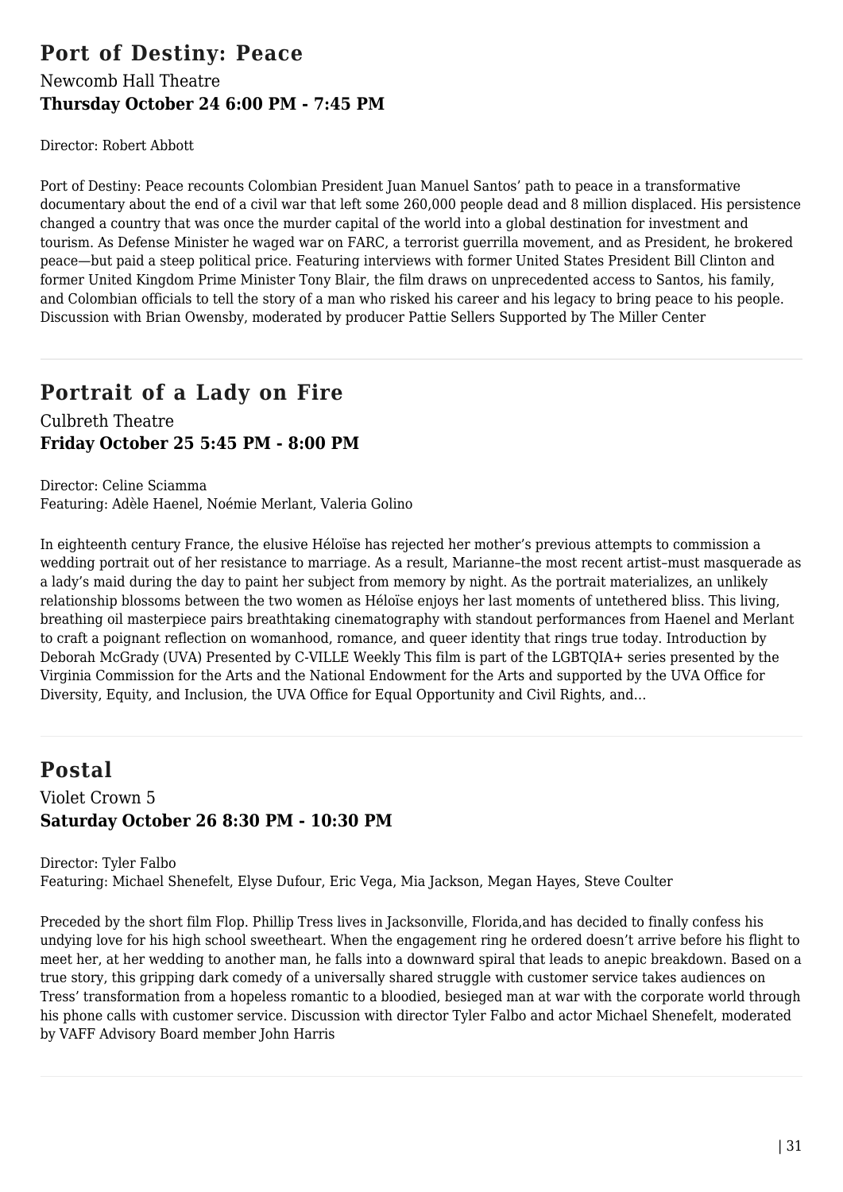## Port of Destiny: Peace

Newcomb Hall Theatre

**Thursday October 24 6:00 PM - 7:45 PM**

Director: Robert Abbott

Port of Destiny: Peace recounts Colombian President Juan Manuel Santos' path to peace in a transformative documentary about the end of a civil war that left some 260,000 people dead and 8 million displaced. His persistence changed a country that was once the murder capital of the world into a global destination for investment and tourism. As Defense Minister he waged war on FARC, a terrorist guerrilla movement, and as President, he brokered peace—but paid a steep political price. Featuring interviews with former United States President Bill Clinton and former United Kingdom Prime Minister Tony Blair, the film draws on unprecedented access to Santos, his family, and Colombian officials to tell the story of a man who risked his career and his legacy to bring peace to his people. Discussion with Brian Owensby, moderated by producer Pattie Sellers Supported by The Miller Center

---

## Portrait of a Lady on Fire

Culbreth Theatre

**Friday October 25 5:45 PM - 8:00 PM**

Director: Celine Sciamma
Featuring: Adèle Haenel, Noémie Merlant, Valeria Golino

In eighteenth century France, the elusive Héloïse has rejected her mother's previous attempts to commission a wedding portrait out of her resistance to marriage. As a result, Marianne–the most recent artist–must masquerade as a lady's maid during the day to paint her subject from memory by night. As the portrait materializes, an unlikely relationship blossoms between the two women as Héloïse enjoys her last moments of untethered bliss. This living, breathing oil masterpiece pairs breathtaking cinematography with standout performances from Haenel and Merlant to craft a poignant reflection on womanhood, romance, and queer identity that rings true today. Introduction by Deborah McGrady (UVA) Presented by C-VILLE Weekly This film is part of the LGBTQIA+ series presented by the Virginia Commission for the Arts and the National Endowment for the Arts and supported by the UVA Office for Diversity, Equity, and Inclusion, the UVA Office for Equal Opportunity and Civil Rights, and...

---

## Postal

Violet Crown 5

**Saturday October 26 8:30 PM - 10:30 PM**

Director: Tyler Falbo
Featuring: Michael Shenefelt, Elyse Dufour, Eric Vega, Mia Jackson, Megan Hayes, Steve Coulter

Preceded by the short film Flop. Phillip Tress lives in Jacksonville, Florida,and has decided to finally confess his undying love for his high school sweetheart. When the engagement ring he ordered doesn't arrive before his flight to meet her, at her wedding to another man, he falls into a downward spiral that leads to anepic breakdown. Based on a true story, this gripping dark comedy of a universally shared struggle with customer service takes audiences on Tress' transformation from a hopeless romantic to a bloodied, besieged man at war with the corporate world through his phone calls with customer service. Discussion with director Tyler Falbo and actor Michael Shenefelt, moderated by VAFF Advisory Board member John Harris

---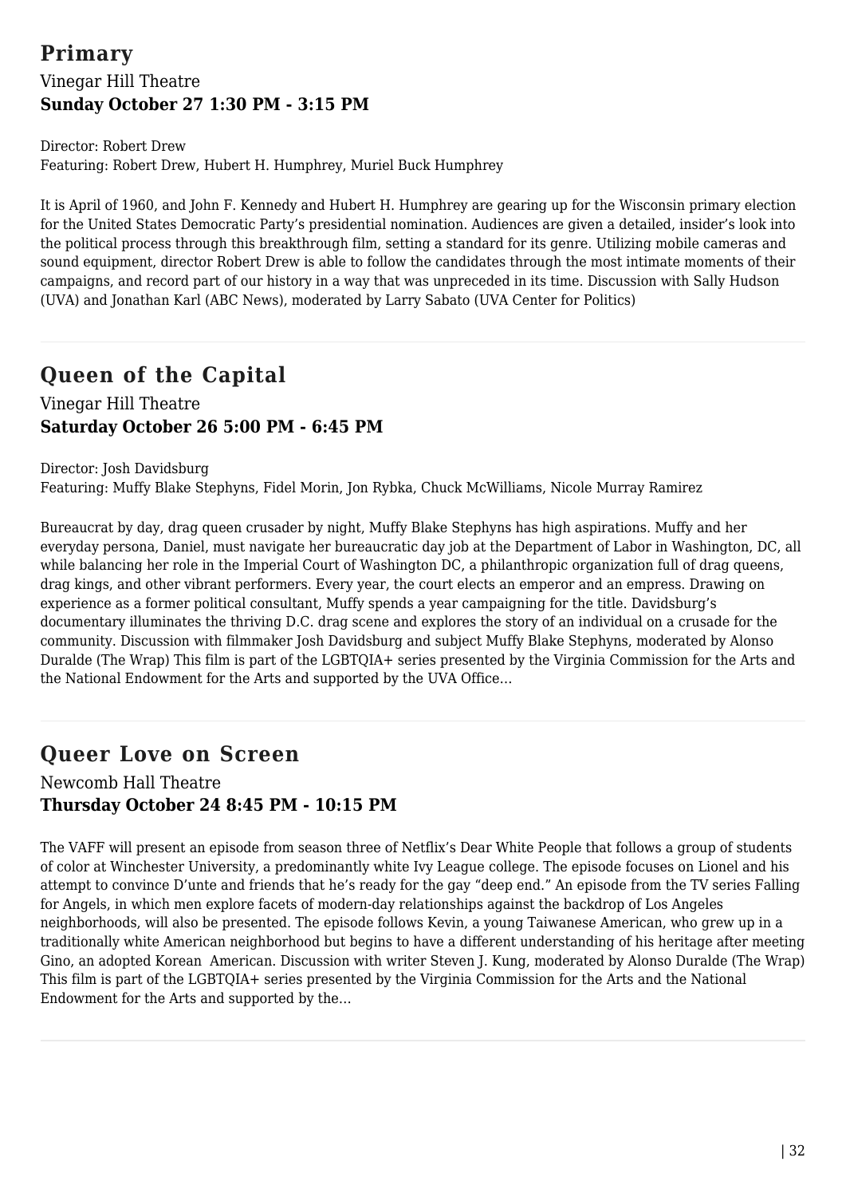## Primary

Vinegar Hill Theatre

**Sunday October 27 1:30 PM - 3:15 PM**

Director: Robert Drew
Featuring: Robert Drew, Hubert H. Humphrey, Muriel Buck Humphrey

It is April of 1960, and John F. Kennedy and Hubert H. Humphrey are gearing up for the Wisconsin primary election for the United States Democratic Party's presidential nomination. Audiences are given a detailed, insider's look into the political process through this breakthrough film, setting a standard for its genre. Utilizing mobile cameras and sound equipment, director Robert Drew is able to follow the candidates through the most intimate moments of their campaigns, and record part of our history in a way that was unprecedented in its time. Discussion with Sally Hudson (UVA) and Jonathan Karl (ABC News), moderated by Larry Sabato (UVA Center for Politics)

---

## Queen of the Capital

Vinegar Hill Theatre

**Saturday October 26 5:00 PM - 6:45 PM**

Director: Josh Davidsburg
Featuring: Muffy Blake Stephyns, Fidel Morin, Jon Rybka, Chuck McWilliams, Nicole Murray Ramirez

Bureaucrat by day, drag queen crusader by night, Muffy Blake Stephyns has high aspirations. Muffy and her everyday persona, Daniel, must navigate her bureaucratic day job at the Department of Labor in Washington, DC, all while balancing her role in the Imperial Court of Washington DC, a philanthropic organization full of drag queens, drag kings, and other vibrant performers. Every year, the court elects an emperor and an empress. Drawing on experience as a former political consultant, Muffy spends a year campaigning for the title. Davidsburg's documentary illuminates the thriving D.C. drag scene and explores the story of an individual on a crusade for the community. Discussion with filmmaker Josh Davidsburg and subject Muffy Blake Stephyns, moderated by Alonso Duralde (The Wrap) This film is part of the LGBTQIA+ series presented by the Virginia Commission for the Arts and the National Endowment for the Arts and supported by the UVA Office...

---

## Queer Love on Screen

Newcomb Hall Theatre

**Thursday October 24 8:45 PM - 10:15 PM**

The VAFF will present an episode from season three of Netflix's Dear White People that follows a group of students of color at Winchester University, a predominantly white Ivy League college. The episode focuses on Lionel and his attempt to convince D'unte and friends that he's ready for the gay "deep end." An episode from the TV series Falling for Angels, in which men explore facets of modern-day relationships against the backdrop of Los Angeles neighborhoods, will also be presented. The episode follows Kevin, a young Taiwanese American, who grew up in a traditionally white American neighborhood but begins to have a different understanding of his heritage after meeting Gino, an adopted Korean American. Discussion with writer Steven J. Kung, moderated by Alonso Duralde (The Wrap) This film is part of the LGBTQIA+ series presented by the Virginia Commission for the Arts and the National Endowment for the Arts and supported by the...

---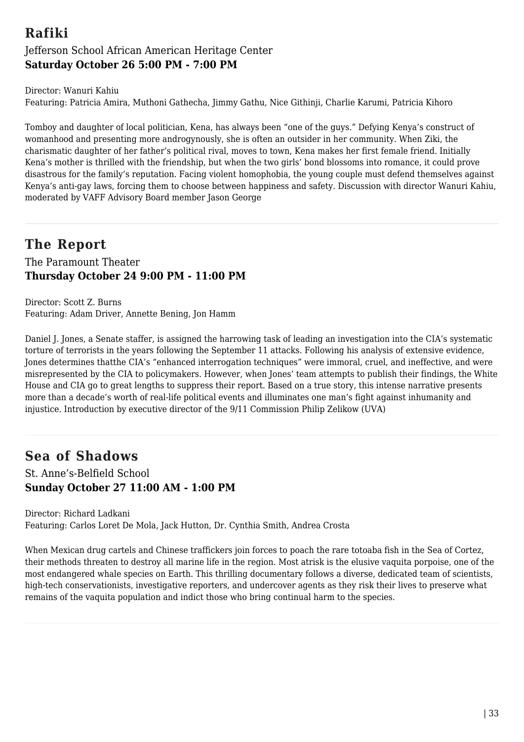## Rafiki

Jefferson School African American Heritage Center
**Saturday October 26 5:00 PM - 7:00 PM**

Director: Wanuri Kahiu
Featuring: Patricia Amira, Muthoni Gathecha, Jimmy Gathu, Nice Githinji, Charlie Karumi, Patricia Kihoro

Tomboy and daughter of local politician, Kena, has always been "one of the guys." Defying Kenya's construct of womanhood and presenting more androgynously, she is often an outsider in her community. When Ziki, the charismatic daughter of her father's political rival, moves to town, Kena makes her first female friend. Initially Kena's mother is thrilled with the friendship, but when the two girls' bond blossoms into romance, it could prove disastrous for the family's reputation. Facing violent homophobia, the young couple must defend themselves against Kenya's anti-gay laws, forcing them to choose between happiness and safety. Discussion with director Wanuri Kahiu, moderated by VAFF Advisory Board member Jason George

---

## The Report

The Paramount Theater
**Thursday October 24 9:00 PM - 11:00 PM**

Director: Scott Z. Burns
Featuring: Adam Driver, Annette Bening, Jon Hamm

Daniel J. Jones, a Senate staffer, is assigned the harrowing task of leading an investigation into the CIA's systematic torture of terrorists in the years following the September 11 attacks. Following his analysis of extensive evidence, Jones determines thatthe CIA's "enhanced interrogation techniques" were immoral, cruel, and ineffective, and were misrepresented by the CIA to policymakers. However, when Jones' team attempts to publish their findings, the White House and CIA go to great lengths to suppress their report. Based on a true story, this intense narrative presents more than a decade's worth of real-life political events and illuminates one man's fight against inhumanity and injustice. Introduction by executive director of the 9/11 Commission Philip Zelikow (UVA)

---

## Sea of Shadows

St. Anne's-Belfield School
**Sunday October 27 11:00 AM - 1:00 PM**

Director: Richard Ladkani
Featuring: Carlos Loret De Mola, Jack Hutton, Dr. Cynthia Smith, Andrea Crosta

When Mexican drug cartels and Chinese traffickers join forces to poach the rare totoaba fish in the Sea of Cortez, their methods threaten to destroy all marine life in the region. Most atrisk is the elusive vaquita porpoise, one of the most endangered whale species on Earth. This thrilling documentary follows a diverse, dedicated team of scientists, high-tech conservationists, investigative reporters, and undercover agents as they risk their lives to preserve what remains of the vaquita population and indict those who bring continual harm to the species.

---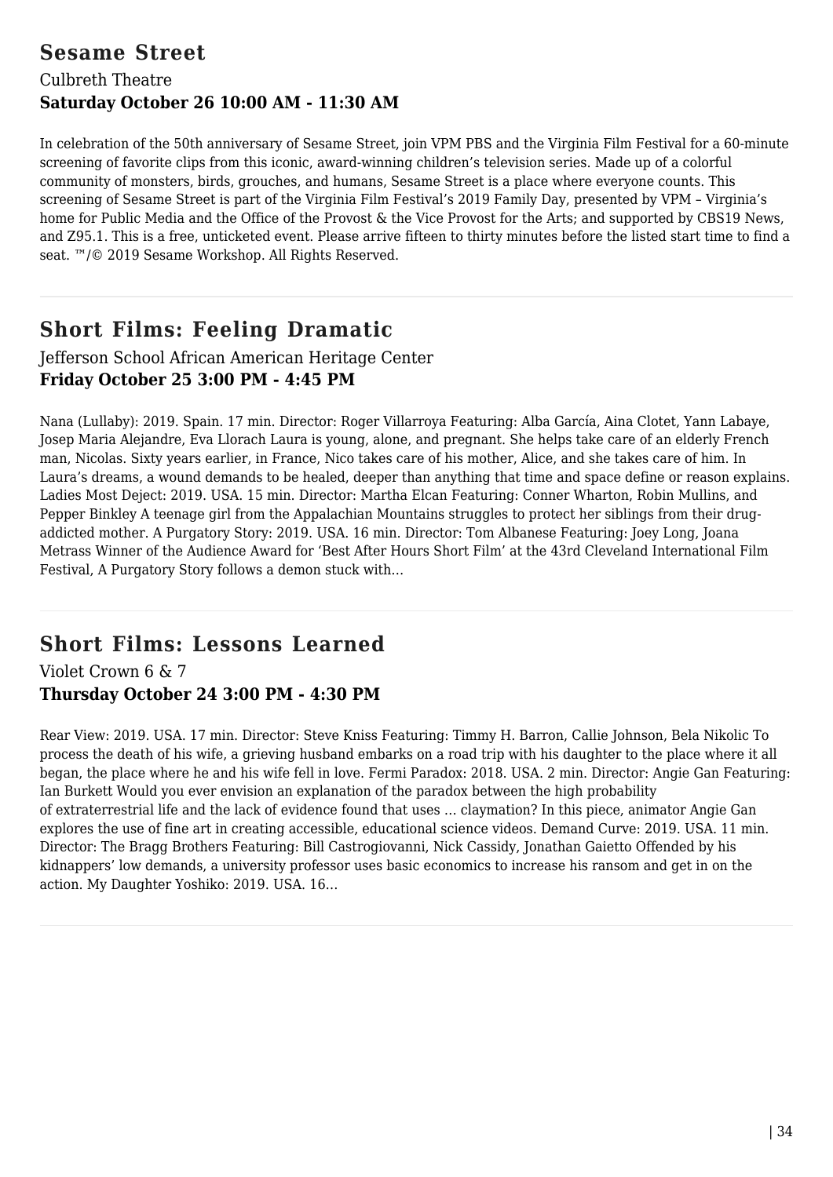## Sesame Street

Culbreth Theatre

**Saturday October 26 10:00 AM - 11:30 AM**

In celebration of the 50th anniversary of Sesame Street, join VPM PBS and the Virginia Film Festival for a 60-minute screening of favorite clips from this iconic, award-winning children's television series. Made up of a colorful community of monsters, birds, grouches, and humans, Sesame Street is a place where everyone counts. This screening of Sesame Street is part of the Virginia Film Festival's 2019 Family Day, presented by VPM – Virginia's home for Public Media and the Office of the Provost & the Vice Provost for the Arts; and supported by CBS19 News, and Z95.1. This is a free, unticketed event. Please arrive fifteen to thirty minutes before the listed start time to find a seat. ™/© 2019 Sesame Workshop. All Rights Reserved.

---

## Short Films: Feeling Dramatic

Jefferson School African American Heritage Center

**Friday October 25 3:00 PM - 4:45 PM**

Nana (Lullaby): 2019. Spain. 17 min. Director: Roger Villarroya Featuring: Alba García, Aina Clotet, Yann Labaye, Josep Maria Alejandre, Eva Llorach Laura is young, alone, and pregnant. She helps take care of an elderly French man, Nicolas. Sixty years earlier, in France, Nico takes care of his mother, Alice, and she takes care of him. In Laura's dreams, a wound demands to be healed, deeper than anything that time and space define or reason explains. Ladies Most Deject: 2019. USA. 15 min. Director: Martha Elcan Featuring: Conner Wharton, Robin Mullins, and Pepper Binkley A teenage girl from the Appalachian Mountains struggles to protect her siblings from their drug-addicted mother. A Purgatory Story: 2019. USA. 16 min. Director: Tom Albanese Featuring: Joey Long, Joana Metrass Winner of the Audience Award for 'Best After Hours Short Film' at the 43rd Cleveland International Film Festival, A Purgatory Story follows a demon stuck with...

---

## Short Films: Lessons Learned

Violet Crown 6 & 7

**Thursday October 24 3:00 PM - 4:30 PM**

Rear View: 2019. USA. 17 min. Director: Steve Kniss Featuring: Timmy H. Barron, Callie Johnson, Bela Nikolic To process the death of his wife, a grieving husband embarks on a road trip with his daughter to the place where it all began, the place where he and his wife fell in love. Fermi Paradox: 2018. USA. 2 min. Director: Angie Gan Featuring: Ian Burkett Would you ever envision an explanation of the paradox between the high probability of extraterrestrial life and the lack of evidence found that uses … claymation? In this piece, animator Angie Gan explores the use of fine art in creating accessible, educational science videos. Demand Curve: 2019. USA. 11 min. Director: The Bragg Brothers Featuring: Bill Castrogiovanni, Nick Cassidy, Jonathan Gaietto Offended by his kidnappers' low demands, a university professor uses basic economics to increase his ransom and get in on the action. My Daughter Yoshiko: 2019. USA. 16...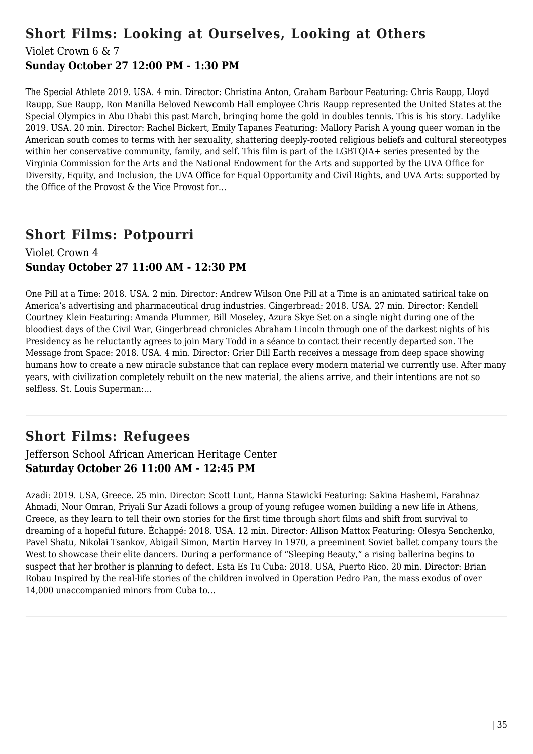## Short Films: Looking at Ourselves, Looking at Others

Violet Crown 6 & 7

**Sunday October 27 12:00 PM - 1:30 PM**

The Special Athlete 2019. USA. 4 min. Director: Christina Anton, Graham Barbour Featuring: Chris Raupp, Lloyd Raupp, Sue Raupp, Ron Manilla Beloved Newcomb Hall employee Chris Raupp represented the United States at the Special Olympics in Abu Dhabi this past March, bringing home the gold in doubles tennis. This is his story. Ladylike 2019. USA. 20 min. Director: Rachel Bickert, Emily Tapanes Featuring: Mallory Parish A young queer woman in the American south comes to terms with her sexuality, shattering deeply-rooted religious beliefs and cultural stereotypes within her conservative community, family, and self. This film is part of the LGBTQIA+ series presented by the Virginia Commission for the Arts and the National Endowment for the Arts and supported by the UVA Office for Diversity, Equity, and Inclusion, the UVA Office for Equal Opportunity and Civil Rights, and UVA Arts: supported by the Office of the Provost & the Vice Provost for...

## Short Films: Potpourri

Violet Crown 4

**Sunday October 27 11:00 AM - 12:30 PM**

One Pill at a Time: 2018. USA. 2 min. Director: Andrew Wilson One Pill at a Time is an animated satirical take on America's advertising and pharmaceutical drug industries. Gingerbread: 2018. USA. 27 min. Director: Kendell Courtney Klein Featuring: Amanda Plummer, Bill Moseley, Azura Skye Set on a single night during one of the bloodiest days of the Civil War, Gingerbread chronicles Abraham Lincoln through one of the darkest nights of his Presidency as he reluctantly agrees to join Mary Todd in a séance to contact their recently departed son. The Message from Space: 2018. USA. 4 min. Director: Grier Dill Earth receives a message from deep space showing humans how to create a new miracle substance that can replace every modern material we currently use. After many years, with civilization completely rebuilt on the new material, the aliens arrive, and their intentions are not so selfless. St. Louis Superman:...

## Short Films: Refugees

Jefferson School African American Heritage Center

**Saturday October 26 11:00 AM - 12:45 PM**

Azadi: 2019. USA, Greece. 25 min. Director: Scott Lunt, Hanna Stawicki Featuring: Sakina Hashemi, Farahnaz Ahmadi, Nour Omran, Priyali Sur Azadi follows a group of young refugee women building a new life in Athens, Greece, as they learn to tell their own stories for the first time through short films and shift from survival to dreaming of a hopeful future. Échappé: 2018. USA. 12 min. Director: Allison Mattox Featuring: Olesya Senchenko, Pavel Shatu, Nikolai Tsankov, Abigail Simon, Martin Harvey In 1970, a preeminent Soviet ballet company tours the West to showcase their elite dancers. During a performance of "Sleeping Beauty," a rising ballerina begins to suspect that her brother is planning to defect. Esta Es Tu Cuba: 2018. USA, Puerto Rico. 20 min. Director: Brian Robau Inspired by the real-life stories of the children involved in Operation Pedro Pan, the mass exodus of over 14,000 unaccompanied minors from Cuba to...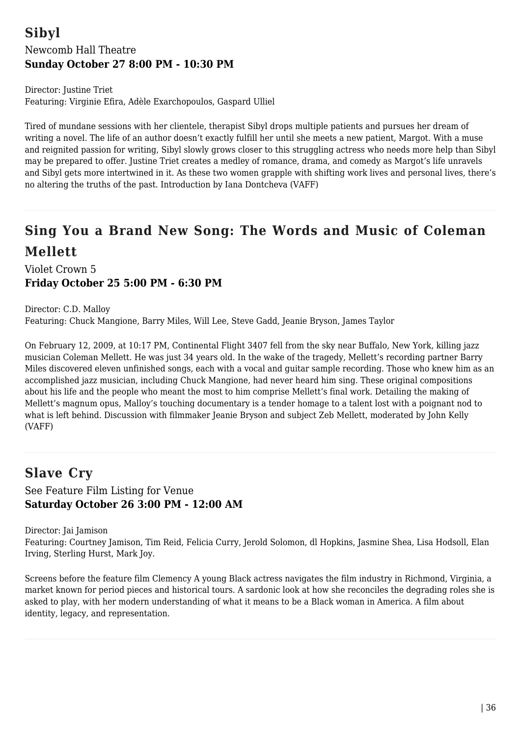## Sibyl

Newcomb Hall Theatre

**Sunday October 27 8:00 PM - 10:30 PM**

Director: Justine Triet
Featuring: Virginie Efira, Adèle Exarchopoulos, Gaspard Ulliel

Tired of mundane sessions with her clientele, therapist Sibyl drops multiple patients and pursues her dream of writing a novel. The life of an author doesn't exactly fulfill her until she meets a new patient, Margot. With a muse and reignited passion for writing, Sibyl slowly grows closer to this struggling actress who needs more help than Sibyl may be prepared to offer. Justine Triet creates a medley of romance, drama, and comedy as Margot's life unravels and Sibyl gets more intertwined in it. As these two women grapple with shifting work lives and personal lives, there's no altering the truths of the past. Introduction by Iana Dontcheva (VAFF)

---

## Sing You a Brand New Song: The Words and Music of Coleman Mellett

Violet Crown 5

**Friday October 25 5:00 PM - 6:30 PM**

Director: C.D. Malloy
Featuring: Chuck Mangione, Barry Miles, Will Lee, Steve Gadd, Jeanie Bryson, James Taylor

On February 12, 2009, at 10:17 PM, Continental Flight 3407 fell from the sky near Buffalo, New York, killing jazz musician Coleman Mellett. He was just 34 years old. In the wake of the tragedy, Mellett's recording partner Barry Miles discovered eleven unfinished songs, each with a vocal and guitar sample recording. Those who knew him as an accomplished jazz musician, including Chuck Mangione, had never heard him sing. These original compositions about his life and the people who meant the most to him comprise Mellett's final work. Detailing the making of Mellett's magnum opus, Malloy's touching documentary is a tender homage to a talent lost with a poignant nod to what is left behind. Discussion with filmmaker Jeanie Bryson and subject Zeb Mellett, moderated by John Kelly (VAFF)

---

## Slave Cry

See Feature Film Listing for Venue

**Saturday October 26 3:00 PM - 12:00 AM**

Director: Jai Jamison
Featuring: Courtney Jamison, Tim Reid, Felicia Curry, Jerold Solomon, dl Hopkins, Jasmine Shea, Lisa Hodsoll, Elan Irving, Sterling Hurst, Mark Joy.

Screens before the feature film Clemency A young Black actress navigates the film industry in Richmond, Virginia, a market known for period pieces and historical tours. A sardonic look at how she reconciles the degrading roles she is asked to play, with her modern understanding of what it means to be a Black woman in America. A film about identity, legacy, and representation.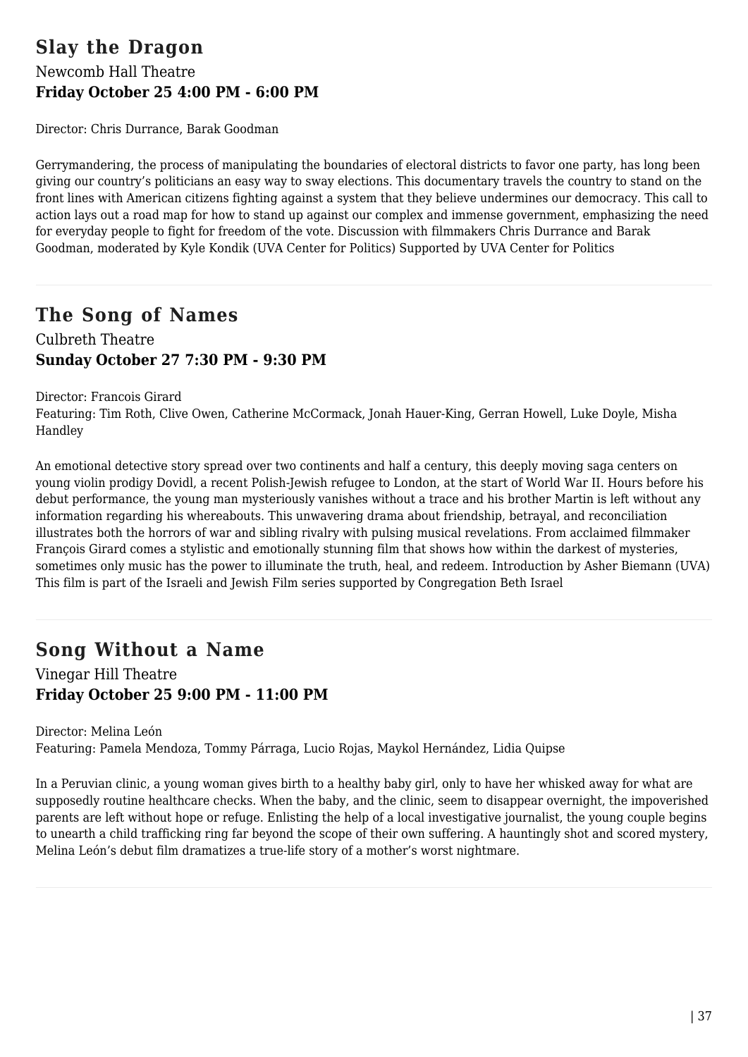## Slay the Dragon

Newcomb Hall Theatre

**Friday October 25 4:00 PM - 6:00 PM**

Director: Chris Durrance, Barak Goodman

Gerrymandering, the process of manipulating the boundaries of electoral districts to favor one party, has long been giving our country's politicians an easy way to sway elections. This documentary travels the country to stand on the front lines with American citizens fighting against a system that they believe undermines our democracy. This call to action lays out a road map for how to stand up against our complex and immense government, emphasizing the need for everyday people to fight for freedom of the vote. Discussion with filmmakers Chris Durrance and Barak Goodman, moderated by Kyle Kondik (UVA Center for Politics) Supported by UVA Center for Politics

---

## The Song of Names

Culbreth Theatre

**Sunday October 27 7:30 PM - 9:30 PM**

Director: Francois Girard

Featuring: Tim Roth, Clive Owen, Catherine McCormack, Jonah Hauer-King, Gerran Howell, Luke Doyle, Misha Handley

An emotional detective story spread over two continents and half a century, this deeply moving saga centers on young violin prodigy Dovidl, a recent Polish-Jewish refugee to London, at the start of World War II. Hours before his debut performance, the young man mysteriously vanishes without a trace and his brother Martin is left without any information regarding his whereabouts. This unwavering drama about friendship, betrayal, and reconciliation illustrates both the horrors of war and sibling rivalry with pulsing musical revelations. From acclaimed filmmaker François Girard comes a stylistic and emotionally stunning film that shows how within the darkest of mysteries, sometimes only music has the power to illuminate the truth, heal, and redeem. Introduction by Asher Biemann (UVA) This film is part of the Israeli and Jewish Film series supported by Congregation Beth Israel

---

## Song Without a Name

Vinegar Hill Theatre

**Friday October 25 9:00 PM - 11:00 PM**

Director: Melina León

Featuring: Pamela Mendoza, Tommy Párraga, Lucio Rojas, Maykol Hernández, Lidia Quipse

In a Peruvian clinic, a young woman gives birth to a healthy baby girl, only to have her whisked away for what are supposedly routine healthcare checks. When the baby, and the clinic, seem to disappear overnight, the impoverished parents are left without hope or refuge. Enlisting the help of a local investigative journalist, the young couple begins to unearth a child trafficking ring far beyond the scope of their own suffering. A hauntingly shot and scored mystery, Melina León's debut film dramatizes a true-life story of a mother's worst nightmare.

---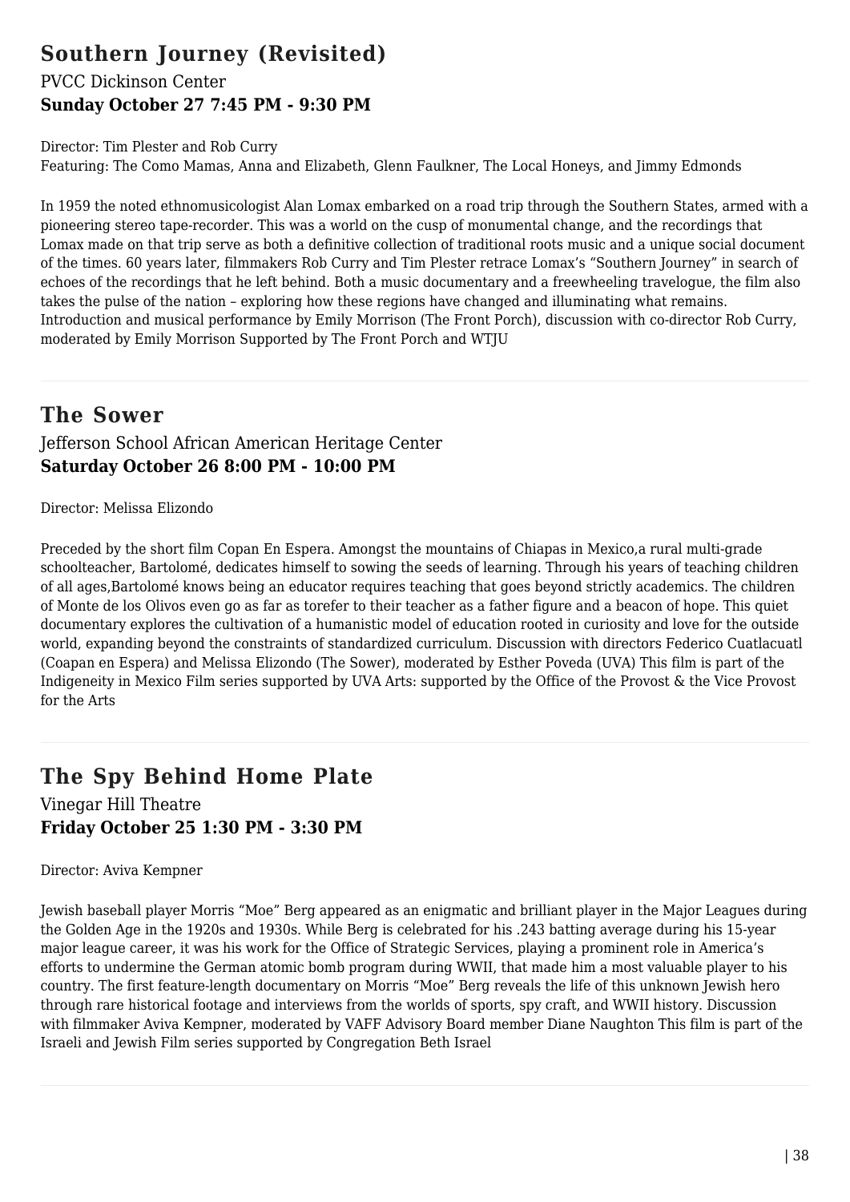## Southern Journey (Revisited)

PVCC Dickinson Center

**Sunday October 27 7:45 PM - 9:30 PM**

Director: Tim Plester and Rob Curry
Featuring: The Como Mamas, Anna and Elizabeth, Glenn Faulkner, The Local Honeys, and Jimmy Edmonds

In 1959 the noted ethnomusicologist Alan Lomax embarked on a road trip through the Southern States, armed with a pioneering stereo tape-recorder. This was a world on the cusp of monumental change, and the recordings that Lomax made on that trip serve as both a definitive collection of traditional roots music and a unique social document of the times. 60 years later, filmmakers Rob Curry and Tim Plester retrace Lomax's "Southern Journey" in search of echoes of the recordings that he left behind. Both a music documentary and a freewheeling travelogue, the film also takes the pulse of the nation – exploring how these regions have changed and illuminating what remains. Introduction and musical performance by Emily Morrison (The Front Porch), discussion with co-director Rob Curry, moderated by Emily Morrison Supported by The Front Porch and WTJU

---

## The Sower

Jefferson School African American Heritage Center

**Saturday October 26 8:00 PM - 10:00 PM**

Director: Melissa Elizondo

Preceded by the short film Copan En Espera. Amongst the mountains of Chiapas in Mexico,a rural multi-grade schoolteacher, Bartolomé, dedicates himself to sowing the seeds of learning. Through his years of teaching children of all ages,Bartolomé knows being an educator requires teaching that goes beyond strictly academics. The children of Monte de los Olivos even go as far as torefer to their teacher as a father figure and a beacon of hope. This quiet documentary explores the cultivation of a humanistic model of education rooted in curiosity and love for the outside world, expanding beyond the constraints of standardized curriculum. Discussion with directors Federico Cuatlacuatl (Coapan en Espera) and Melissa Elizondo (The Sower), moderated by Esther Poveda (UVA) This film is part of the Indigeneity in Mexico Film series supported by UVA Arts: supported by the Office of the Provost & the Vice Provost for the Arts

---

## The Spy Behind Home Plate

Vinegar Hill Theatre

**Friday October 25 1:30 PM - 3:30 PM**

Director: Aviva Kempner

Jewish baseball player Morris "Moe" Berg appeared as an enigmatic and brilliant player in the Major Leagues during the Golden Age in the 1920s and 1930s. While Berg is celebrated for his .243 batting average during his 15-year major league career, it was his work for the Office of Strategic Services, playing a prominent role in America's efforts to undermine the German atomic bomb program during WWII, that made him a most valuable player to his country. The first feature-length documentary on Morris "Moe" Berg reveals the life of this unknown Jewish hero through rare historical footage and interviews from the worlds of sports, spy craft, and WWII history. Discussion with filmmaker Aviva Kempner, moderated by VAFF Advisory Board member Diane Naughton This film is part of the Israeli and Jewish Film series supported by Congregation Beth Israel

---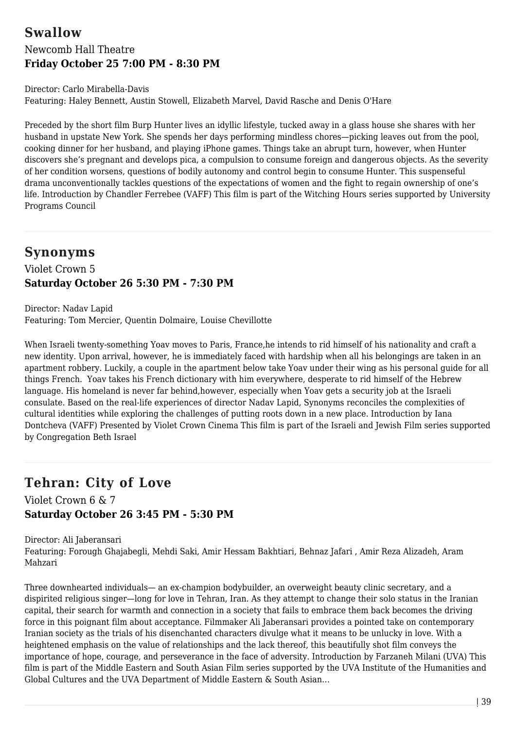## Swallow

Newcomb Hall Theatre

**Friday October 25 7:00 PM - 8:30 PM**

Director: Carlo Mirabella-Davis

Featuring: Haley Bennett, Austin Stowell, Elizabeth Marvel, David Rasche and Denis O'Hare

Preceded by the short film Burp Hunter lives an idyllic lifestyle, tucked away in a glass house she shares with her husband in upstate New York. She spends her days performing mindless chores—picking leaves out from the pool, cooking dinner for her husband, and playing iPhone games. Things take an abrupt turn, however, when Hunter discovers she's pregnant and develops pica, a compulsion to consume foreign and dangerous objects. As the severity of her condition worsens, questions of bodily autonomy and control begin to consume Hunter. This suspenseful drama unconventionally tackles questions of the expectations of women and the fight to regain ownership of one's life. Introduction by Chandler Ferrebee (VAFF) This film is part of the Witching Hours series supported by University Programs Council

## Synonyms

Violet Crown 5

**Saturday October 26 5:30 PM - 7:30 PM**

Director: Nadav Lapid

Featuring: Tom Mercier, Quentin Dolmaire, Louise Chevillotte

When Israeli twenty-something Yoav moves to Paris, France,he intends to rid himself of his nationality and craft a new identity. Upon arrival, however, he is immediately faced with hardship when all his belongings are taken in an apartment robbery. Luckily, a couple in the apartment below take Yoav under their wing as his personal guide for all things French. Yoav takes his French dictionary with him everywhere, desperate to rid himself of the Hebrew language. His homeland is never far behind,however, especially when Yoav gets a security job at the Israeli consulate. Based on the real-life experiences of director Nadav Lapid, Synonyms reconciles the complexities of cultural identities while exploring the challenges of putting roots down in a new place. Introduction by Iana Dontcheva (VAFF) Presented by Violet Crown Cinema This film is part of the Israeli and Jewish Film series supported by Congregation Beth Israel

## Tehran: City of Love

Violet Crown 6 & 7

**Saturday October 26 3:45 PM - 5:30 PM**

Director: Ali Jaberansari

Featuring: Forough Ghajabegli, Mehdi Saki, Amir Hessam Bakhtiari, Behnaz Jafari , Amir Reza Alizadeh, Aram Mahzari

Three downhearted individuals— an ex-champion bodybuilder, an overweight beauty clinic secretary, and a dispirited religious singer—long for love in Tehran, Iran. As they attempt to change their solo status in the Iranian capital, their search for warmth and connection in a society that fails to embrace them back becomes the driving force in this poignant film about acceptance. Filmmaker Ali Jaberansari provides a pointed take on contemporary Iranian society as the trials of his disenchanted characters divulge what it means to be unlucky in love. With a heightened emphasis on the value of relationships and the lack thereof, this beautifully shot film conveys the importance of hope, courage, and perseverance in the face of adversity. Introduction by Farzaneh Milani (UVA) This film is part of the Middle Eastern and South Asian Film series supported by the UVA Institute of the Humanities and Global Cultures and the UVA Department of Middle Eastern & South Asian...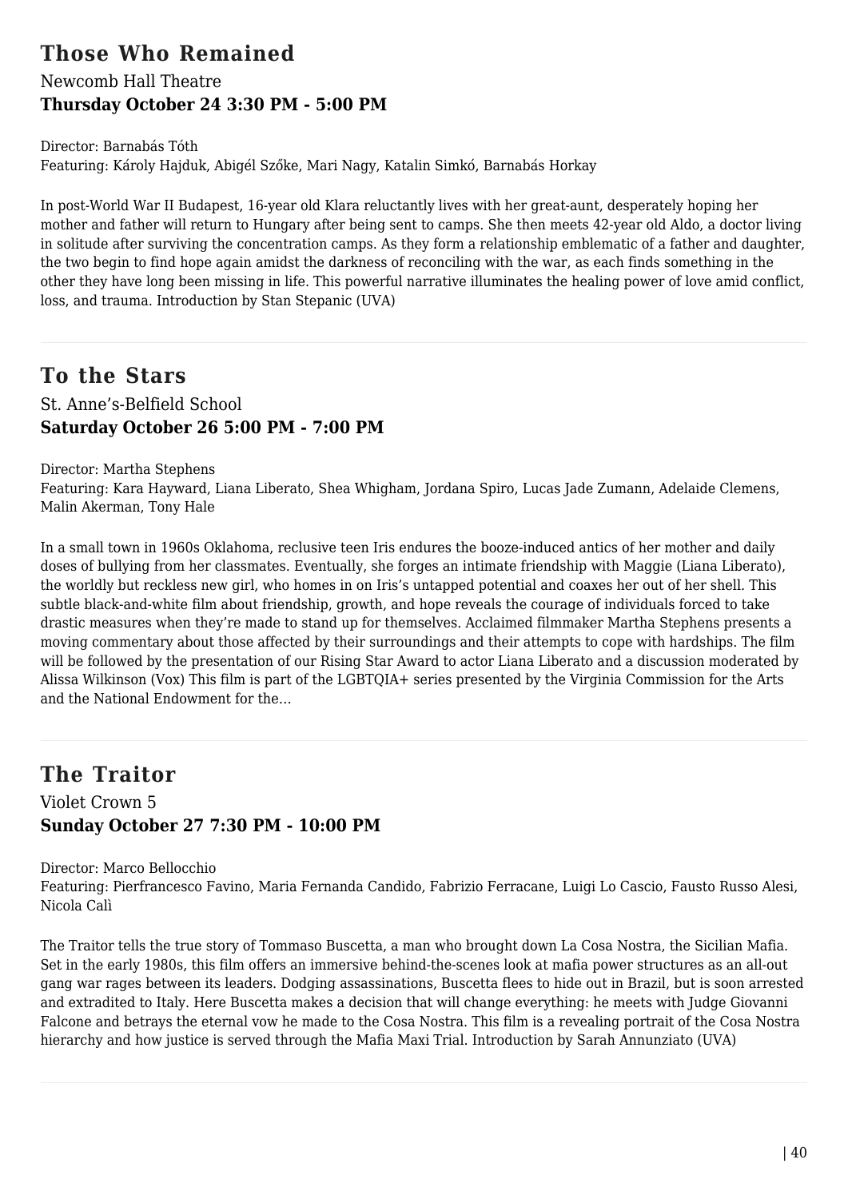## Those Who Remained

Newcomb Hall Theatre

**Thursday October 24 3:30 PM - 5:00 PM**

Director: Barnabás Tóth

Featuring: Károly Hajduk, Abigél Szőke, Mari Nagy, Katalin Simkó, Barnabás Horkay

In post-World War II Budapest, 16-year old Klara reluctantly lives with her great-aunt, desperately hoping her mother and father will return to Hungary after being sent to camps. She then meets 42-year old Aldo, a doctor living in solitude after surviving the concentration camps. As they form a relationship emblematic of a father and daughter, the two begin to find hope again amidst the darkness of reconciling with the war, as each finds something in the other they have long been missing in life. This powerful narrative illuminates the healing power of love amid conflict, loss, and trauma. Introduction by Stan Stepanic (UVA)

---

## To the Stars

St. Anne's-Belfield School

**Saturday October 26 5:00 PM - 7:00 PM**

Director: Martha Stephens

Featuring: Kara Hayward, Liana Liberato, Shea Whigham, Jordana Spiro, Lucas Jade Zumann, Adelaide Clemens, Malin Akerman, Tony Hale

In a small town in 1960s Oklahoma, reclusive teen Iris endures the booze-induced antics of her mother and daily doses of bullying from her classmates. Eventually, she forges an intimate friendship with Maggie (Liana Liberato), the worldly but reckless new girl, who homes in on Iris's untapped potential and coaxes her out of her shell. This subtle black-and-white film about friendship, growth, and hope reveals the courage of individuals forced to take drastic measures when they're made to stand up for themselves. Acclaimed filmmaker Martha Stephens presents a moving commentary about those affected by their surroundings and their attempts to cope with hardships. The film will be followed by the presentation of our Rising Star Award to actor Liana Liberato and a discussion moderated by Alissa Wilkinson (Vox) This film is part of the LGBTQIA+ series presented by the Virginia Commission for the Arts and the National Endowment for the...

---

## The Traitor

Violet Crown 5

**Sunday October 27 7:30 PM - 10:00 PM**

Director: Marco Bellocchio

Featuring: Pierfrancesco Favino, Maria Fernanda Candido, Fabrizio Ferracane, Luigi Lo Cascio, Fausto Russo Alesi, Nicola Calì

The Traitor tells the true story of Tommaso Buscetta, a man who brought down La Cosa Nostra, the Sicilian Mafia. Set in the early 1980s, this film offers an immersive behind-the-scenes look at mafia power structures as an all-out gang war rages between its leaders. Dodging assassinations, Buscetta flees to hide out in Brazil, but is soon arrested and extradited to Italy. Here Buscetta makes a decision that will change everything: he meets with Judge Giovanni Falcone and betrays the eternal vow he made to the Cosa Nostra. This film is a revealing portrait of the Cosa Nostra hierarchy and how justice is served through the Mafia Maxi Trial. Introduction by Sarah Annunziato (UVA)

---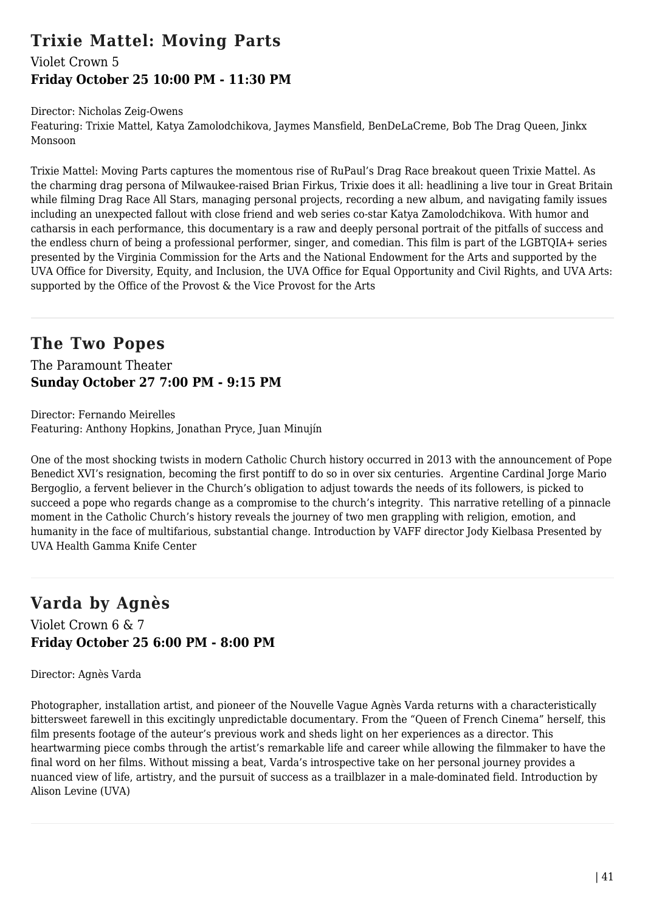## Trixie Mattel: Moving Parts

Violet Crown 5

**Friday October 25 10:00 PM - 11:30 PM**

Director: Nicholas Zeig-Owens

Featuring: Trixie Mattel, Katya Zamolodchikova, Jaymes Mansfield, BenDeLaCreme, Bob The Drag Queen, Jinkx Monsoon

Trixie Mattel: Moving Parts captures the momentous rise of RuPaul's Drag Race breakout queen Trixie Mattel. As the charming drag persona of Milwaukee-raised Brian Firkus, Trixie does it all: headlining a live tour in Great Britain while filming Drag Race All Stars, managing personal projects, recording a new album, and navigating family issues including an unexpected fallout with close friend and web series co-star Katya Zamolodchikova. With humor and catharsis in each performance, this documentary is a raw and deeply personal portrait of the pitfalls of success and the endless churn of being a professional performer, singer, and comedian. This film is part of the LGBTQIA+ series presented by the Virginia Commission for the Arts and the National Endowment for the Arts and supported by the UVA Office for Diversity, Equity, and Inclusion, the UVA Office for Equal Opportunity and Civil Rights, and UVA Arts: supported by the Office of the Provost & the Vice Provost for the Arts

---

## The Two Popes

The Paramount Theater

**Sunday October 27 7:00 PM - 9:15 PM**

Director: Fernando Meirelles

Featuring: Anthony Hopkins, Jonathan Pryce, Juan Minujín

One of the most shocking twists in modern Catholic Church history occurred in 2013 with the announcement of Pope Benedict XVI's resignation, becoming the first pontiff to do so in over six centuries. Argentine Cardinal Jorge Mario Bergoglio, a fervent believer in the Church's obligation to adjust towards the needs of its followers, is picked to succeed a pope who regards change as a compromise to the church's integrity. This narrative retelling of a pinnacle moment in the Catholic Church's history reveals the journey of two men grappling with religion, emotion, and humanity in the face of multifarious, substantial change. Introduction by VAFF director Jody Kielbasa Presented by UVA Health Gamma Knife Center

---

## Varda by Agnès

Violet Crown 6 & 7

**Friday October 25 6:00 PM - 8:00 PM**

Director: Agnès Varda

Photographer, installation artist, and pioneer of the Nouvelle Vague Agnès Varda returns with a characteristically bittersweet farewell in this excitingly unpredictable documentary. From the "Queen of French Cinema" herself, this film presents footage of the auteur's previous work and sheds light on her experiences as a director. This heartwarming piece combs through the artist's remarkable life and career while allowing the filmmaker to have the final word on her films. Without missing a beat, Varda's introspective take on her personal journey provides a nuanced view of life, artistry, and the pursuit of success as a trailblazer in a male-dominated field. Introduction by Alison Levine (UVA)

---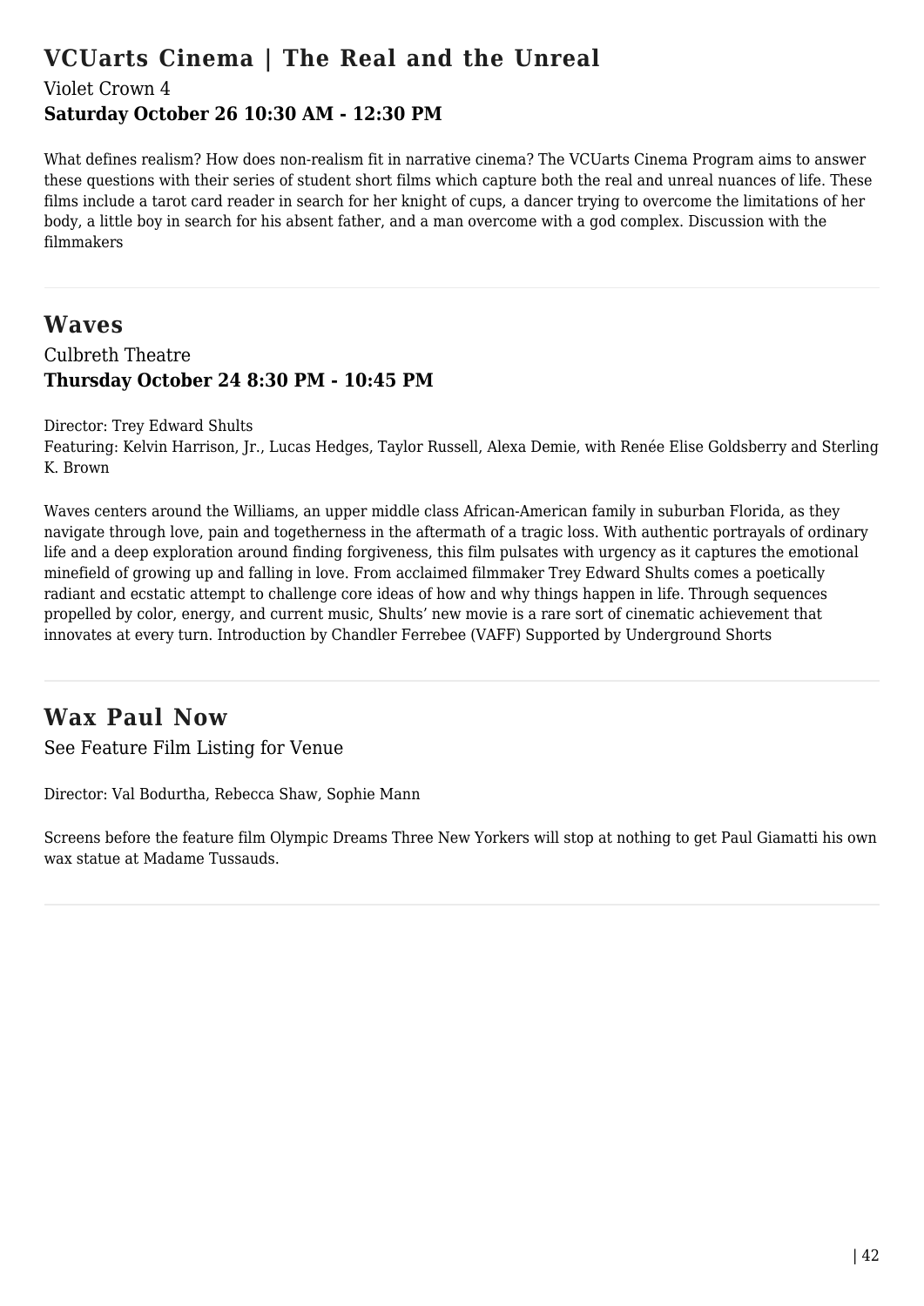## VCUarts Cinema | The Real and the Unreal

Violet Crown 4

**Saturday October 26 10:30 AM - 12:30 PM**

What defines realism? How does non-realism fit in narrative cinema? The VCUarts Cinema Program aims to answer these questions with their series of student short films which capture both the real and unreal nuances of life. These films include a tarot card reader in search for her knight of cups, a dancer trying to overcome the limitations of her body, a little boy in search for his absent father, and a man overcome with a god complex. Discussion with the filmmakers

---

## Waves

Culbreth Theatre

**Thursday October 24 8:30 PM - 10:45 PM**

Director: Trey Edward Shults
Featuring: Kelvin Harrison, Jr., Lucas Hedges, Taylor Russell, Alexa Demie, with Renée Elise Goldsberry and Sterling K. Brown

Waves centers around the Williams, an upper middle class African-American family in suburban Florida, as they navigate through love, pain and togetherness in the aftermath of a tragic loss. With authentic portrayals of ordinary life and a deep exploration around finding forgiveness, this film pulsates with urgency as it captures the emotional minefield of growing up and falling in love. From acclaimed filmmaker Trey Edward Shults comes a poetically radiant and ecstatic attempt to challenge core ideas of how and why things happen in life. Through sequences propelled by color, energy, and current music, Shults' new movie is a rare sort of cinematic achievement that innovates at every turn. Introduction by Chandler Ferrebee (VAFF) Supported by Underground Shorts

---

## Wax Paul Now

See Feature Film Listing for Venue

Director: Val Bodurtha, Rebecca Shaw, Sophie Mann

Screens before the feature film Olympic Dreams Three New Yorkers will stop at nothing to get Paul Giamatti his own wax statue at Madame Tussauds.

---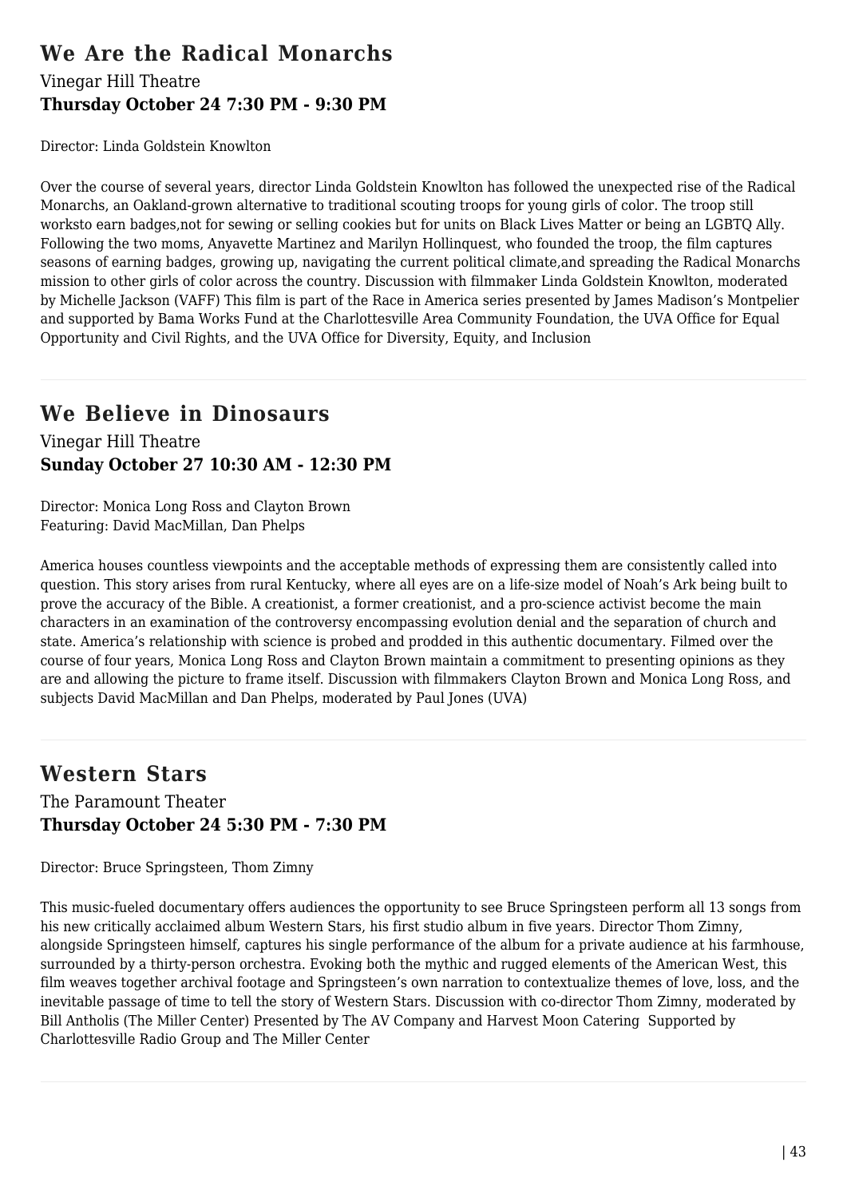## We Are the Radical Monarchs

Vinegar Hill Theatre

**Thursday October 24 7:30 PM - 9:30 PM**

Director: Linda Goldstein Knowlton

Over the course of several years, director Linda Goldstein Knowlton has followed the unexpected rise of the Radical Monarchs, an Oakland-grown alternative to traditional scouting troops for young girls of color. The troop still worksto earn badges,not for sewing or selling cookies but for units on Black Lives Matter or being an LGBTQ Ally. Following the two moms, Anyavette Martinez and Marilyn Hollinquest, who founded the troop, the film captures seasons of earning badges, growing up, navigating the current political climate,and spreading the Radical Monarchs mission to other girls of color across the country. Discussion with filmmaker Linda Goldstein Knowlton, moderated by Michelle Jackson (VAFF) This film is part of the Race in America series presented by James Madison's Montpelier and supported by Bama Works Fund at the Charlottesville Area Community Foundation, the UVA Office for Equal Opportunity and Civil Rights, and the UVA Office for Diversity, Equity, and Inclusion

---

## We Believe in Dinosaurs

Vinegar Hill Theatre

**Sunday October 27 10:30 AM - 12:30 PM**

Director: Monica Long Ross and Clayton Brown
Featuring: David MacMillan, Dan Phelps

America houses countless viewpoints and the acceptable methods of expressing them are consistently called into question. This story arises from rural Kentucky, where all eyes are on a life-size model of Noah's Ark being built to prove the accuracy of the Bible. A creationist, a former creationist, and a pro-science activist become the main characters in an examination of the controversy encompassing evolution denial and the separation of church and state. America's relationship with science is probed and prodded in this authentic documentary. Filmed over the course of four years, Monica Long Ross and Clayton Brown maintain a commitment to presenting opinions as they are and allowing the picture to frame itself. Discussion with filmmakers Clayton Brown and Monica Long Ross, and subjects David MacMillan and Dan Phelps, moderated by Paul Jones (UVA)

---

## Western Stars

The Paramount Theater

**Thursday October 24 5:30 PM - 7:30 PM**

Director: Bruce Springsteen, Thom Zimny

This music-fueled documentary offers audiences the opportunity to see Bruce Springsteen perform all 13 songs from his new critically acclaimed album Western Stars, his first studio album in five years. Director Thom Zimny, alongside Springsteen himself, captures his single performance of the album for a private audience at his farmhouse, surrounded by a thirty-person orchestra. Evoking both the mythic and rugged elements of the American West, this film weaves together archival footage and Springsteen's own narration to contextualize themes of love, loss, and the inevitable passage of time to tell the story of Western Stars. Discussion with co-director Thom Zimny, moderated by Bill Antholis (The Miller Center) Presented by The AV Company and Harvest Moon Catering Supported by Charlottesville Radio Group and The Miller Center

---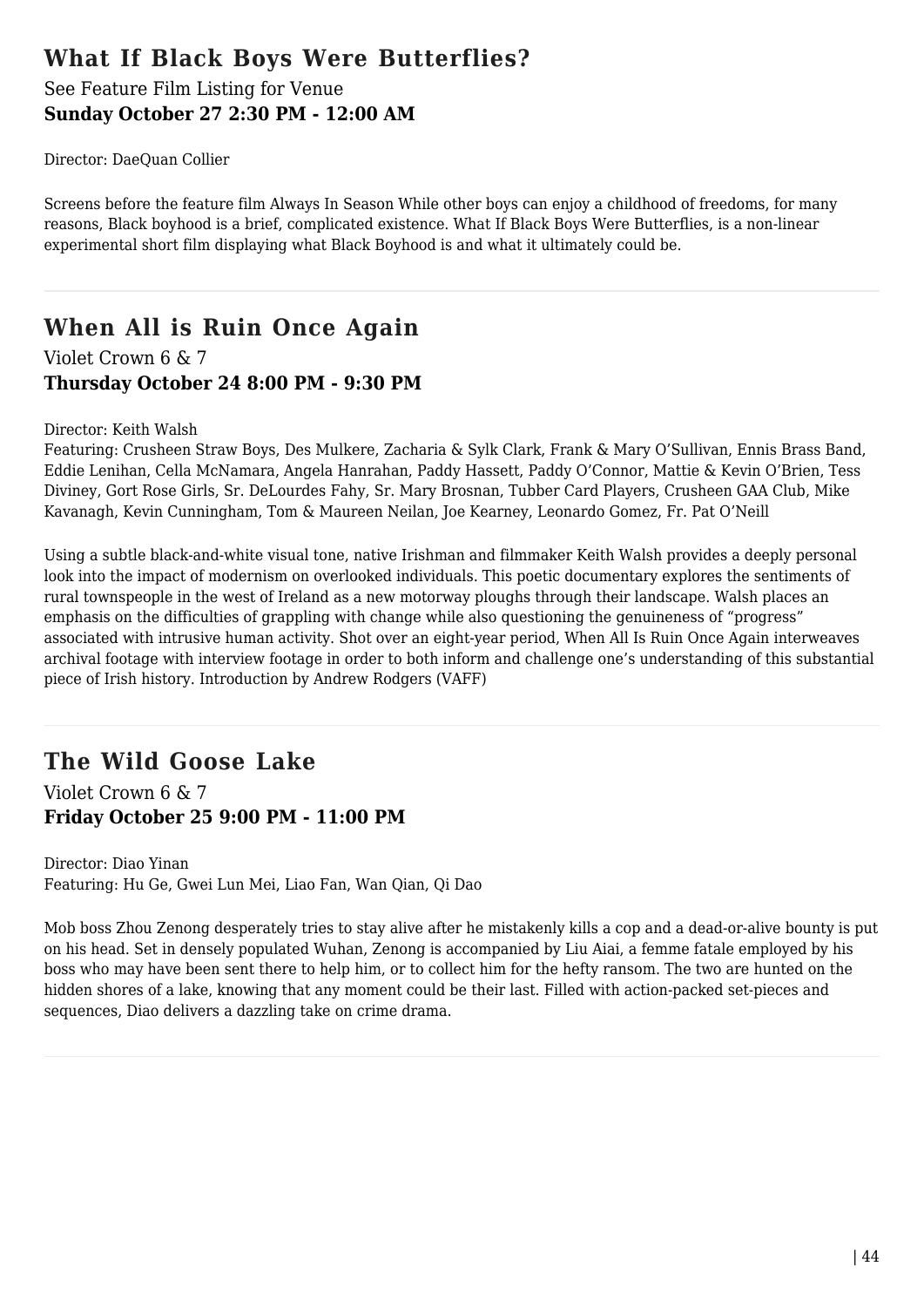## What If Black Boys Were Butterflies?

See Feature Film Listing for Venue
**Sunday October 27 2:30 PM - 12:00 AM**

Director: DaeQuan Collier

Screens before the feature film Always In Season While other boys can enjoy a childhood of freedoms, for many reasons, Black boyhood is a brief, complicated existence. What If Black Boys Were Butterflies, is a non-linear experimental short film displaying what Black Boyhood is and what it ultimately could be.

---

## When All is Ruin Once Again

Violet Crown 6 & 7
**Thursday October 24 8:00 PM - 9:30 PM**

Director: Keith Walsh
Featuring: Crusheen Straw Boys, Des Mulkere, Zacharia & Sylk Clark, Frank & Mary O'Sullivan, Ennis Brass Band, Eddie Lenihan, Cella McNamara, Angela Hanrahan, Paddy Hassett, Paddy O'Connor, Mattie & Kevin O'Brien, Tess Diviney, Gort Rose Girls, Sr. DeLourdes Fahy, Sr. Mary Brosnan, Tubber Card Players, Crusheen GAA Club, Mike Kavanagh, Kevin Cunningham, Tom & Maureen Neilan, Joe Kearney, Leonardo Gomez, Fr. Pat O'Neill

Using a subtle black-and-white visual tone, native Irishman and filmmaker Keith Walsh provides a deeply personal look into the impact of modernism on overlooked individuals. This poetic documentary explores the sentiments of rural townspeople in the west of Ireland as a new motorway ploughs through their landscape. Walsh places an emphasis on the difficulties of grappling with change while also questioning the genuineness of "progress" associated with intrusive human activity. Shot over an eight-year period, When All Is Ruin Once Again interweaves archival footage with interview footage in order to both inform and challenge one's understanding of this substantial piece of Irish history. Introduction by Andrew Rodgers (VAFF)

---

## The Wild Goose Lake

Violet Crown 6 & 7
**Friday October 25 9:00 PM - 11:00 PM**

Director: Diao Yinan
Featuring: Hu Ge, Gwei Lun Mei, Liao Fan, Wan Qian, Qi Dao

Mob boss Zhou Zenong desperately tries to stay alive after he mistakenly kills a cop and a dead-or-alive bounty is put on his head. Set in densely populated Wuhan, Zenong is accompanied by Liu Aiai, a femme fatale employed by his boss who may have been sent there to help him, or to collect him for the hefty ransom. The two are hunted on the hidden shores of a lake, knowing that any moment could be their last. Filled with action-packed set-pieces and sequences, Diao delivers a dazzling take on crime drama.

---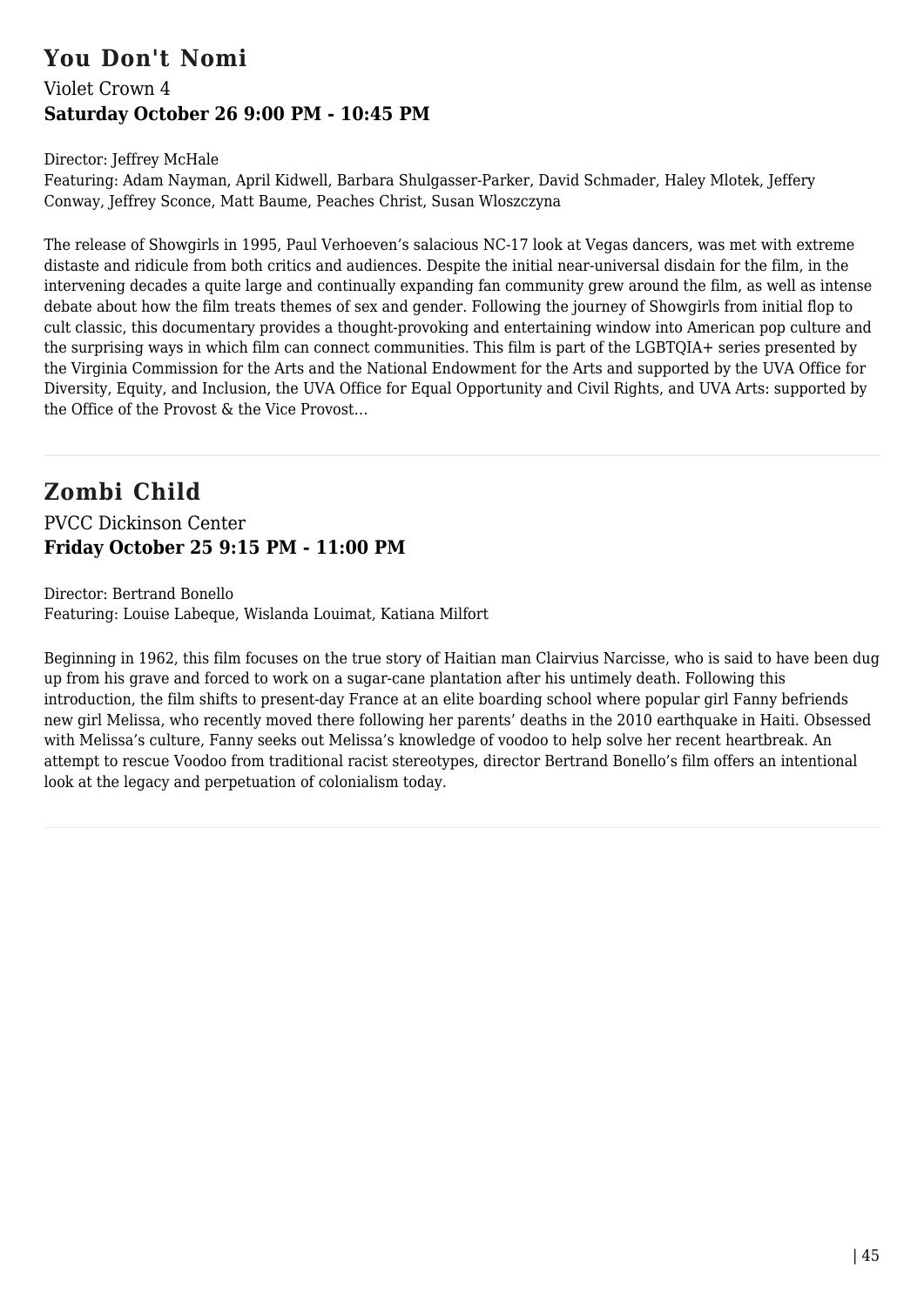## You Don't Nomi

Violet Crown 4

**Saturday October 26 9:00 PM - 10:45 PM**

Director: Jeffrey McHale

Featuring: Adam Nayman, April Kidwell, Barbara Shulgasser-Parker, David Schmader, Haley Mlotek, Jeffery Conway, Jeffrey Sconce, Matt Baume, Peaches Christ, Susan Wloszczyna

The release of Showgirls in 1995, Paul Verhoeven's salacious NC-17 look at Vegas dancers, was met with extreme distaste and ridicule from both critics and audiences. Despite the initial near-universal disdain for the film, in the intervening decades a quite large and continually expanding fan community grew around the film, as well as intense debate about how the film treats themes of sex and gender. Following the journey of Showgirls from initial flop to cult classic, this documentary provides a thought-provoking and entertaining window into American pop culture and the surprising ways in which film can connect communities. This film is part of the LGBTQIA+ series presented by the Virginia Commission for the Arts and the National Endowment for the Arts and supported by the UVA Office for Diversity, Equity, and Inclusion, the UVA Office for Equal Opportunity and Civil Rights, and UVA Arts: supported by the Office of the Provost & the Vice Provost...

---

## Zombi Child

PVCC Dickinson Center

**Friday October 25 9:15 PM - 11:00 PM**

Director: Bertrand Bonello

Featuring: Louise Labeque, Wislanda Louimat, Katiana Milfort

Beginning in 1962, this film focuses on the true story of Haitian man Clairvius Narcisse, who is said to have been dug up from his grave and forced to work on a sugar-cane plantation after his untimely death. Following this introduction, the film shifts to present-day France at an elite boarding school where popular girl Fanny befriends new girl Melissa, who recently moved there following her parents' deaths in the 2010 earthquake in Haiti. Obsessed with Melissa's culture, Fanny seeks out Melissa's knowledge of voodoo to help solve her recent heartbreak. An attempt to rescue Voodoo from traditional racist stereotypes, director Bertrand Bonello's film offers an intentional look at the legacy and perpetuation of colonialism today.